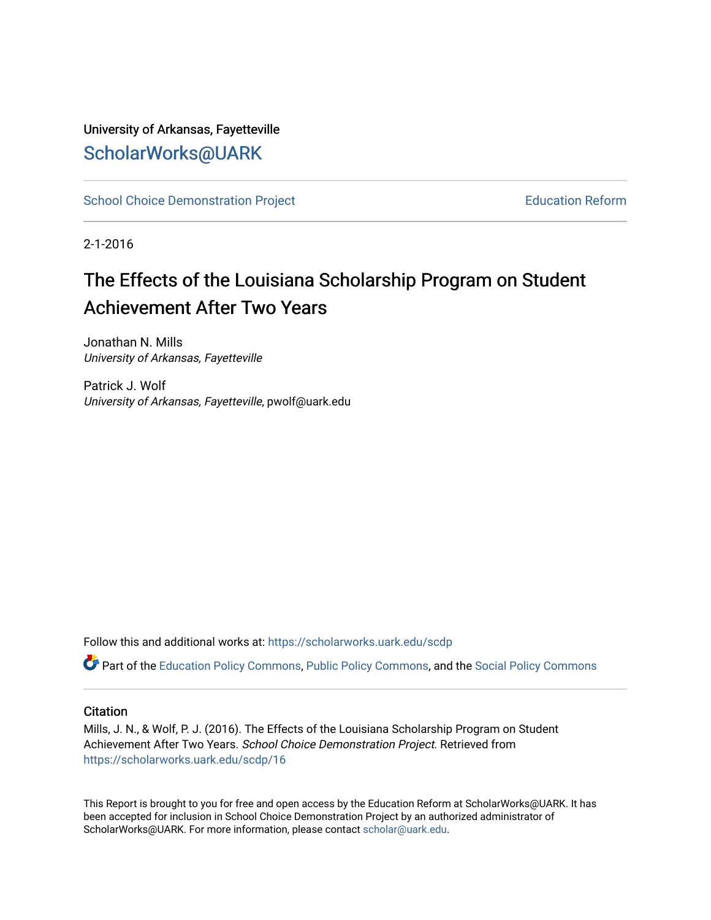University of Arkansas, Fayetteville

ScholarWorks@UARK

School Choice Demonstration Project | Education Reform

2-1-2016

# The Effects of the Louisiana Scholarship Program on Student Achievement After Two Years

Jonathan N. Mills
*University of Arkansas, Fayetteville*

Patrick J. Wolf
*University of Arkansas, Fayetteville*, pwolf@uark.edu

Follow this and additional works at: https://scholarworks.uark.edu/scdp

Part of the Education Policy Commons, Public Policy Commons, and the Social Policy Commons

## Citation

Mills, J. N., & Wolf, P. J. (2016). The Effects of the Louisiana Scholarship Program on Student Achievement After Two Years. *School Choice Demonstration Project.* Retrieved from https://scholarworks.uark.edu/scdp/16

This Report is brought to you for free and open access by the Education Reform at ScholarWorks@UARK. It has been accepted for inclusion in School Choice Demonstration Project by an authorized administrator of ScholarWorks@UARK. For more information, please contact scholar@uark.edu.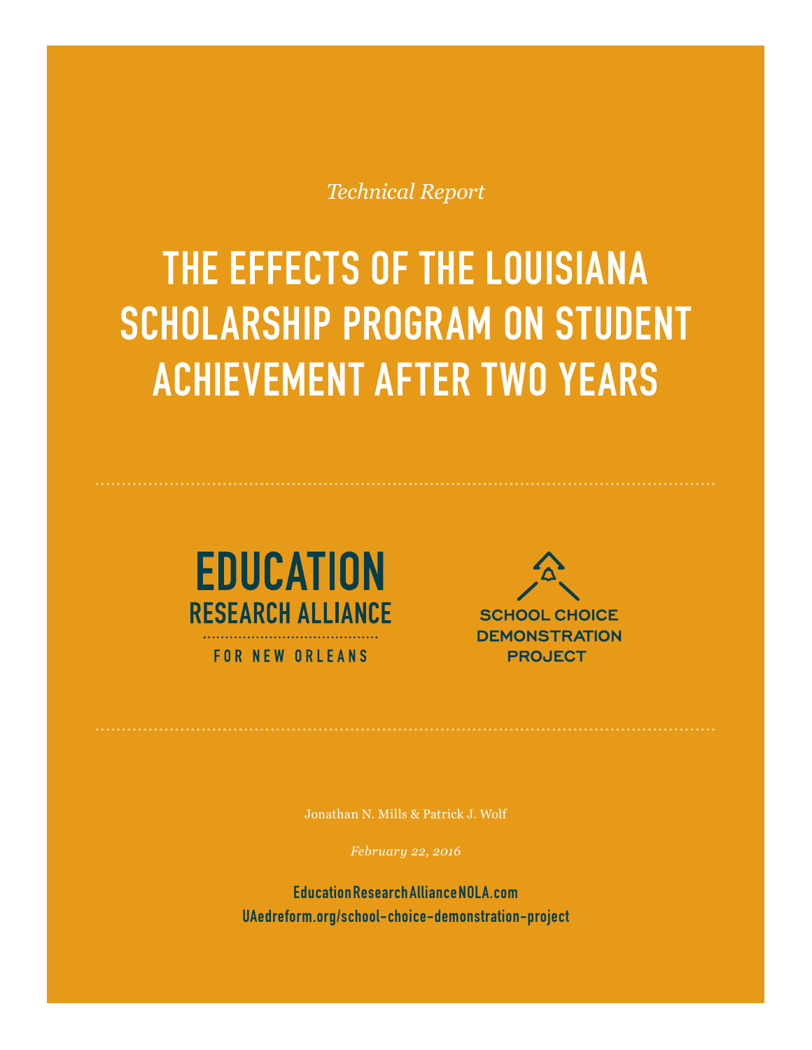*Technical Report*

# THE EFFECTS OF THE LOUISIANA SCHOLARSHIP PROGRAM ON STUDENT ACHIEVEMENT AFTER TWO YEARS

EDUCATION RESEARCH ALLIANCE FOR NEW ORLEANS

SCHOOL CHOICE DEMONSTRATION PROJECT

Jonathan N. Mills & Patrick J. Wolf

*February 22, 2016*

**EducationResearchAllianceNOLA.com**
**UAedreform.org/school-choice-demonstration-project**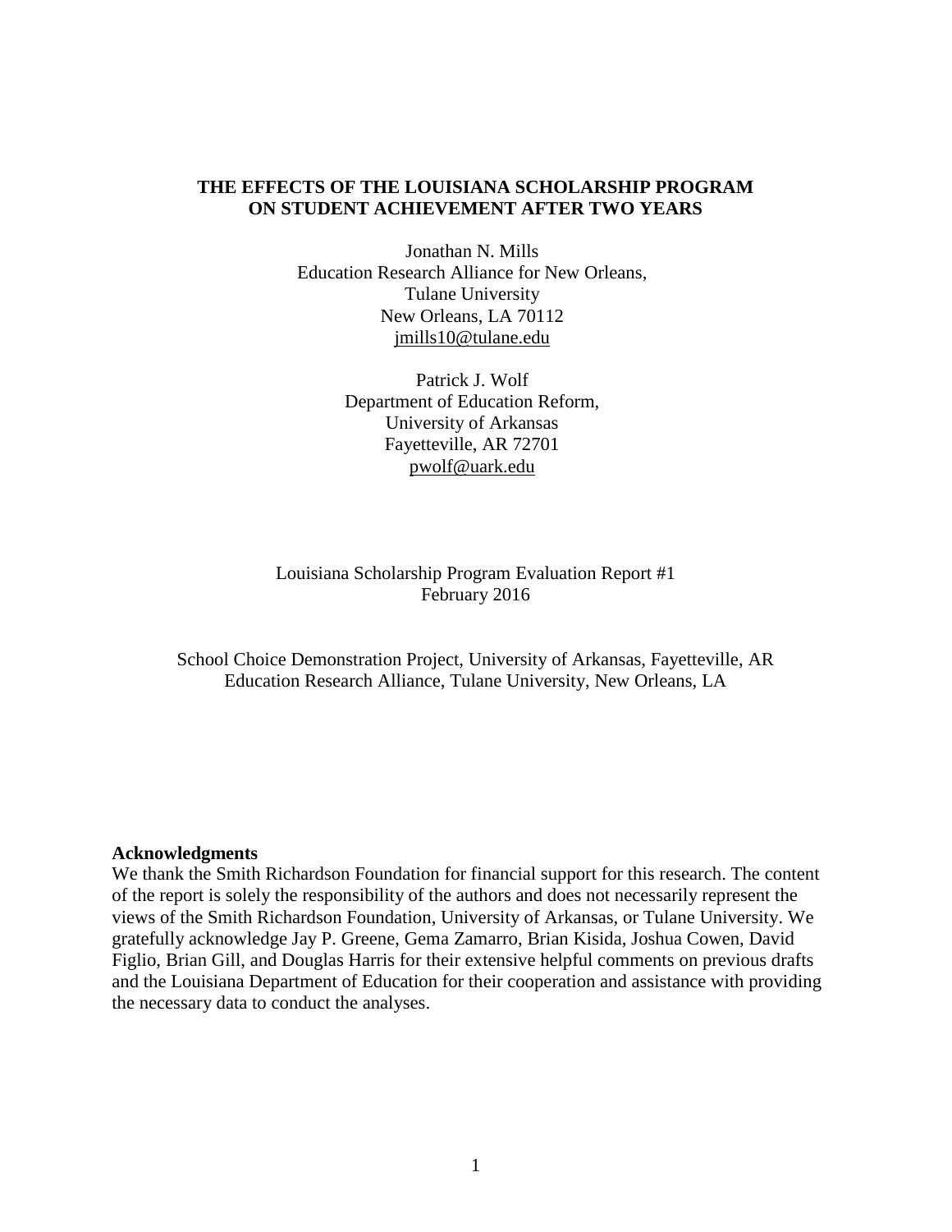# THE EFFECTS OF THE LOUISIANA SCHOLARSHIP PROGRAM ON STUDENT ACHIEVEMENT AFTER TWO YEARS

Jonathan N. Mills
Education Research Alliance for New Orleans,
Tulane University
New Orleans, LA 70112
jmills10@tulane.edu

Patrick J. Wolf
Department of Education Reform,
University of Arkansas
Fayetteville, AR 72701
pwolf@uark.edu

Louisiana Scholarship Program Evaluation Report #1
February 2016

School Choice Demonstration Project, University of Arkansas, Fayetteville, AR
Education Research Alliance, Tulane University, New Orleans, LA

**Acknowledgments**

We thank the Smith Richardson Foundation for financial support for this research. The content of the report is solely the responsibility of the authors and does not necessarily represent the views of the Smith Richardson Foundation, University of Arkansas, or Tulane University. We gratefully acknowledge Jay P. Greene, Gema Zamarro, Brian Kisida, Joshua Cowen, David Figlio, Brian Gill, and Douglas Harris for their extensive helpful comments on previous drafts and the Louisiana Department of Education for their cooperation and assistance with providing the necessary data to conduct the analyses.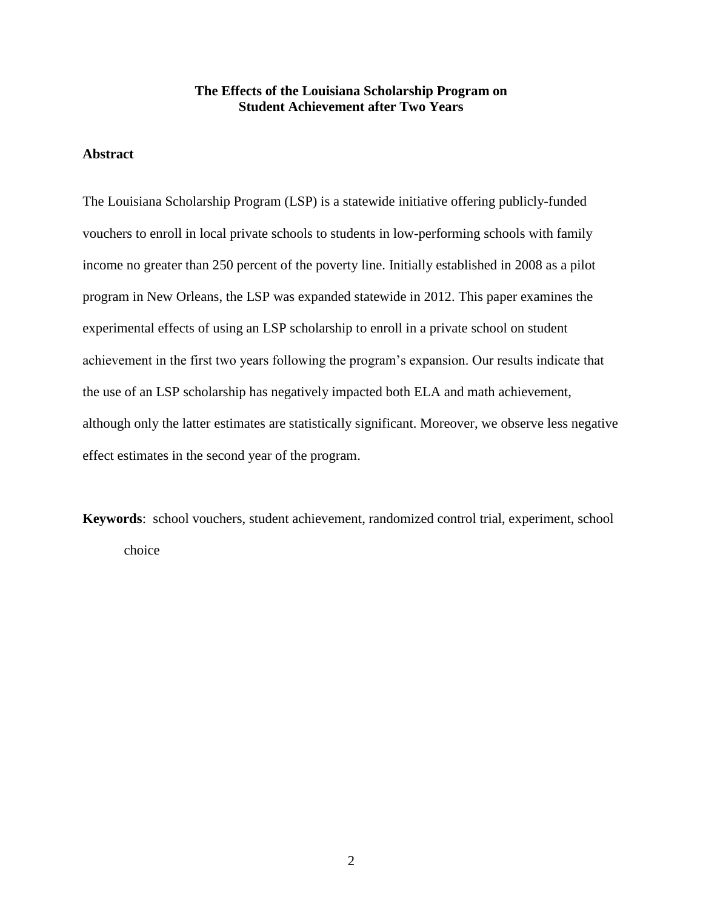# The Effects of the Louisiana Scholarship Program on Student Achievement after Two Years

## Abstract

The Louisiana Scholarship Program (LSP) is a statewide initiative offering publicly-funded vouchers to enroll in local private schools to students in low-performing schools with family income no greater than 250 percent of the poverty line. Initially established in 2008 as a pilot program in New Orleans, the LSP was expanded statewide in 2012. This paper examines the experimental effects of using an LSP scholarship to enroll in a private school on student achievement in the first two years following the program's expansion. Our results indicate that the use of an LSP scholarship has negatively impacted both ELA and math achievement, although only the latter estimates are statistically significant. Moreover, we observe less negative effect estimates in the second year of the program.

**Keywords**: school vouchers, student achievement, randomized control trial, experiment, school choice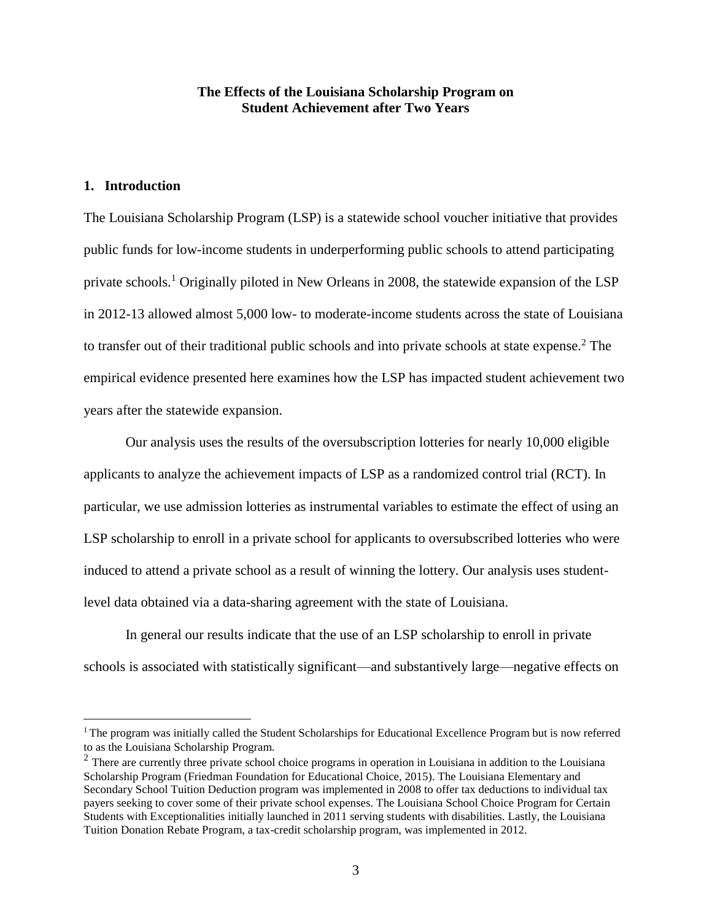# The Effects of the Louisiana Scholarship Program on Student Achievement after Two Years

## 1. Introduction

The Louisiana Scholarship Program (LSP) is a statewide school voucher initiative that provides public funds for low-income students in underperforming public schools to attend participating private schools.[1] Originally piloted in New Orleans in 2008, the statewide expansion of the LSP in 2012-13 allowed almost 5,000 low- to moderate-income students across the state of Louisiana to transfer out of their traditional public schools and into private schools at state expense.[2] The empirical evidence presented here examines how the LSP has impacted student achievement two years after the statewide expansion.

Our analysis uses the results of the oversubscription lotteries for nearly 10,000 eligible applicants to analyze the achievement impacts of LSP as a randomized control trial (RCT). In particular, we use admission lotteries as instrumental variables to estimate the effect of using an LSP scholarship to enroll in a private school for applicants to oversubscribed lotteries who were induced to attend a private school as a result of winning the lottery. Our analysis uses student-level data obtained via a data-sharing agreement with the state of Louisiana.

In general our results indicate that the use of an LSP scholarship to enroll in private schools is associated with statistically significant—and substantively large—negative effects on

---

[1] The program was initially called the Student Scholarships for Educational Excellence Program but is now referred to as the Louisiana Scholarship Program.

[2] There are currently three private school choice programs in operation in Louisiana in addition to the Louisiana Scholarship Program (Friedman Foundation for Educational Choice, 2015). The Louisiana Elementary and Secondary School Tuition Deduction program was implemented in 2008 to offer tax deductions to individual tax payers seeking to cover some of their private school expenses. The Louisiana School Choice Program for Certain Students with Exceptionalities initially launched in 2011 serving students with disabilities. Lastly, the Louisiana Tuition Donation Rebate Program, a tax-credit scholarship program, was implemented in 2012.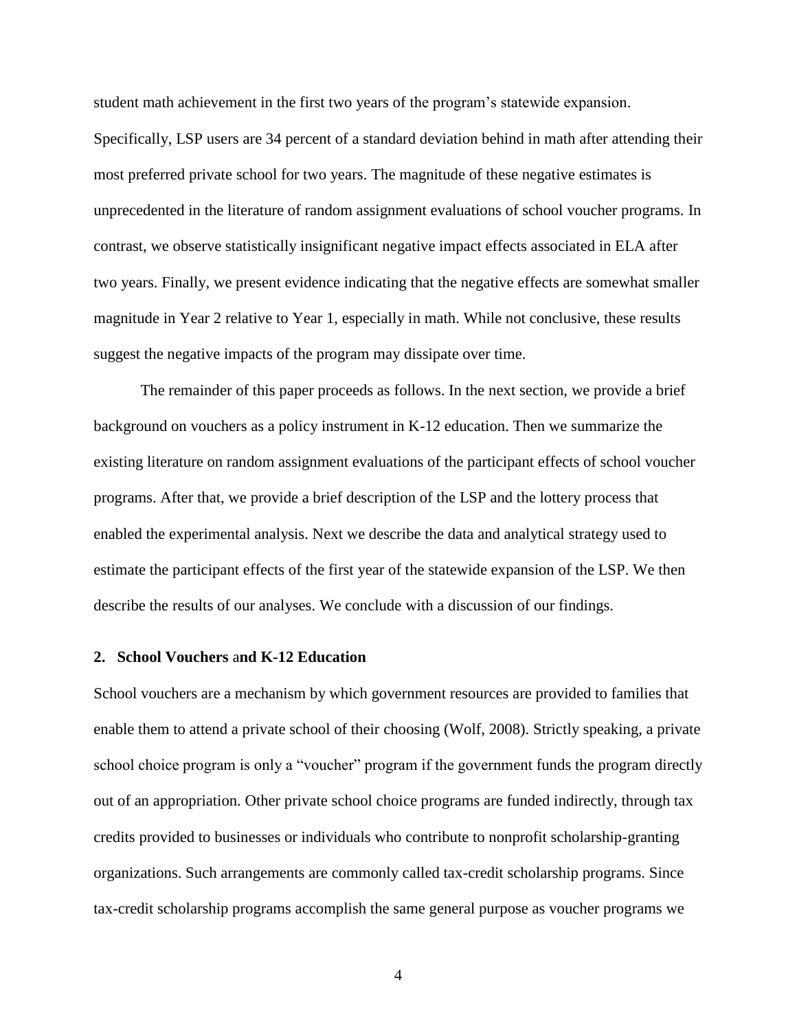student math achievement in the first two years of the program's statewide expansion. Specifically, LSP users are 34 percent of a standard deviation behind in math after attending their most preferred private school for two years. The magnitude of these negative estimates is unprecedented in the literature of random assignment evaluations of school voucher programs. In contrast, we observe statistically insignificant negative impact effects associated in ELA after two years. Finally, we present evidence indicating that the negative effects are somewhat smaller magnitude in Year 2 relative to Year 1, especially in math. While not conclusive, these results suggest the negative impacts of the program may dissipate over time.

The remainder of this paper proceeds as follows. In the next section, we provide a brief background on vouchers as a policy instrument in K-12 education. Then we summarize the existing literature on random assignment evaluations of the participant effects of school voucher programs. After that, we provide a brief description of the LSP and the lottery process that enabled the experimental analysis. Next we describe the data and analytical strategy used to estimate the participant effects of the first year of the statewide expansion of the LSP. We then describe the results of our analyses. We conclude with a discussion of our findings.

## 2. School Vouchers and K-12 Education

School vouchers are a mechanism by which government resources are provided to families that enable them to attend a private school of their choosing (Wolf, 2008). Strictly speaking, a private school choice program is only a "voucher" program if the government funds the program directly out of an appropriation. Other private school choice programs are funded indirectly, through tax credits provided to businesses or individuals who contribute to nonprofit scholarship-granting organizations. Such arrangements are commonly called tax-credit scholarship programs. Since tax-credit scholarship programs accomplish the same general purpose as voucher programs we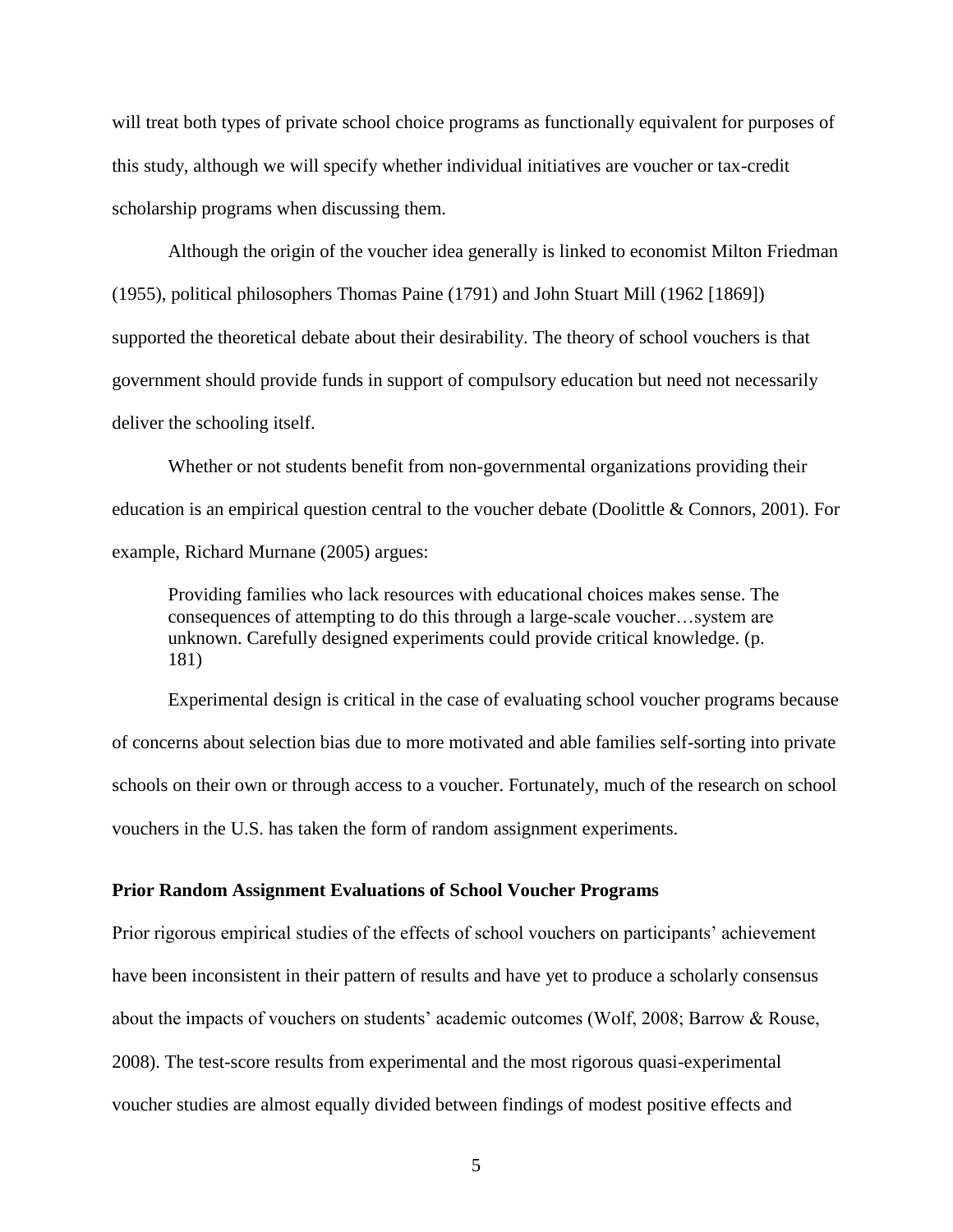will treat both types of private school choice programs as functionally equivalent for purposes of this study, although we will specify whether individual initiatives are voucher or tax-credit scholarship programs when discussing them.

Although the origin of the voucher idea generally is linked to economist Milton Friedman (1955), political philosophers Thomas Paine (1791) and John Stuart Mill (1962 [1869]) supported the theoretical debate about their desirability. The theory of school vouchers is that government should provide funds in support of compulsory education but need not necessarily deliver the schooling itself.

Whether or not students benefit from non-governmental organizations providing their education is an empirical question central to the voucher debate (Doolittle & Connors, 2001). For example, Richard Murnane (2005) argues:

> Providing families who lack resources with educational choices makes sense. The consequences of attempting to do this through a large-scale voucher…system are unknown. Carefully designed experiments could provide critical knowledge. (p. 181)

Experimental design is critical in the case of evaluating school voucher programs because of concerns about selection bias due to more motivated and able families self-sorting into private schools on their own or through access to a voucher. Fortunately, much of the research on school vouchers in the U.S. has taken the form of random assignment experiments.

**Prior Random Assignment Evaluations of School Voucher Programs**

Prior rigorous empirical studies of the effects of school vouchers on participants' achievement have been inconsistent in their pattern of results and have yet to produce a scholarly consensus about the impacts of vouchers on students' academic outcomes (Wolf, 2008; Barrow & Rouse, 2008). The test-score results from experimental and the most rigorous quasi-experimental voucher studies are almost equally divided between findings of modest positive effects and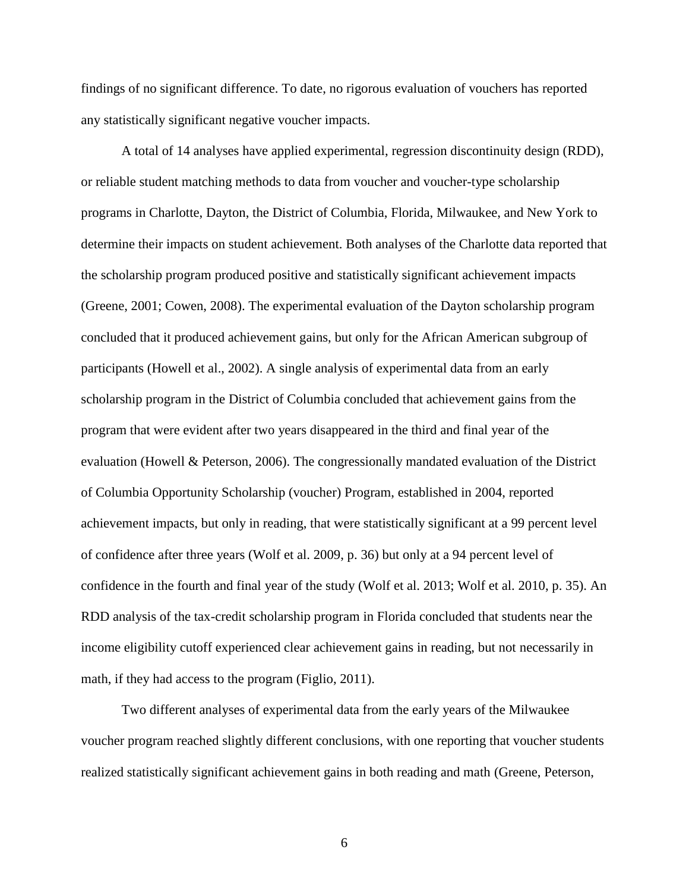findings of no significant difference. To date, no rigorous evaluation of vouchers has reported any statistically significant negative voucher impacts.

A total of 14 analyses have applied experimental, regression discontinuity design (RDD), or reliable student matching methods to data from voucher and voucher-type scholarship programs in Charlotte, Dayton, the District of Columbia, Florida, Milwaukee, and New York to determine their impacts on student achievement. Both analyses of the Charlotte data reported that the scholarship program produced positive and statistically significant achievement impacts (Greene, 2001; Cowen, 2008). The experimental evaluation of the Dayton scholarship program concluded that it produced achievement gains, but only for the African American subgroup of participants (Howell et al., 2002). A single analysis of experimental data from an early scholarship program in the District of Columbia concluded that achievement gains from the program that were evident after two years disappeared in the third and final year of the evaluation (Howell & Peterson, 2006). The congressionally mandated evaluation of the District of Columbia Opportunity Scholarship (voucher) Program, established in 2004, reported achievement impacts, but only in reading, that were statistically significant at a 99 percent level of confidence after three years (Wolf et al. 2009, p. 36) but only at a 94 percent level of confidence in the fourth and final year of the study (Wolf et al. 2013; Wolf et al. 2010, p. 35). An RDD analysis of the tax-credit scholarship program in Florida concluded that students near the income eligibility cutoff experienced clear achievement gains in reading, but not necessarily in math, if they had access to the program (Figlio, 2011).

Two different analyses of experimental data from the early years of the Milwaukee voucher program reached slightly different conclusions, with one reporting that voucher students realized statistically significant achievement gains in both reading and math (Greene, Peterson,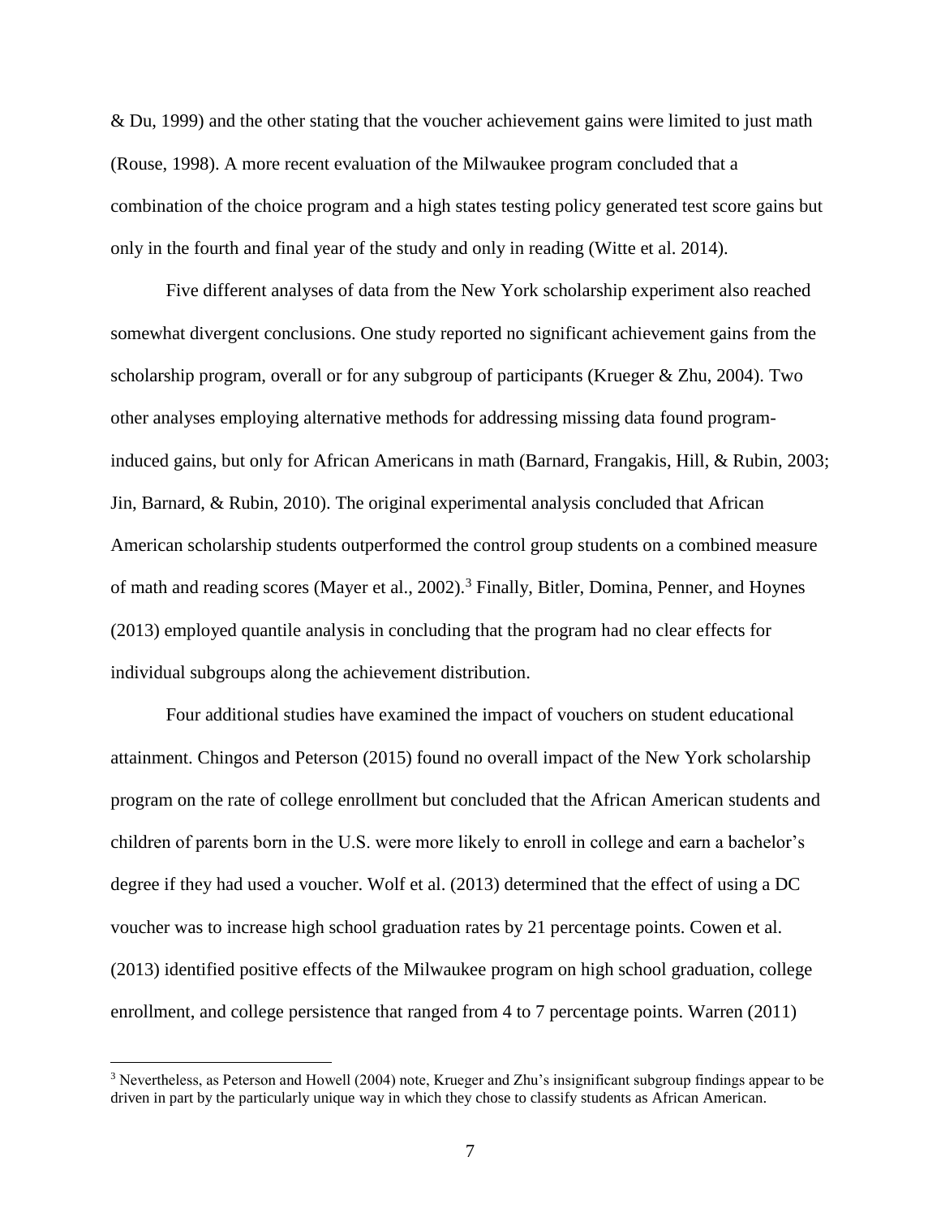& Du, 1999) and the other stating that the voucher achievement gains were limited to just math (Rouse, 1998). A more recent evaluation of the Milwaukee program concluded that a combination of the choice program and a high states testing policy generated test score gains but only in the fourth and final year of the study and only in reading (Witte et al. 2014).

Five different analyses of data from the New York scholarship experiment also reached somewhat divergent conclusions. One study reported no significant achievement gains from the scholarship program, overall or for any subgroup of participants (Krueger & Zhu, 2004). Two other analyses employing alternative methods for addressing missing data found program-induced gains, but only for African Americans in math (Barnard, Frangakis, Hill, & Rubin, 2003; Jin, Barnard, & Rubin, 2010). The original experimental analysis concluded that African American scholarship students outperformed the control group students on a combined measure of math and reading scores (Mayer et al., 2002).[3] Finally, Bitler, Domina, Penner, and Hoynes (2013) employed quantile analysis in concluding that the program had no clear effects for individual subgroups along the achievement distribution.

Four additional studies have examined the impact of vouchers on student educational attainment. Chingos and Peterson (2015) found no overall impact of the New York scholarship program on the rate of college enrollment but concluded that the African American students and children of parents born in the U.S. were more likely to enroll in college and earn a bachelor's degree if they had used a voucher. Wolf et al. (2013) determined that the effect of using a DC voucher was to increase high school graduation rates by 21 percentage points. Cowen et al. (2013) identified positive effects of the Milwaukee program on high school graduation, college enrollment, and college persistence that ranged from 4 to 7 percentage points. Warren (2011)

[3] Nevertheless, as Peterson and Howell (2004) note, Krueger and Zhu's insignificant subgroup findings appear to be driven in part by the particularly unique way in which they chose to classify students as African American.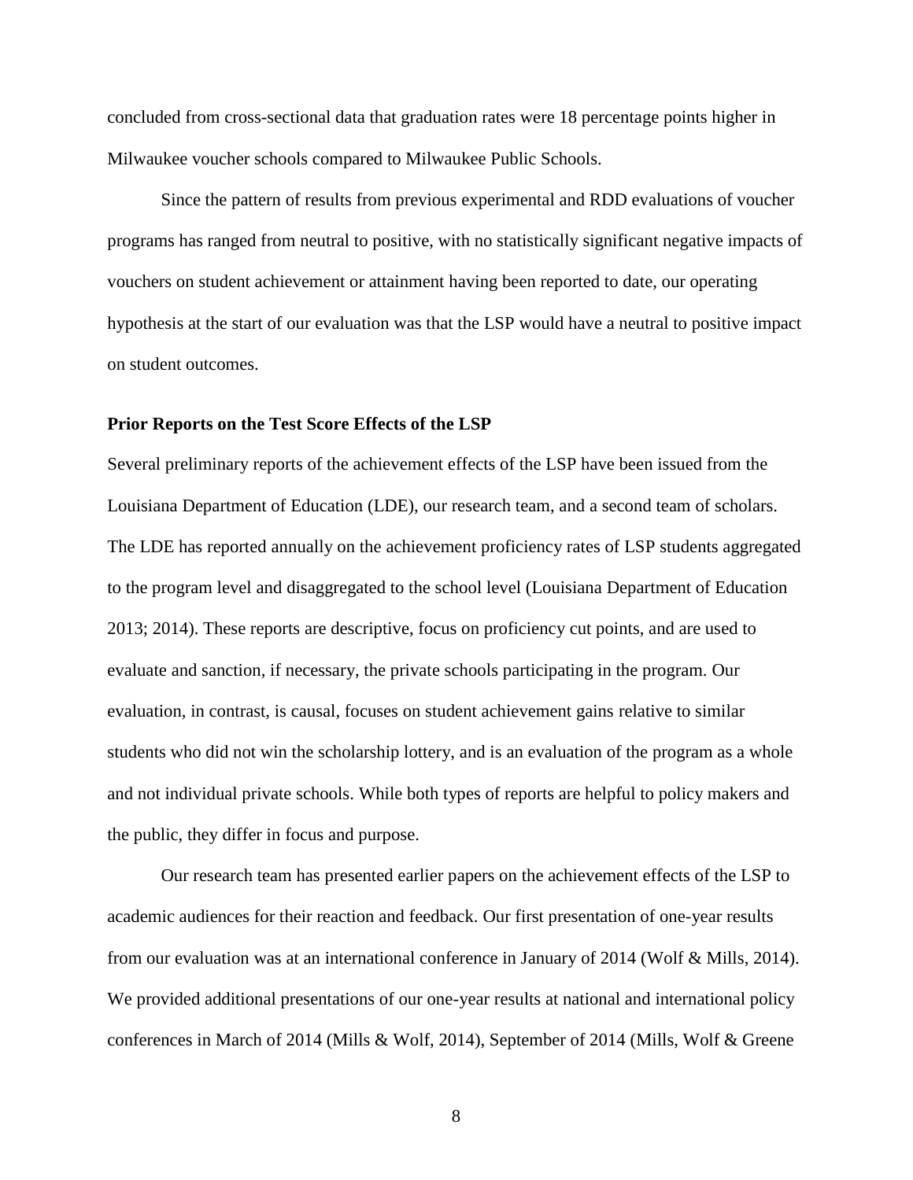concluded from cross-sectional data that graduation rates were 18 percentage points higher in Milwaukee voucher schools compared to Milwaukee Public Schools.

Since the pattern of results from previous experimental and RDD evaluations of voucher programs has ranged from neutral to positive, with no statistically significant negative impacts of vouchers on student achievement or attainment having been reported to date, our operating hypothesis at the start of our evaluation was that the LSP would have a neutral to positive impact on student outcomes.

**Prior Reports on the Test Score Effects of the LSP**

Several preliminary reports of the achievement effects of the LSP have been issued from the Louisiana Department of Education (LDE), our research team, and a second team of scholars. The LDE has reported annually on the achievement proficiency rates of LSP students aggregated to the program level and disaggregated to the school level (Louisiana Department of Education 2013; 2014). These reports are descriptive, focus on proficiency cut points, and are used to evaluate and sanction, if necessary, the private schools participating in the program. Our evaluation, in contrast, is causal, focuses on student achievement gains relative to similar students who did not win the scholarship lottery, and is an evaluation of the program as a whole and not individual private schools. While both types of reports are helpful to policy makers and the public, they differ in focus and purpose.

Our research team has presented earlier papers on the achievement effects of the LSP to academic audiences for their reaction and feedback. Our first presentation of one-year results from our evaluation was at an international conference in January of 2014 (Wolf & Mills, 2014). We provided additional presentations of our one-year results at national and international policy conferences in March of 2014 (Mills & Wolf, 2014), September of 2014 (Mills, Wolf & Greene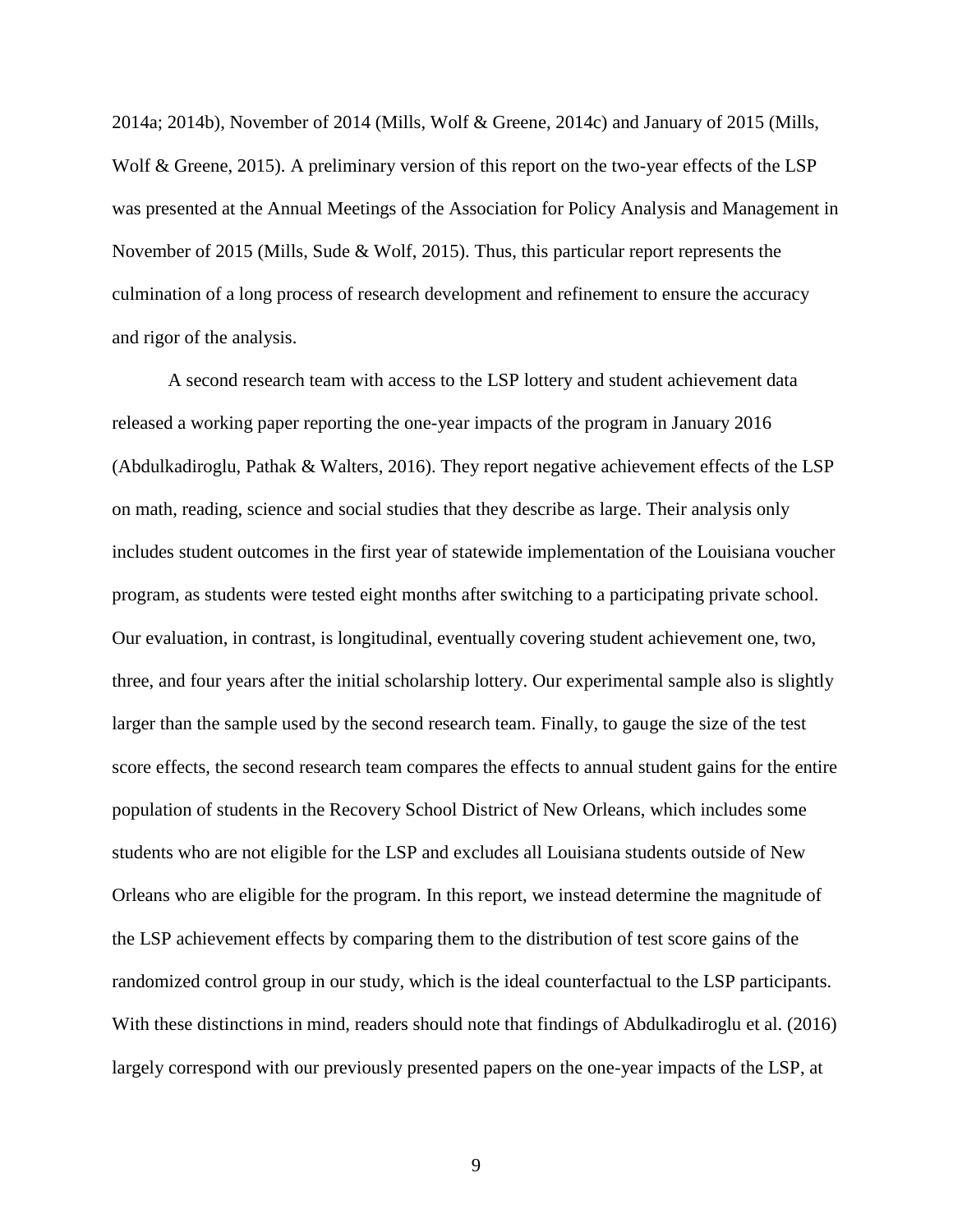2014a; 2014b), November of 2014 (Mills, Wolf & Greene, 2014c) and January of 2015 (Mills, Wolf & Greene, 2015). A preliminary version of this report on the two-year effects of the LSP was presented at the Annual Meetings of the Association for Policy Analysis and Management in November of 2015 (Mills, Sude & Wolf, 2015). Thus, this particular report represents the culmination of a long process of research development and refinement to ensure the accuracy and rigor of the analysis.

A second research team with access to the LSP lottery and student achievement data released a working paper reporting the one-year impacts of the program in January 2016 (Abdulkadiroglu, Pathak & Walters, 2016). They report negative achievement effects of the LSP on math, reading, science and social studies that they describe as large. Their analysis only includes student outcomes in the first year of statewide implementation of the Louisiana voucher program, as students were tested eight months after switching to a participating private school. Our evaluation, in contrast, is longitudinal, eventually covering student achievement one, two, three, and four years after the initial scholarship lottery. Our experimental sample also is slightly larger than the sample used by the second research team. Finally, to gauge the size of the test score effects, the second research team compares the effects to annual student gains for the entire population of students in the Recovery School District of New Orleans, which includes some students who are not eligible for the LSP and excludes all Louisiana students outside of New Orleans who are eligible for the program. In this report, we instead determine the magnitude of the LSP achievement effects by comparing them to the distribution of test score gains of the randomized control group in our study, which is the ideal counterfactual to the LSP participants. With these distinctions in mind, readers should note that findings of Abdulkadiroglu et al. (2016) largely correspond with our previously presented papers on the one-year impacts of the LSP, at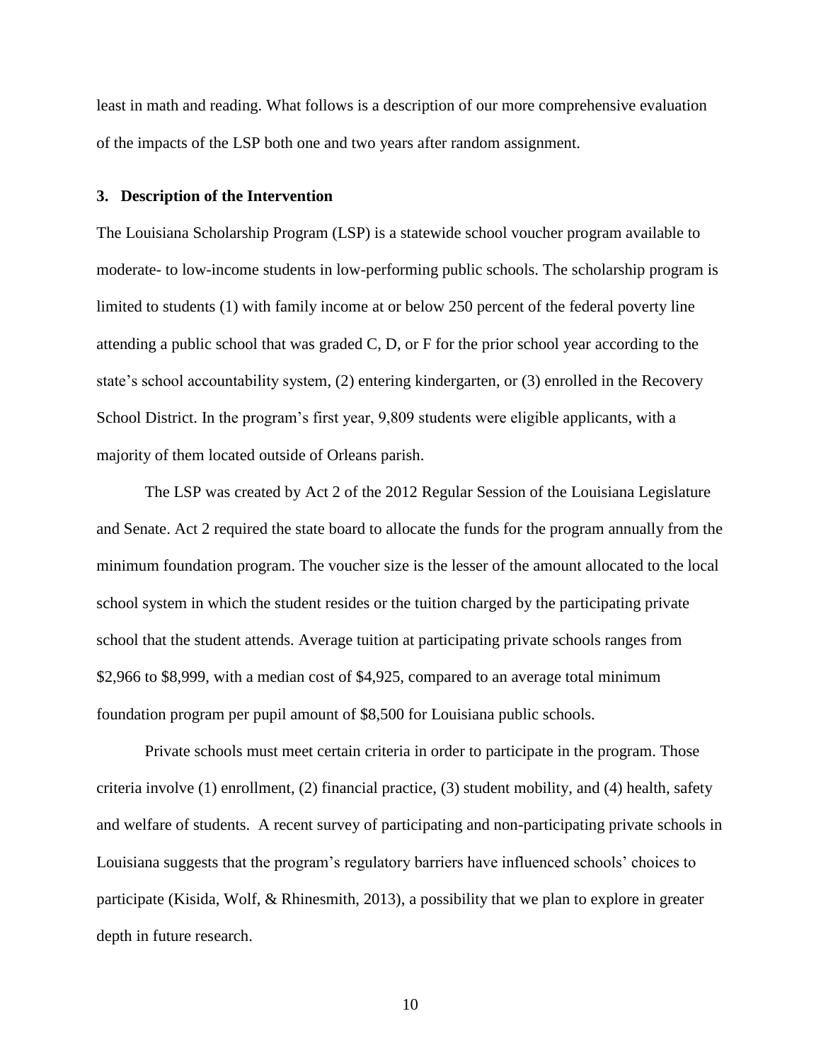least in math and reading. What follows is a description of our more comprehensive evaluation of the impacts of the LSP both one and two years after random assignment.

## 3. Description of the Intervention

The Louisiana Scholarship Program (LSP) is a statewide school voucher program available to moderate- to low-income students in low-performing public schools. The scholarship program is limited to students (1) with family income at or below 250 percent of the federal poverty line attending a public school that was graded C, D, or F for the prior school year according to the state's school accountability system, (2) entering kindergarten, or (3) enrolled in the Recovery School District. In the program's first year, 9,809 students were eligible applicants, with a majority of them located outside of Orleans parish.

The LSP was created by Act 2 of the 2012 Regular Session of the Louisiana Legislature and Senate. Act 2 required the state board to allocate the funds for the program annually from the minimum foundation program. The voucher size is the lesser of the amount allocated to the local school system in which the student resides or the tuition charged by the participating private school that the student attends. Average tuition at participating private schools ranges from $2,966 to $8,999, with a median cost of $4,925, compared to an average total minimum foundation program per pupil amount of $8,500 for Louisiana public schools.

Private schools must meet certain criteria in order to participate in the program. Those criteria involve (1) enrollment, (2) financial practice, (3) student mobility, and (4) health, safety and welfare of students. A recent survey of participating and non-participating private schools in Louisiana suggests that the program's regulatory barriers have influenced schools' choices to participate (Kisida, Wolf, & Rhinesmith, 2013), a possibility that we plan to explore in greater depth in future research.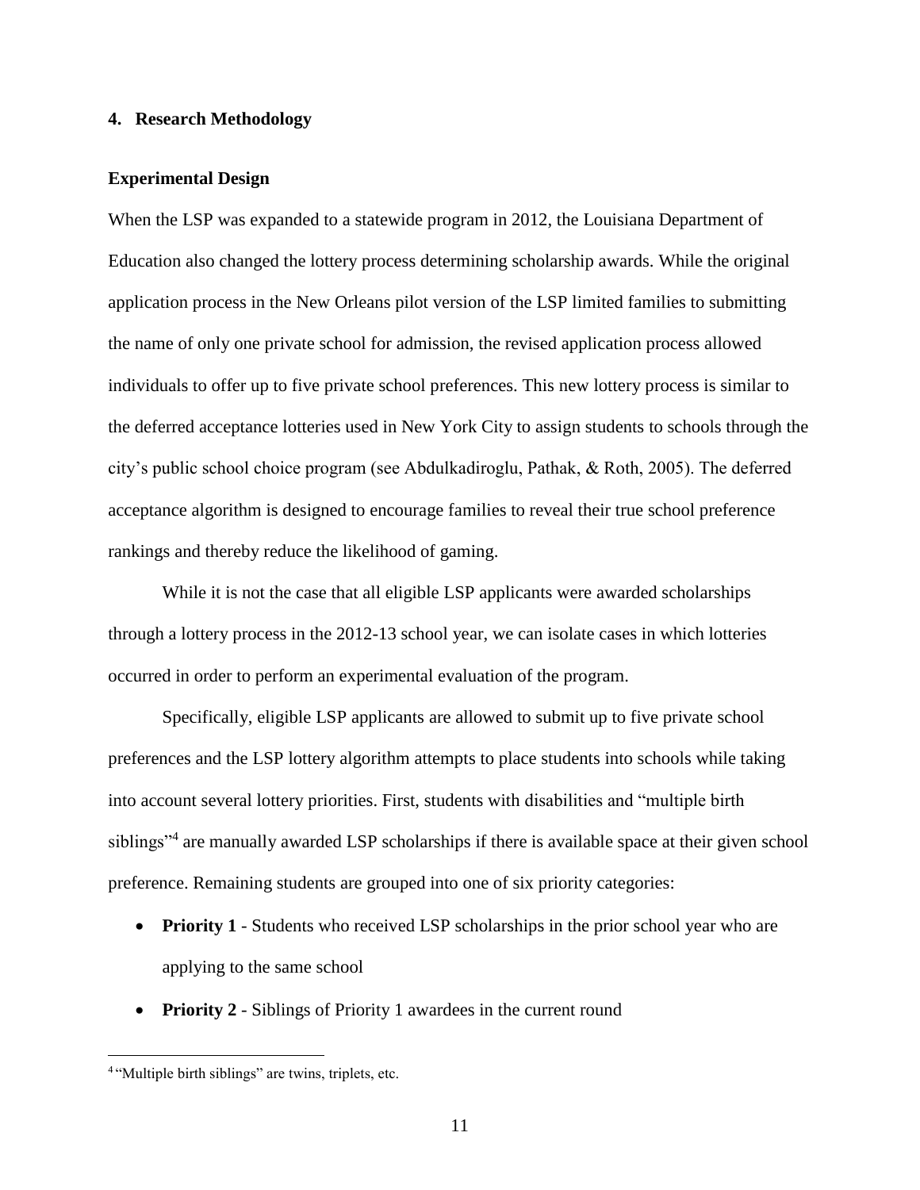## 4. Research Methodology

### Experimental Design

When the LSP was expanded to a statewide program in 2012, the Louisiana Department of Education also changed the lottery process determining scholarship awards. While the original application process in the New Orleans pilot version of the LSP limited families to submitting the name of only one private school for admission, the revised application process allowed individuals to offer up to five private school preferences. This new lottery process is similar to the deferred acceptance lotteries used in New York City to assign students to schools through the city's public school choice program (see Abdulkadiroglu, Pathak, & Roth, 2005). The deferred acceptance algorithm is designed to encourage families to reveal their true school preference rankings and thereby reduce the likelihood of gaming.

While it is not the case that all eligible LSP applicants were awarded scholarships through a lottery process in the 2012-13 school year, we can isolate cases in which lotteries occurred in order to perform an experimental evaluation of the program.

Specifically, eligible LSP applicants are allowed to submit up to five private school preferences and the LSP lottery algorithm attempts to place students into schools while taking into account several lottery priorities. First, students with disabilities and "multiple birth siblings"[4] are manually awarded LSP scholarships if there is available space at their given school preference. Remaining students are grouped into one of six priority categories:

- **Priority 1** - Students who received LSP scholarships in the prior school year who are applying to the same school
- **Priority 2** - Siblings of Priority 1 awardees in the current round

[4] "Multiple birth siblings" are twins, triplets, etc.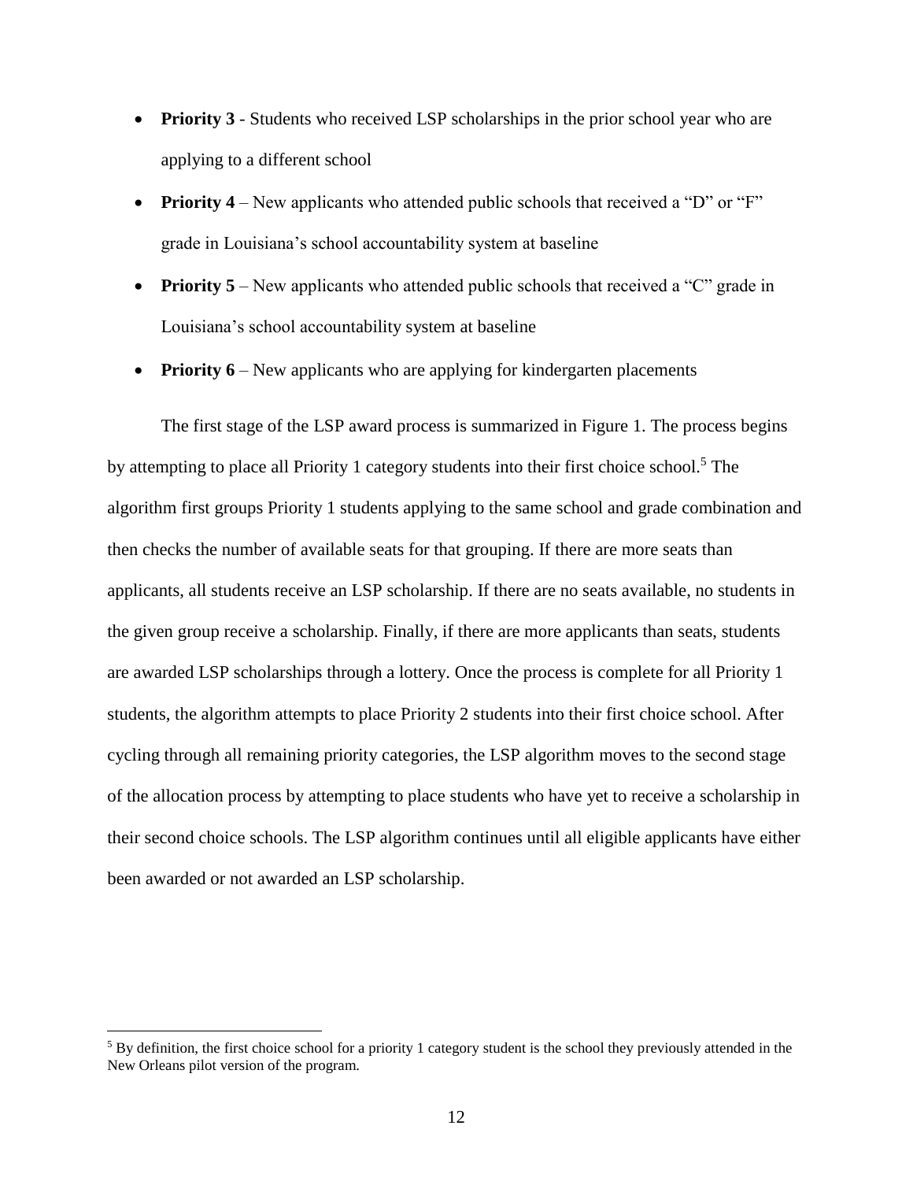- **Priority 3 -** Students who received LSP scholarships in the prior school year who are applying to a different school
- **Priority 4** – New applicants who attended public schools that received a "D" or "F" grade in Louisiana's school accountability system at baseline
- **Priority 5** – New applicants who attended public schools that received a "C" grade in Louisiana's school accountability system at baseline
- **Priority 6** – New applicants who are applying for kindergarten placements

The first stage of the LSP award process is summarized in Figure 1. The process begins by attempting to place all Priority 1 category students into their first choice school.[5] The algorithm first groups Priority 1 students applying to the same school and grade combination and then checks the number of available seats for that grouping. If there are more seats than applicants, all students receive an LSP scholarship. If there are no seats available, no students in the given group receive a scholarship. Finally, if there are more applicants than seats, students are awarded LSP scholarships through a lottery. Once the process is complete for all Priority 1 students, the algorithm attempts to place Priority 2 students into their first choice school. After cycling through all remaining priority categories, the LSP algorithm moves to the second stage of the allocation process by attempting to place students who have yet to receive a scholarship in their second choice schools. The LSP algorithm continues until all eligible applicants have either been awarded or not awarded an LSP scholarship.

[5] By definition, the first choice school for a priority 1 category student is the school they previously attended in the New Orleans pilot version of the program.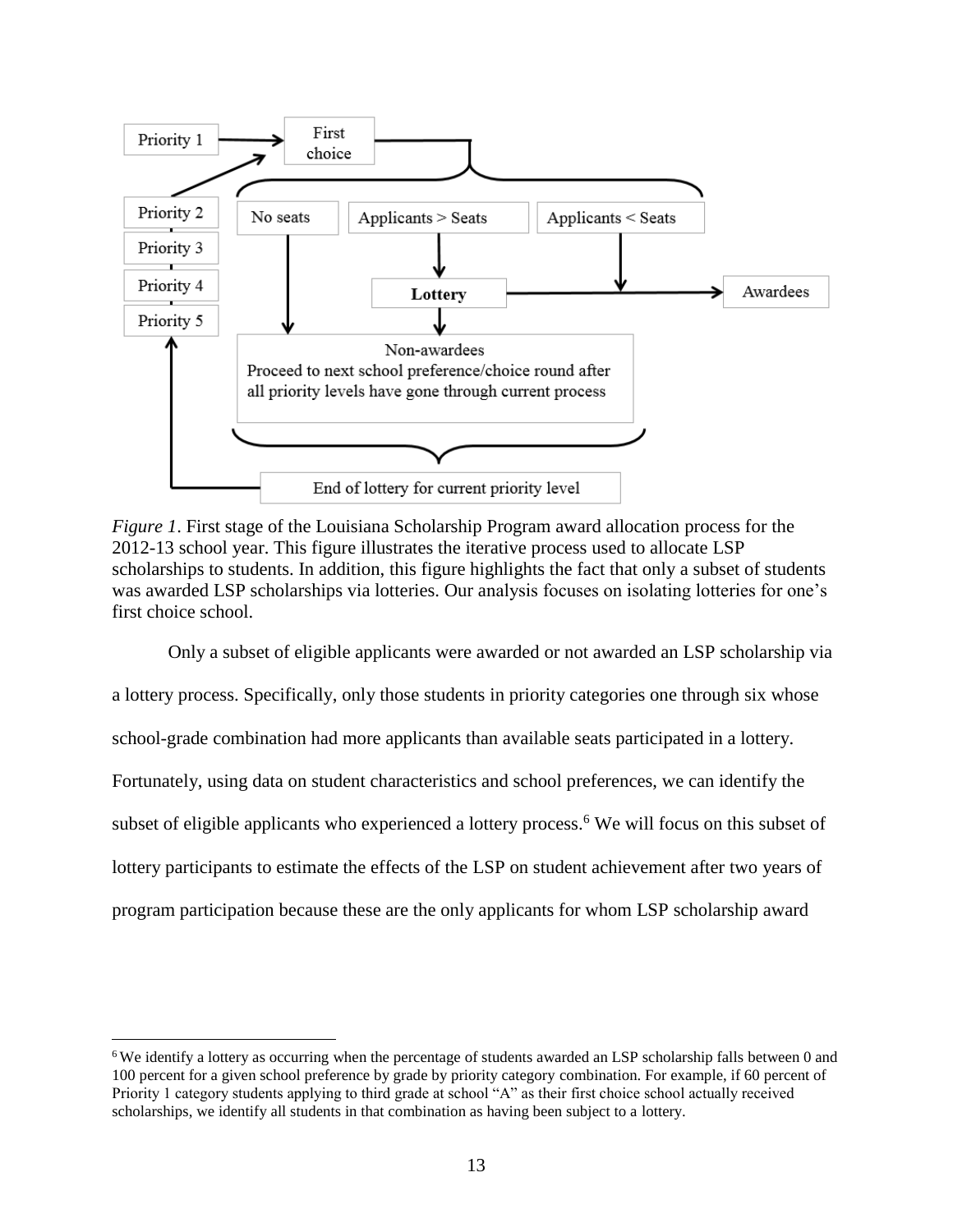*Figure 1*. First stage of the Louisiana Scholarship Program award allocation process for the 2012-13 school year. This figure illustrates the iterative process used to allocate LSP scholarships to students. In addition, this figure highlights the fact that only a subset of students was awarded LSP scholarships via lotteries. Our analysis focuses on isolating lotteries for one's first choice school.

Only a subset of eligible applicants were awarded or not awarded an LSP scholarship via a lottery process. Specifically, only those students in priority categories one through six whose school-grade combination had more applicants than available seats participated in a lottery. Fortunately, using data on student characteristics and school preferences, we can identify the subset of eligible applicants who experienced a lottery process.[6] We will focus on this subset of lottery participants to estimate the effects of the LSP on student achievement after two years of program participation because these are the only applicants for whom LSP scholarship award

[6] We identify a lottery as occurring when the percentage of students awarded an LSP scholarship falls between 0 and 100 percent for a given school preference by grade by priority category combination. For example, if 60 percent of Priority 1 category students applying to third grade at school "A" as their first choice school actually received scholarships, we identify all students in that combination as having been subject to a lottery.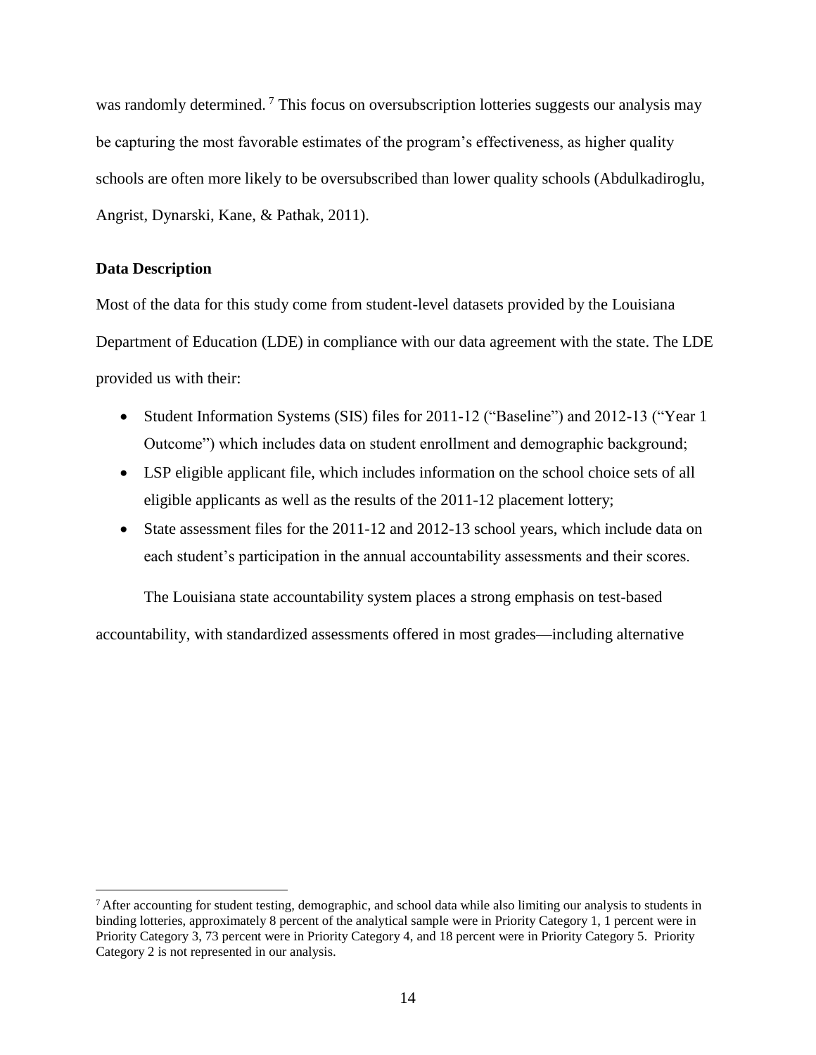was randomly determined.[7] This focus on oversubscription lotteries suggests our analysis may be capturing the most favorable estimates of the program's effectiveness, as higher quality schools are often more likely to be oversubscribed than lower quality schools (Abdulkadiroglu, Angrist, Dynarski, Kane, & Pathak, 2011).

**Data Description**

Most of the data for this study come from student-level datasets provided by the Louisiana Department of Education (LDE) in compliance with our data agreement with the state. The LDE provided us with their:

- Student Information Systems (SIS) files for 2011-12 ("Baseline") and 2012-13 ("Year 1 Outcome") which includes data on student enrollment and demographic background;
- LSP eligible applicant file, which includes information on the school choice sets of all eligible applicants as well as the results of the 2011-12 placement lottery;
- State assessment files for the 2011-12 and 2012-13 school years, which include data on each student's participation in the annual accountability assessments and their scores.

The Louisiana state accountability system places a strong emphasis on test-based accountability, with standardized assessments offered in most grades—including alternative

[7] After accounting for student testing, demographic, and school data while also limiting our analysis to students in binding lotteries, approximately 8 percent of the analytical sample were in Priority Category 1, 1 percent were in Priority Category 3, 73 percent were in Priority Category 4, and 18 percent were in Priority Category 5. Priority Category 2 is not represented in our analysis.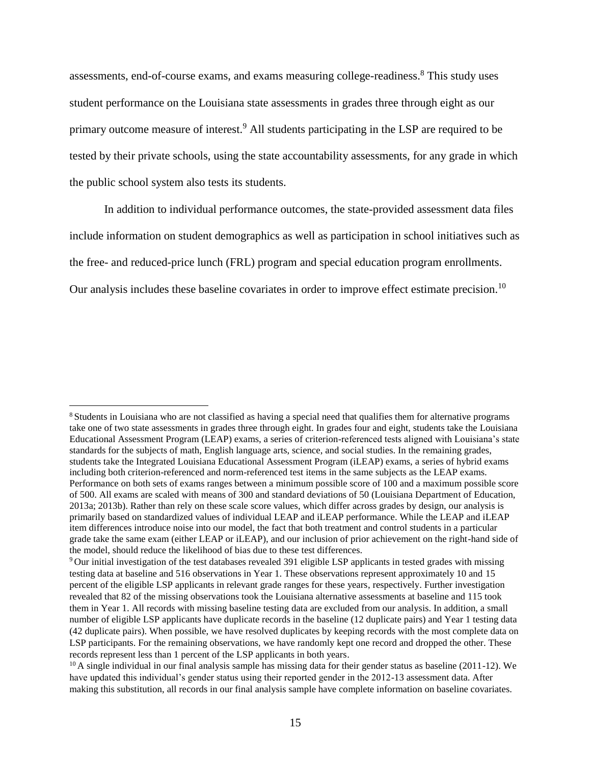assessments, end-of-course exams, and exams measuring college-readiness.[8] This study uses student performance on the Louisiana state assessments in grades three through eight as our primary outcome measure of interest.[9] All students participating in the LSP are required to be tested by their private schools, using the state accountability assessments, for any grade in which the public school system also tests its students.

In addition to individual performance outcomes, the state-provided assessment data files include information on student demographics as well as participation in school initiatives such as the free- and reduced-price lunch (FRL) program and special education program enrollments. Our analysis includes these baseline covariates in order to improve effect estimate precision.[10]

---

[8] Students in Louisiana who are not classified as having a special need that qualifies them for alternative programs take one of two state assessments in grades three through eight. In grades four and eight, students take the Louisiana Educational Assessment Program (LEAP) exams, a series of criterion-referenced tests aligned with Louisiana's state standards for the subjects of math, English language arts, science, and social studies. In the remaining grades, students take the Integrated Louisiana Educational Assessment Program (iLEAP) exams, a series of hybrid exams including both criterion-referenced and norm-referenced test items in the same subjects as the LEAP exams. Performance on both sets of exams ranges between a minimum possible score of 100 and a maximum possible score of 500. All exams are scaled with means of 300 and standard deviations of 50 (Louisiana Department of Education, 2013a; 2013b). Rather than rely on these scale score values, which differ across grades by design, our analysis is primarily based on standardized values of individual LEAP and iLEAP performance. While the LEAP and iLEAP item differences introduce noise into our model, the fact that both treatment and control students in a particular grade take the same exam (either LEAP or iLEAP), and our inclusion of prior achievement on the right-hand side of the model, should reduce the likelihood of bias due to these test differences.

[9] Our initial investigation of the test databases revealed 391 eligible LSP applicants in tested grades with missing testing data at baseline and 516 observations in Year 1. These observations represent approximately 10 and 15 percent of the eligible LSP applicants in relevant grade ranges for these years, respectively. Further investigation revealed that 82 of the missing observations took the Louisiana alternative assessments at baseline and 115 took them in Year 1. All records with missing baseline testing data are excluded from our analysis. In addition, a small number of eligible LSP applicants have duplicate records in the baseline (12 duplicate pairs) and Year 1 testing data (42 duplicate pairs). When possible, we have resolved duplicates by keeping records with the most complete data on LSP participants. For the remaining observations, we have randomly kept one record and dropped the other. These records represent less than 1 percent of the LSP applicants in both years.

[10] A single individual in our final analysis sample has missing data for their gender status as baseline (2011-12). We have updated this individual's gender status using their reported gender in the 2012-13 assessment data. After making this substitution, all records in our final analysis sample have complete information on baseline covariates.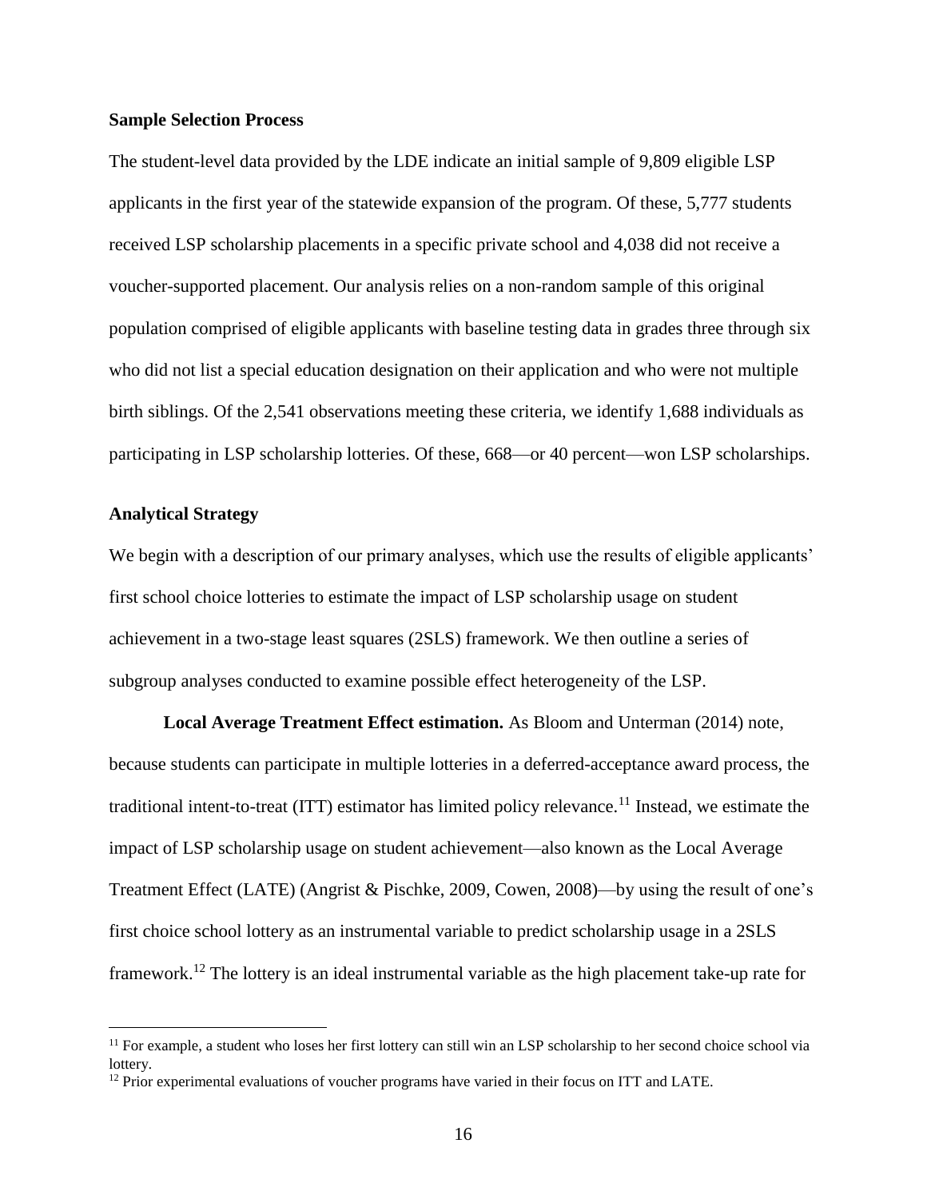### Sample Selection Process

The student-level data provided by the LDE indicate an initial sample of 9,809 eligible LSP applicants in the first year of the statewide expansion of the program. Of these, 5,777 students received LSP scholarship placements in a specific private school and 4,038 did not receive a voucher-supported placement. Our analysis relies on a non-random sample of this original population comprised of eligible applicants with baseline testing data in grades three through six who did not list a special education designation on their application and who were not multiple birth siblings. Of the 2,541 observations meeting these criteria, we identify 1,688 individuals as participating in LSP scholarship lotteries. Of these, 668—or 40 percent—won LSP scholarships.

### Analytical Strategy

We begin with a description of our primary analyses, which use the results of eligible applicants' first school choice lotteries to estimate the impact of LSP scholarship usage on student achievement in a two-stage least squares (2SLS) framework. We then outline a series of subgroup analyses conducted to examine possible effect heterogeneity of the LSP.

**Local Average Treatment Effect estimation.** As Bloom and Unterman (2014) note, because students can participate in multiple lotteries in a deferred-acceptance award process, the traditional intent-to-treat (ITT) estimator has limited policy relevance.[11] Instead, we estimate the impact of LSP scholarship usage on student achievement—also known as the Local Average Treatment Effect (LATE) (Angrist & Pischke, 2009, Cowen, 2008)—by using the result of one's first choice school lottery as an instrumental variable to predict scholarship usage in a 2SLS framework.[12] The lottery is an ideal instrumental variable as the high placement take-up rate for

[11] For example, a student who loses her first lottery can still win an LSP scholarship to her second choice school via lottery.

[12] Prior experimental evaluations of voucher programs have varied in their focus on ITT and LATE.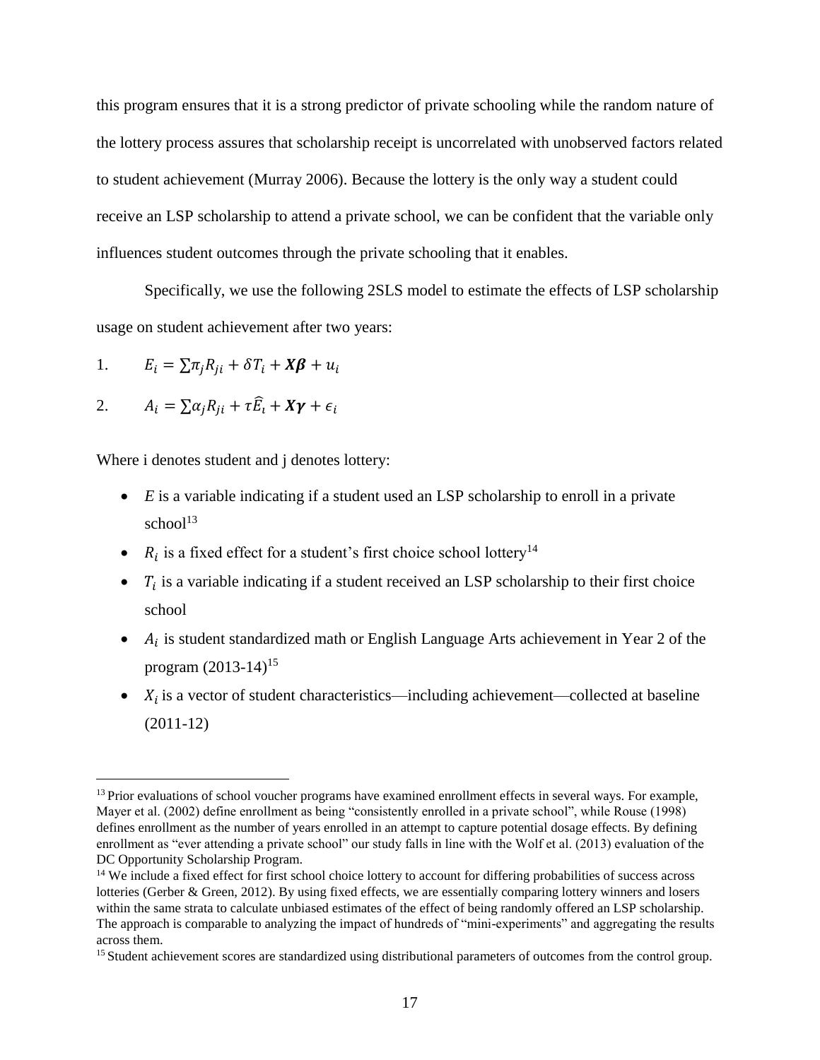this program ensures that it is a strong predictor of private schooling while the random nature of the lottery process assures that scholarship receipt is uncorrelated with unobserved factors related to student achievement (Murray 2006). Because the lottery is the only way a student could receive an LSP scholarship to attend a private school, we can be confident that the variable only influences student outcomes through the private schooling that it enables.

Specifically, we use the following 2SLS model to estimate the effects of LSP scholarship usage on student achievement after two years:

1. $$E_i = \sum \pi_j R_{ji} + \delta T_i + \boldsymbol{X\beta} + u_i$$

2. $$A_i = \sum \alpha_j R_{ji} + \tau \widehat{E_i} + \boldsymbol{X\gamma} + \epsilon_i$$

Where i denotes student and j denotes lottery:

- *E* is a variable indicating if a student used an LSP scholarship to enroll in a private school[13]
- $R_i$ is a fixed effect for a student's first choice school lottery[14]
- $T_i$ is a variable indicating if a student received an LSP scholarship to their first choice school
- $A_i$ is student standardized math or English Language Arts achievement in Year 2 of the program (2013-14)[15]
- $X_i$ is a vector of student characteristics—including achievement—collected at baseline (2011-12)

---

[13] Prior evaluations of school voucher programs have examined enrollment effects in several ways. For example, Mayer et al. (2002) define enrollment as being "consistently enrolled in a private school", while Rouse (1998) defines enrollment as the number of years enrolled in an attempt to capture potential dosage effects. By defining enrollment as "ever attending a private school" our study falls in line with the Wolf et al. (2013) evaluation of the DC Opportunity Scholarship Program.

[14] We include a fixed effect for first school choice lottery to account for differing probabilities of success across lotteries (Gerber & Green, 2012). By using fixed effects, we are essentially comparing lottery winners and losers within the same strata to calculate unbiased estimates of the effect of being randomly offered an LSP scholarship. The approach is comparable to analyzing the impact of hundreds of "mini-experiments" and aggregating the results across them.

[15] Student achievement scores are standardized using distributional parameters of outcomes from the control group.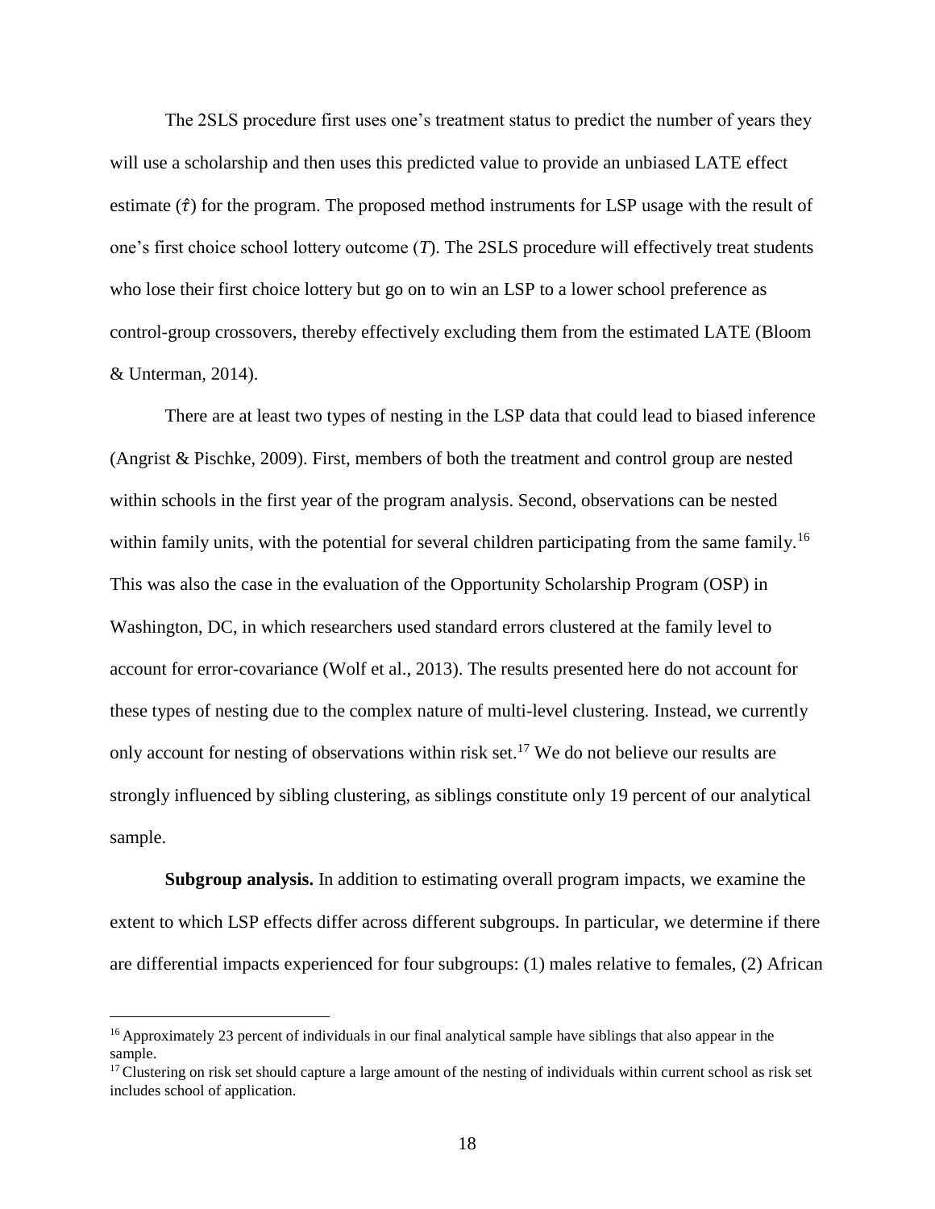The 2SLS procedure first uses one's treatment status to predict the number of years they will use a scholarship and then uses this predicted value to provide an unbiased LATE effect estimate ($\hat{\tau}$) for the program. The proposed method instruments for LSP usage with the result of one's first choice school lottery outcome ($T$). The 2SLS procedure will effectively treat students who lose their first choice lottery but go on to win an LSP to a lower school preference as control-group crossovers, thereby effectively excluding them from the estimated LATE (Bloom & Unterman, 2014).

There are at least two types of nesting in the LSP data that could lead to biased inference (Angrist & Pischke, 2009). First, members of both the treatment and control group are nested within schools in the first year of the program analysis. Second, observations can be nested within family units, with the potential for several children participating from the same family.[16] This was also the case in the evaluation of the Opportunity Scholarship Program (OSP) in Washington, DC, in which researchers used standard errors clustered at the family level to account for error-covariance (Wolf et al., 2013). The results presented here do not account for these types of nesting due to the complex nature of multi-level clustering. Instead, we currently only account for nesting of observations within risk set.[17] We do not believe our results are strongly influenced by sibling clustering, as siblings constitute only 19 percent of our analytical sample.

**Subgroup analysis.** In addition to estimating overall program impacts, we examine the extent to which LSP effects differ across different subgroups. In particular, we determine if there are differential impacts experienced for four subgroups: (1) males relative to females, (2) African

[16] Approximately 23 percent of individuals in our final analytical sample have siblings that also appear in the sample.

[17] Clustering on risk set should capture a large amount of the nesting of individuals within current school as risk set includes school of application.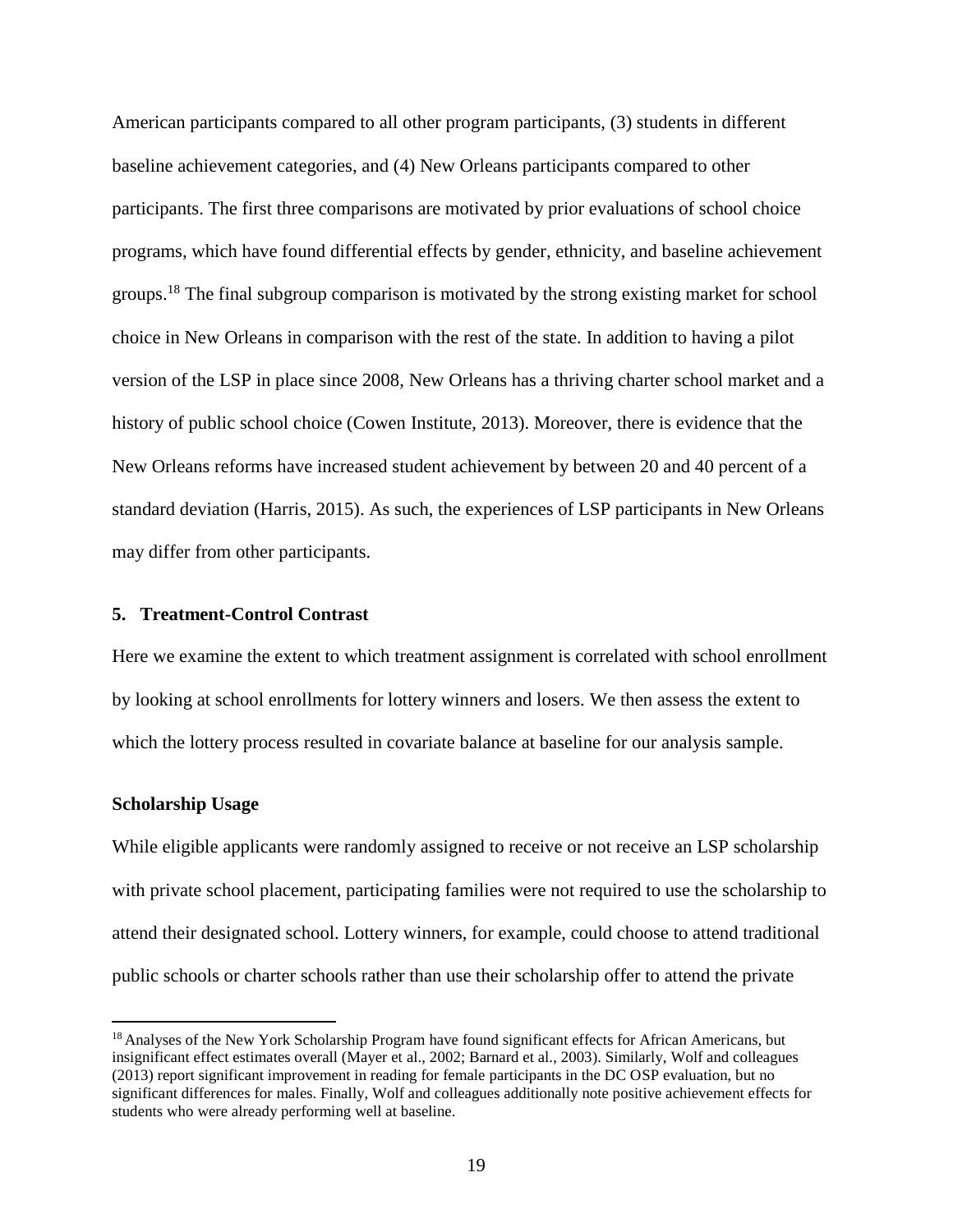American participants compared to all other program participants, (3) students in different baseline achievement categories, and (4) New Orleans participants compared to other participants. The first three comparisons are motivated by prior evaluations of school choice programs, which have found differential effects by gender, ethnicity, and baseline achievement groups.[18] The final subgroup comparison is motivated by the strong existing market for school choice in New Orleans in comparison with the rest of the state. In addition to having a pilot version of the LSP in place since 2008, New Orleans has a thriving charter school market and a history of public school choice (Cowen Institute, 2013). Moreover, there is evidence that the New Orleans reforms have increased student achievement by between 20 and 40 percent of a standard deviation (Harris, 2015). As such, the experiences of LSP participants in New Orleans may differ from other participants.

## 5. Treatment-Control Contrast

Here we examine the extent to which treatment assignment is correlated with school enrollment by looking at school enrollments for lottery winners and losers. We then assess the extent to which the lottery process resulted in covariate balance at baseline for our analysis sample.

### Scholarship Usage

While eligible applicants were randomly assigned to receive or not receive an LSP scholarship with private school placement, participating families were not required to use the scholarship to attend their designated school. Lottery winners, for example, could choose to attend traditional public schools or charter schools rather than use their scholarship offer to attend the private

---

[18] Analyses of the New York Scholarship Program have found significant effects for African Americans, but insignificant effect estimates overall (Mayer et al., 2002; Barnard et al., 2003). Similarly, Wolf and colleagues (2013) report significant improvement in reading for female participants in the DC OSP evaluation, but no significant differences for males. Finally, Wolf and colleagues additionally note positive achievement effects for students who were already performing well at baseline.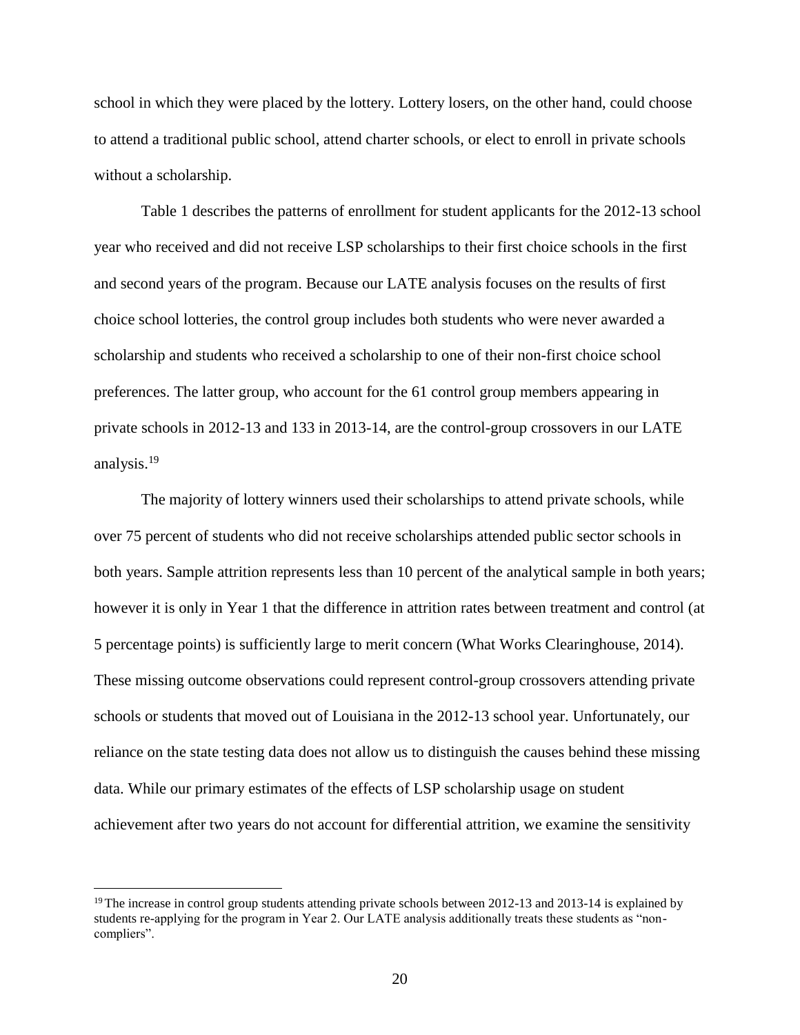school in which they were placed by the lottery. Lottery losers, on the other hand, could choose to attend a traditional public school, attend charter schools, or elect to enroll in private schools without a scholarship.

Table 1 describes the patterns of enrollment for student applicants for the 2012-13 school year who received and did not receive LSP scholarships to their first choice schools in the first and second years of the program. Because our LATE analysis focuses on the results of first choice school lotteries, the control group includes both students who were never awarded a scholarship and students who received a scholarship to one of their non-first choice school preferences. The latter group, who account for the 61 control group members appearing in private schools in 2012-13 and 133 in 2013-14, are the control-group crossovers in our LATE analysis.[19]

The majority of lottery winners used their scholarships to attend private schools, while over 75 percent of students who did not receive scholarships attended public sector schools in both years. Sample attrition represents less than 10 percent of the analytical sample in both years; however it is only in Year 1 that the difference in attrition rates between treatment and control (at 5 percentage points) is sufficiently large to merit concern (What Works Clearinghouse, 2014). These missing outcome observations could represent control-group crossovers attending private schools or students that moved out of Louisiana in the 2012-13 school year. Unfortunately, our reliance on the state testing data does not allow us to distinguish the causes behind these missing data. While our primary estimates of the effects of LSP scholarship usage on student achievement after two years do not account for differential attrition, we examine the sensitivity

[19] The increase in control group students attending private schools between 2012-13 and 2013-14 is explained by students re-applying for the program in Year 2. Our LATE analysis additionally treats these students as "non-compliers".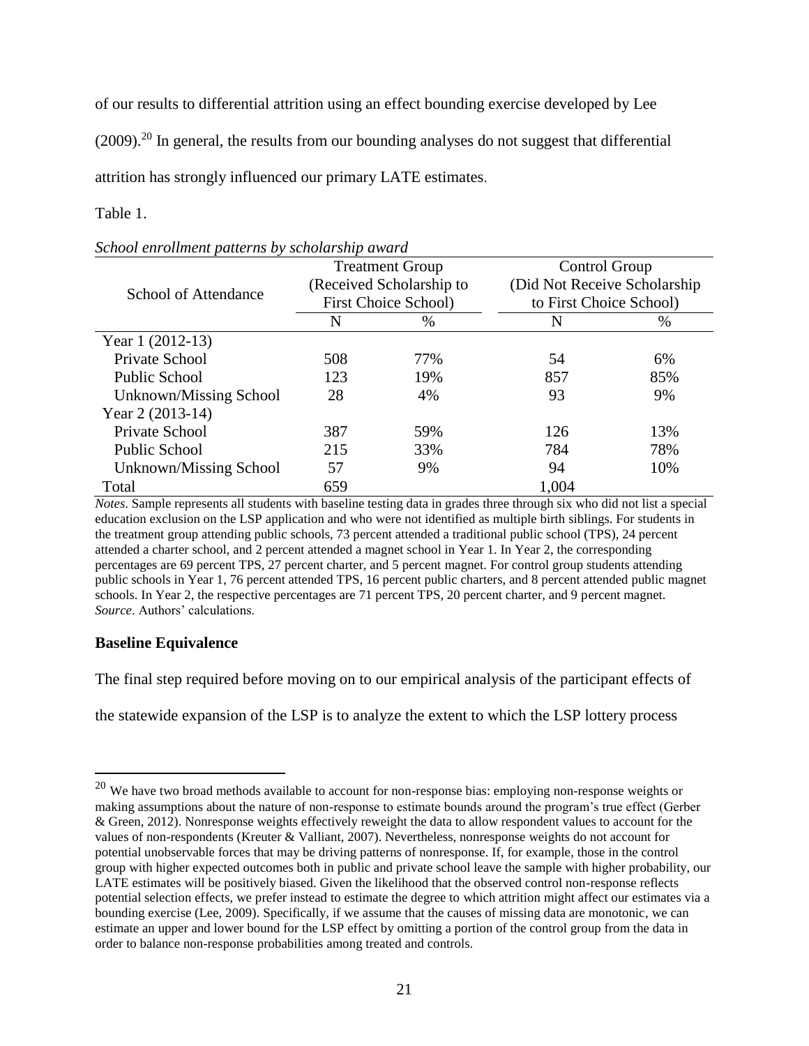of our results to differential attrition using an effect bounding exercise developed by Lee (2009).[20] In general, the results from our bounding analyses do not suggest that differential attrition has strongly influenced our primary LATE estimates.

Table 1.

*School enrollment patterns by scholarship award*

| School of Attendance | Treatment Group (Received Scholarship to First Choice School) | | Control Group (Did Not Receive Scholarship to First Choice School) | |
|---|---|---|---|---|
| | N | % | N | % |
| Year 1 (2012-13) | | | | |
| Private School | 508 | 77% | 54 | 6% |
| Public School | 123 | 19% | 857 | 85% |
| Unknown/Missing School | 28 | 4% | 93 | 9% |
| Year 2 (2013-14) | | | | |
| Private School | 387 | 59% | 126 | 13% |
| Public School | 215 | 33% | 784 | 78% |
| Unknown/Missing School | 57 | 9% | 94 | 10% |
| Total | 659 | | 1,004 | |

*Notes*. Sample represents all students with baseline testing data in grades three through six who did not list a special education exclusion on the LSP application and who were not identified as multiple birth siblings. For students in the treatment group attending public schools, 73 percent attended a traditional public school (TPS), 24 percent attended a charter school, and 2 percent attended a magnet school in Year 1. In Year 2, the corresponding percentages are 69 percent TPS, 27 percent charter, and 5 percent magnet. For control group students attending public schools in Year 1, 76 percent attended TPS, 16 percent public charters, and 8 percent attended public magnet schools. In Year 2, the respective percentages are 71 percent TPS, 20 percent charter, and 9 percent magnet. *Source*. Authors' calculations.

**Baseline Equivalence**

The final step required before moving on to our empirical analysis of the participant effects of the statewide expansion of the LSP is to analyze the extent to which the LSP lottery process

[20] We have two broad methods available to account for non-response bias: employing non-response weights or making assumptions about the nature of non-response to estimate bounds around the program's true effect (Gerber & Green, 2012). Nonresponse weights effectively reweight the data to allow respondent values to account for the values of non-respondents (Kreuter & Valliant, 2007). Nevertheless, nonresponse weights do not account for potential unobservable forces that may be driving patterns of nonresponse. If, for example, those in the control group with higher expected outcomes both in public and private school leave the sample with higher probability, our LATE estimates will be positively biased. Given the likelihood that the observed control non-response reflects potential selection effects, we prefer instead to estimate the degree to which attrition might affect our estimates via a bounding exercise (Lee, 2009). Specifically, if we assume that the causes of missing data are monotonic, we can estimate an upper and lower bound for the LSP effect by omitting a portion of the control group from the data in order to balance non-response probabilities among treated and controls.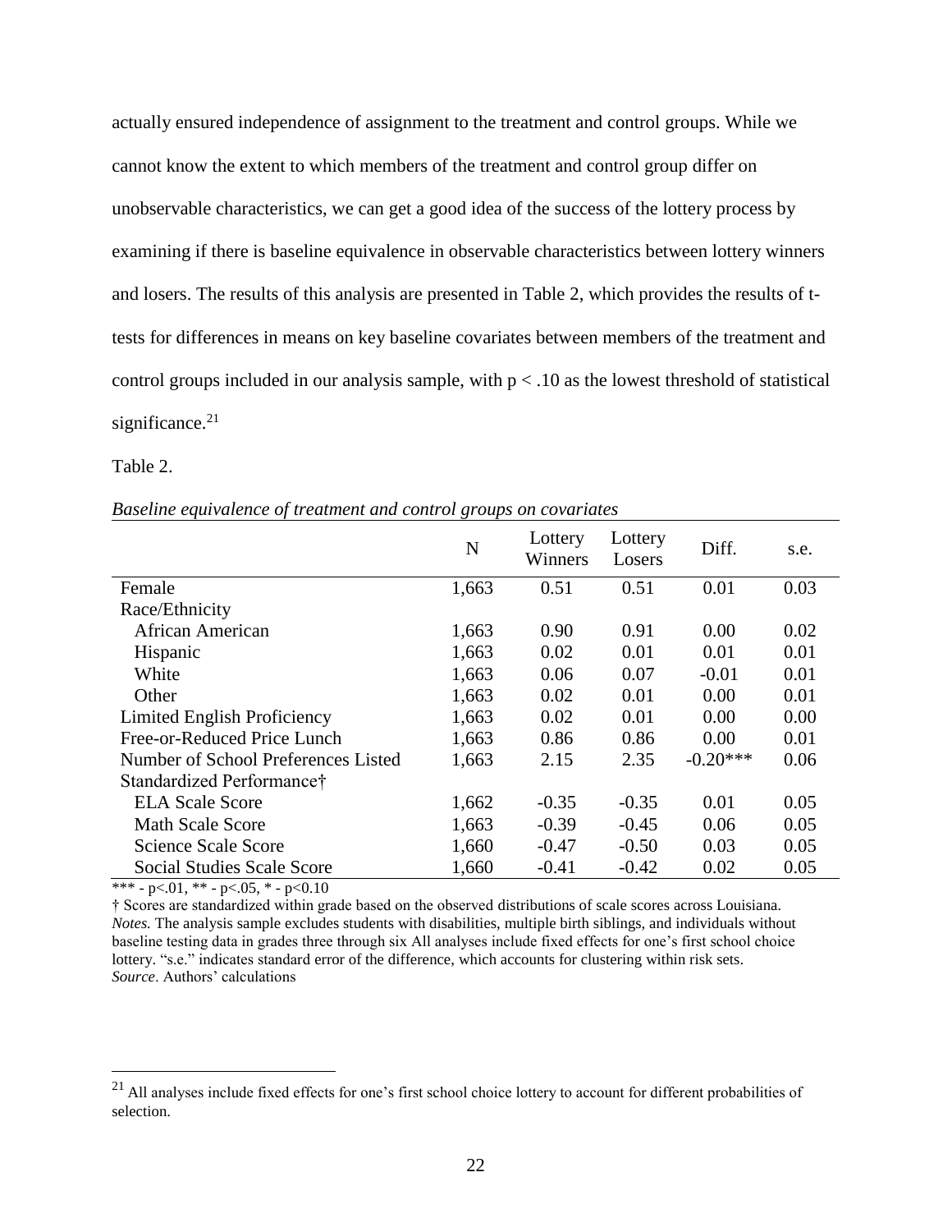actually ensured independence of assignment to the treatment and control groups. While we cannot know the extent to which members of the treatment and control group differ on unobservable characteristics, we can get a good idea of the success of the lottery process by examining if there is baseline equivalence in observable characteristics between lottery winners and losers. The results of this analysis are presented in Table 2, which provides the results of t-tests for differences in means on key baseline covariates between members of the treatment and control groups included in our analysis sample, with $p < .10$ as the lowest threshold of statistical significance.[21]

Table 2.

*Baseline equivalence of treatment and control groups on covariates*

| | N | Lottery Winners | Lottery Losers | Diff. | s.e. |
|---|---|---|---|---|---|
| Female | 1,663 | 0.51 | 0.51 | 0.01 | 0.03 |
| Race/Ethnicity | | | | | |
| African American | 1,663 | 0.90 | 0.91 | 0.00 | 0.02 |
| Hispanic | 1,663 | 0.02 | 0.01 | 0.01 | 0.01 |
| White | 1,663 | 0.06 | 0.07 | -0.01 | 0.01 |
| Other | 1,663 | 0.02 | 0.01 | 0.00 | 0.01 |
| Limited English Proficiency | 1,663 | 0.02 | 0.01 | 0.00 | 0.00 |
| Free-or-Reduced Price Lunch | 1,663 | 0.86 | 0.86 | 0.00 | 0.01 |
| Number of School Preferences Listed | 1,663 | 2.15 | 2.35 | -0.20*** | 0.06 |
| Standardized Performance† | | | | | |
| ELA Scale Score | 1,662 | -0.35 | -0.35 | 0.01 | 0.05 |
| Math Scale Score | 1,663 | -0.39 | -0.45 | 0.06 | 0.05 |
| Science Scale Score | 1,660 | -0.47 | -0.50 | 0.03 | 0.05 |
| Social Studies Scale Score | 1,660 | -0.41 | -0.42 | 0.02 | 0.05 |

*** - p<.01, ** - p<.05, * - p<0.10

† Scores are standardized within grade based on the observed distributions of scale scores across Louisiana.
*Notes.* The analysis sample excludes students with disabilities, multiple birth siblings, and individuals without baseline testing data in grades three through six All analyses include fixed effects for one's first school choice lottery. "s.e." indicates standard error of the difference, which accounts for clustering within risk sets.
*Source*. Authors' calculations

[21] All analyses include fixed effects for one's first school choice lottery to account for different probabilities of selection.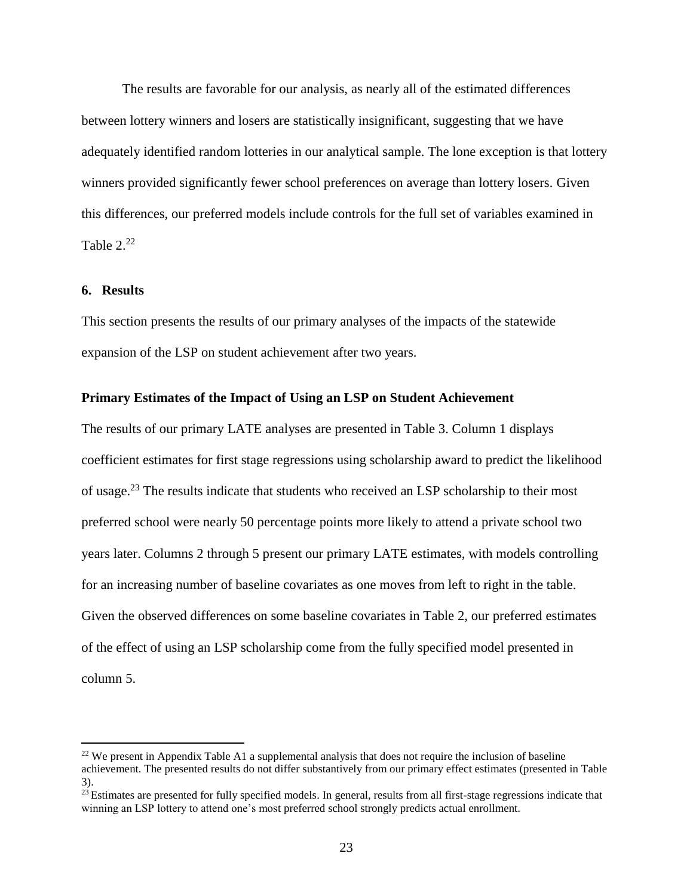The results are favorable for our analysis, as nearly all of the estimated differences between lottery winners and losers are statistically insignificant, suggesting that we have adequately identified random lotteries in our analytical sample. The lone exception is that lottery winners provided significantly fewer school preferences on average than lottery losers. Given this differences, our preferred models include controls for the full set of variables examined in Table 2.[22]

## 6. Results

This section presents the results of our primary analyses of the impacts of the statewide expansion of the LSP on student achievement after two years.

### Primary Estimates of the Impact of Using an LSP on Student Achievement

The results of our primary LATE analyses are presented in Table 3. Column 1 displays coefficient estimates for first stage regressions using scholarship award to predict the likelihood of usage.[23] The results indicate that students who received an LSP scholarship to their most preferred school were nearly 50 percentage points more likely to attend a private school two years later. Columns 2 through 5 present our primary LATE estimates, with models controlling for an increasing number of baseline covariates as one moves from left to right in the table. Given the observed differences on some baseline covariates in Table 2, our preferred estimates of the effect of using an LSP scholarship come from the fully specified model presented in column 5.

[22] We present in Appendix Table A1 a supplemental analysis that does not require the inclusion of baseline achievement. The presented results do not differ substantively from our primary effect estimates (presented in Table 3).

[23] Estimates are presented for fully specified models. In general, results from all first-stage regressions indicate that winning an LSP lottery to attend one's most preferred school strongly predicts actual enrollment.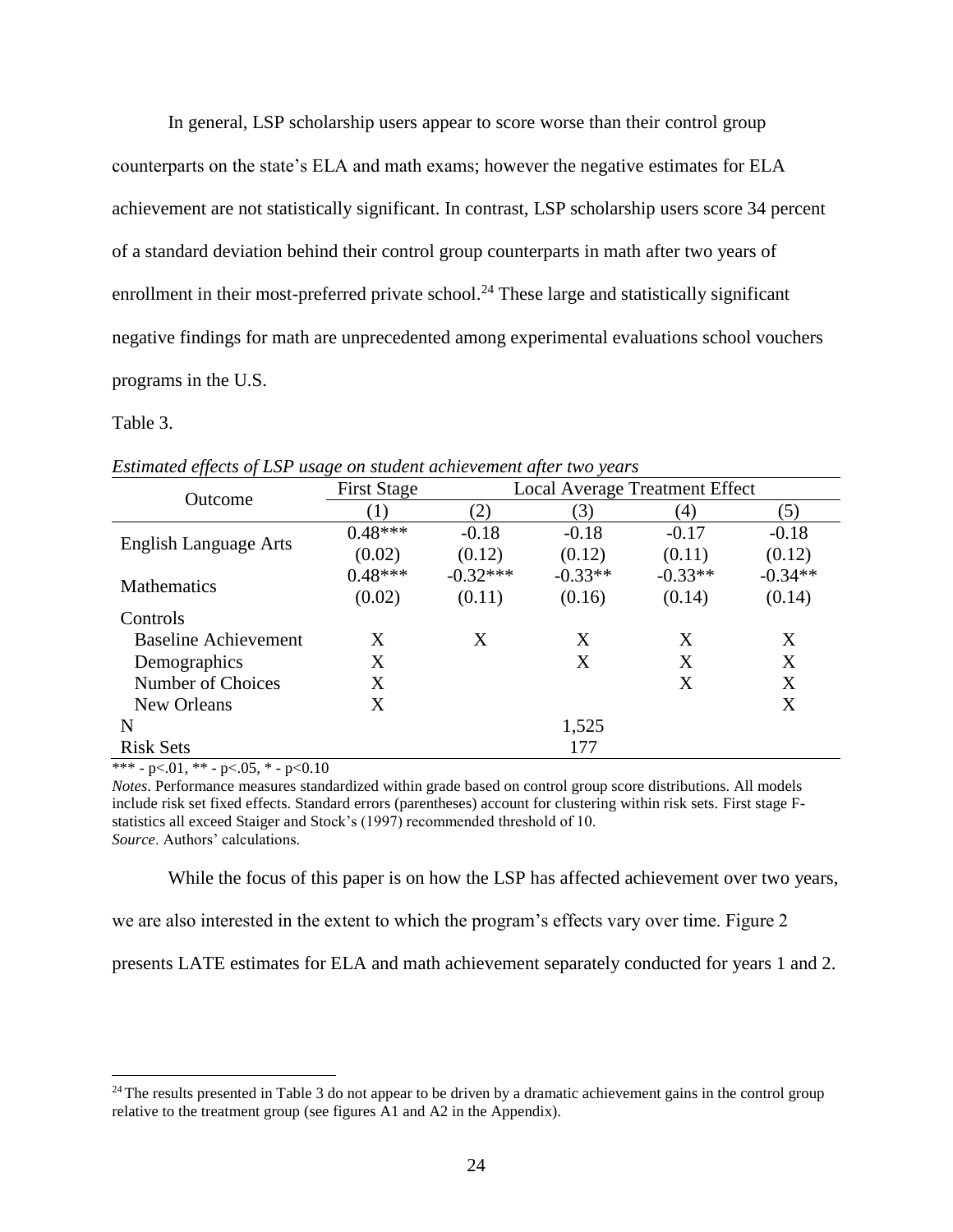In general, LSP scholarship users appear to score worse than their control group counterparts on the state's ELA and math exams; however the negative estimates for ELA achievement are not statistically significant. In contrast, LSP scholarship users score 34 percent of a standard deviation behind their control group counterparts in math after two years of enrollment in their most-preferred private school.[24] These large and statistically significant negative findings for math are unprecedented among experimental evaluations school vouchers programs in the U.S.

Table 3.

*Estimated effects of LSP usage on student achievement after two years*

| Outcome | First Stage | Local Average Treatment Effect | | | |
|---|---|---|---|---|---|
| | (1) | (2) | (3) | (4) | (5) |
| English Language Arts | 0.48*** | -0.18 | -0.18 | -0.17 | -0.18 |
| | (0.02) | (0.12) | (0.12) | (0.11) | (0.12) |
| Mathematics | 0.48*** | -0.32*** | -0.33** | -0.33** | -0.34** |
| | (0.02) | (0.11) | (0.16) | (0.14) | (0.14) |
| Controls | | | | | |
| Baseline Achievement | X | X | X | X | X |
| Demographics | X | | X | X | X |
| Number of Choices | X | | | X | X |
| New Orleans | X | | | | X |
| N | | | 1,525 | | |
| Risk Sets | | | 177 | | |

*** - p<.01, ** - p<.05, * - p<0.10

*Notes*. Performance measures standardized within grade based on control group score distributions. All models include risk set fixed effects. Standard errors (parentheses) account for clustering within risk sets. First stage F-statistics all exceed Staiger and Stock's (1997) recommended threshold of 10.
*Source*. Authors' calculations.

While the focus of this paper is on how the LSP has affected achievement over two years, we are also interested in the extent to which the program's effects vary over time. Figure 2 presents LATE estimates for ELA and math achievement separately conducted for years 1 and 2.

[24] The results presented in Table 3 do not appear to be driven by a dramatic achievement gains in the control group relative to the treatment group (see figures A1 and A2 in the Appendix).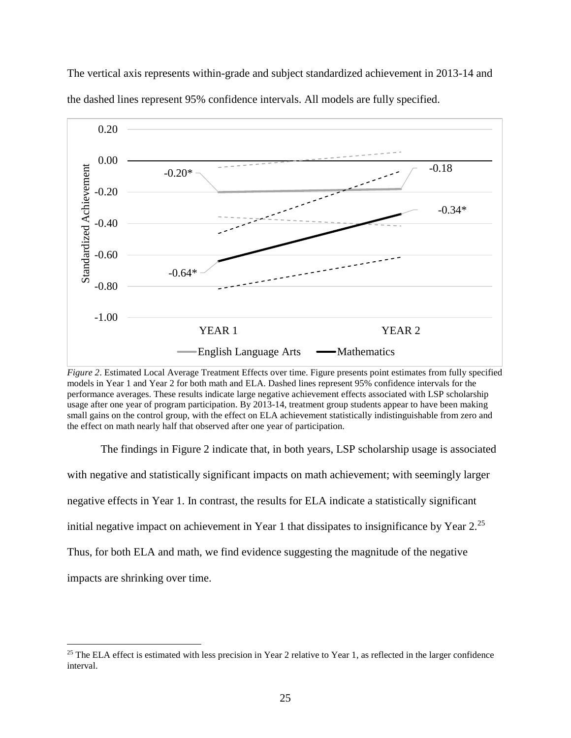The vertical axis represents within-grade and subject standardized achievement in 2013-14 and the dashed lines represent 95% confidence intervals. All models are fully specified.

*Figure 2*. Estimated Local Average Treatment Effects over time. Figure presents point estimates from fully specified models in Year 1 and Year 2 for both math and ELA. Dashed lines represent 95% confidence intervals for the performance averages. These results indicate large negative achievement effects associated with LSP scholarship usage after one year of program participation. By 2013-14, treatment group students appear to have been making small gains on the control group, with the effect on ELA achievement statistically indistinguishable from zero and the effect on math nearly half that observed after one year of participation.

The findings in Figure 2 indicate that, in both years, LSP scholarship usage is associated with negative and statistically significant impacts on math achievement; with seemingly larger negative effects in Year 1. In contrast, the results for ELA indicate a statistically significant initial negative impact on achievement in Year 1 that dissipates to insignificance by Year 2.[25] Thus, for both ELA and math, we find evidence suggesting the magnitude of the negative impacts are shrinking over time.

[25] The ELA effect is estimated with less precision in Year 2 relative to Year 1, as reflected in the larger confidence interval.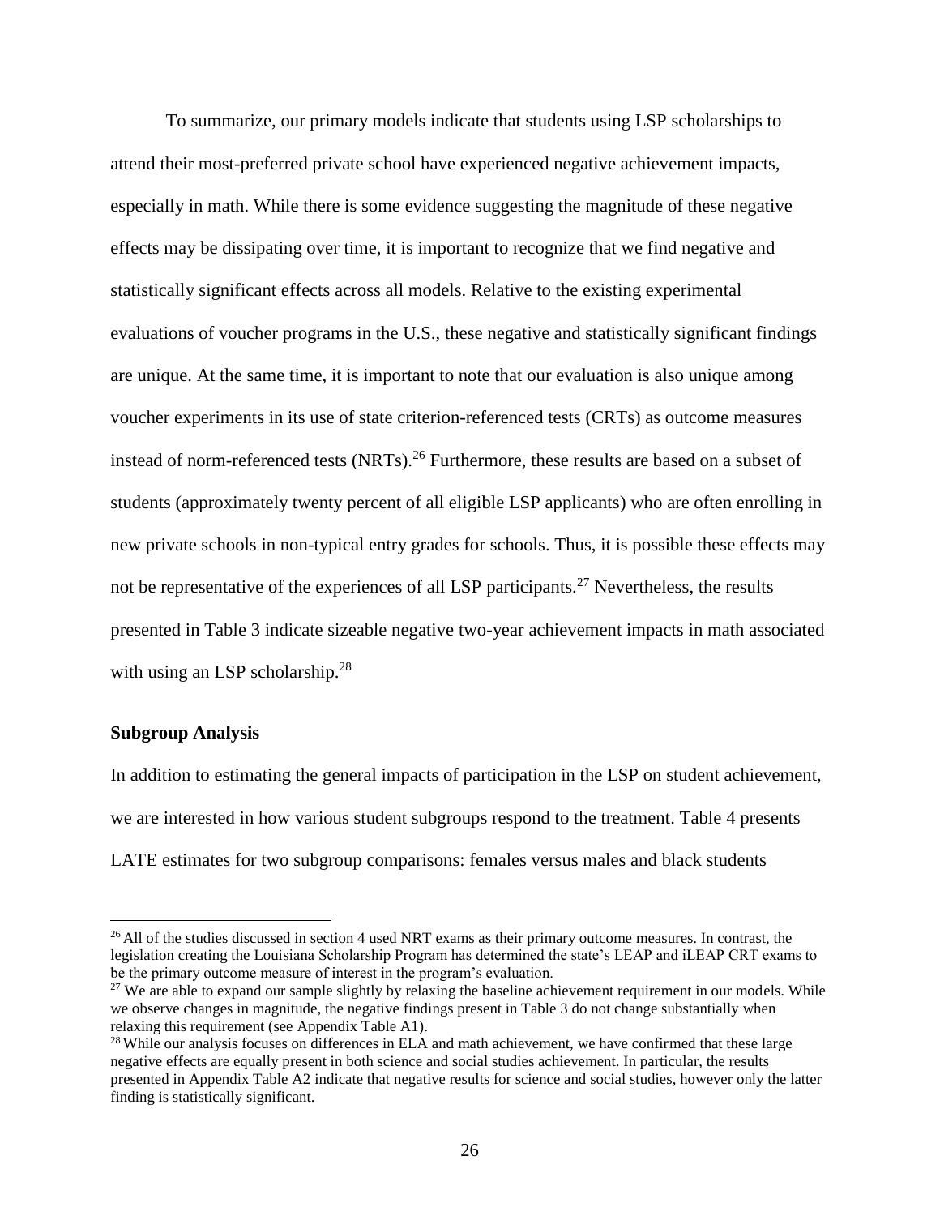To summarize, our primary models indicate that students using LSP scholarships to attend their most-preferred private school have experienced negative achievement impacts, especially in math. While there is some evidence suggesting the magnitude of these negative effects may be dissipating over time, it is important to recognize that we find negative and statistically significant effects across all models. Relative to the existing experimental evaluations of voucher programs in the U.S., these negative and statistically significant findings are unique. At the same time, it is important to note that our evaluation is also unique among voucher experiments in its use of state criterion-referenced tests (CRTs) as outcome measures instead of norm-referenced tests (NRTs).[26] Furthermore, these results are based on a subset of students (approximately twenty percent of all eligible LSP applicants) who are often enrolling in new private schools in non-typical entry grades for schools. Thus, it is possible these effects may not be representative of the experiences of all LSP participants.[27] Nevertheless, the results presented in Table 3 indicate sizeable negative two-year achievement impacts in math associated with using an LSP scholarship.[28]

**Subgroup Analysis**

In addition to estimating the general impacts of participation in the LSP on student achievement, we are interested in how various student subgroups respond to the treatment. Table 4 presents LATE estimates for two subgroup comparisons: females versus males and black students

---

[26] All of the studies discussed in section 4 used NRT exams as their primary outcome measures. In contrast, the legislation creating the Louisiana Scholarship Program has determined the state's LEAP and iLEAP CRT exams to be the primary outcome measure of interest in the program's evaluation.

[27] We are able to expand our sample slightly by relaxing the baseline achievement requirement in our models. While we observe changes in magnitude, the negative findings present in Table 3 do not change substantially when relaxing this requirement (see Appendix Table A1).

[28] While our analysis focuses on differences in ELA and math achievement, we have confirmed that these large negative effects are equally present in both science and social studies achievement. In particular, the results presented in Appendix Table A2 indicate that negative results for science and social studies, however only the latter finding is statistically significant.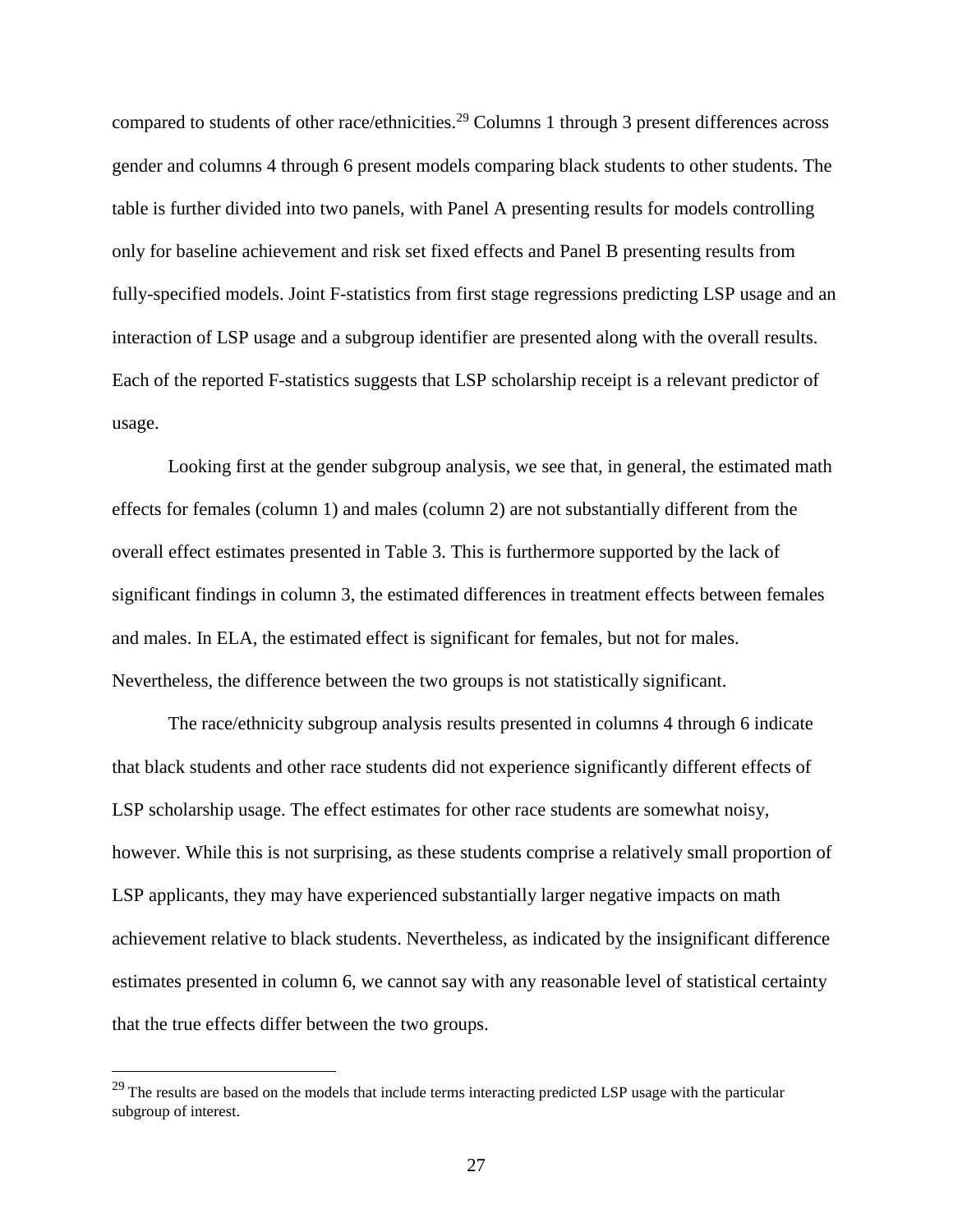compared to students of other race/ethnicities.[29] Columns 1 through 3 present differences across gender and columns 4 through 6 present models comparing black students to other students. The table is further divided into two panels, with Panel A presenting results for models controlling only for baseline achievement and risk set fixed effects and Panel B presenting results from fully-specified models. Joint F-statistics from first stage regressions predicting LSP usage and an interaction of LSP usage and a subgroup identifier are presented along with the overall results. Each of the reported F-statistics suggests that LSP scholarship receipt is a relevant predictor of usage.

Looking first at the gender subgroup analysis, we see that, in general, the estimated math effects for females (column 1) and males (column 2) are not substantially different from the overall effect estimates presented in Table 3. This is furthermore supported by the lack of significant findings in column 3, the estimated differences in treatment effects between females and males. In ELA, the estimated effect is significant for females, but not for males. Nevertheless, the difference between the two groups is not statistically significant.

The race/ethnicity subgroup analysis results presented in columns 4 through 6 indicate that black students and other race students did not experience significantly different effects of LSP scholarship usage. The effect estimates for other race students are somewhat noisy, however. While this is not surprising, as these students comprise a relatively small proportion of LSP applicants, they may have experienced substantially larger negative impacts on math achievement relative to black students. Nevertheless, as indicated by the insignificant difference estimates presented in column 6, we cannot say with any reasonable level of statistical certainty that the true effects differ between the two groups.

---

[29] The results are based on the models that include terms interacting predicted LSP usage with the particular subgroup of interest.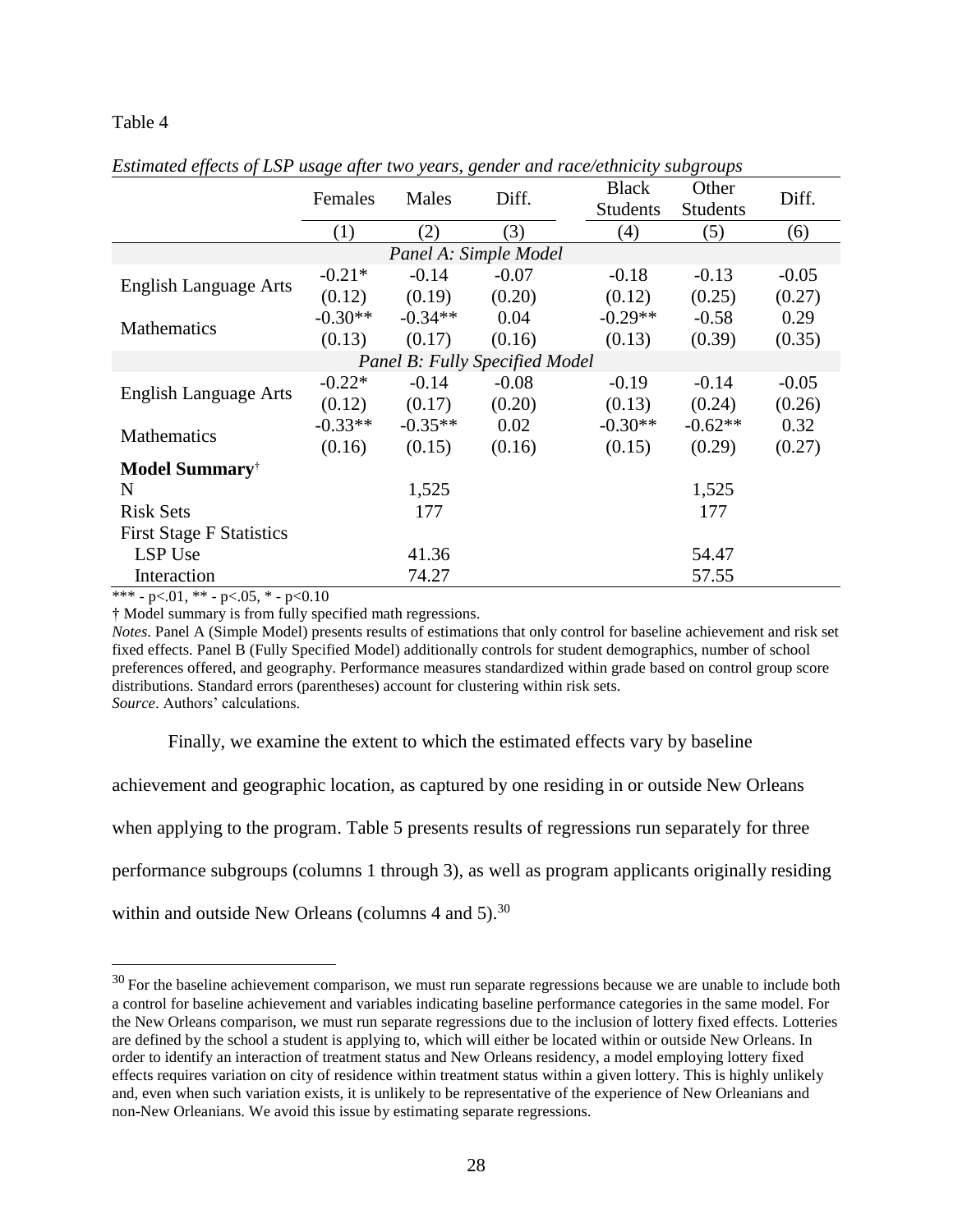Table 4

*Estimated effects of LSP usage after two years, gender and race/ethnicity subgroups*

| | Females | Males | Diff. | Black Students | Other Students | Diff. |
|---|---|---|---|---|---|---|
| | (1) | (2) | (3) | (4) | (5) | (6) |
| *Panel A: Simple Model* | | | | | | |
| English Language Arts | -0.21* | -0.14 | -0.07 | -0.18 | -0.13 | -0.05 |
| | (0.12) | (0.19) | (0.20) | (0.12) | (0.25) | (0.27) |
| Mathematics | -0.30** | -0.34** | 0.04 | -0.29** | -0.58 | 0.29 |
| | (0.13) | (0.17) | (0.16) | (0.13) | (0.39) | (0.35) |
| *Panel B: Fully Specified Model* | | | | | | |
| English Language Arts | -0.22* | -0.14 | -0.08 | -0.19 | -0.14 | -0.05 |
| | (0.12) | (0.17) | (0.20) | (0.13) | (0.24) | (0.26) |
| Mathematics | -0.33** | -0.35** | 0.02 | -0.30** | -0.62** | 0.32 |
| | (0.16) | (0.15) | (0.16) | (0.15) | (0.29) | (0.27) |
| **Model Summary**† | | | | | | |
| N | | 1,525 | | | 1,525 | |
| Risk Sets | | 177 | | | 177 | |
| First Stage F Statistics | | | | | | |
| LSP Use | | 41.36 | | | 54.47 | |
| Interaction | | 74.27 | | | 57.55 | |

*** - p<.01, ** - p<.05, * - p<0.10

† Model summary is from fully specified math regressions.

*Notes*. Panel A (Simple Model) presents results of estimations that only control for baseline achievement and risk set fixed effects. Panel B (Fully Specified Model) additionally controls for student demographics, number of school preferences offered, and geography. Performance measures standardized within grade based on control group score distributions. Standard errors (parentheses) account for clustering within risk sets.

*Source*. Authors' calculations.

Finally, we examine the extent to which the estimated effects vary by baseline achievement and geographic location, as captured by one residing in or outside New Orleans when applying to the program. Table 5 presents results of regressions run separately for three performance subgroups (columns 1 through 3), as well as program applicants originally residing within and outside New Orleans (columns 4 and 5).[30]

[30] For the baseline achievement comparison, we must run separate regressions because we are unable to include both a control for baseline achievement and variables indicating baseline performance categories in the same model. For the New Orleans comparison, we must run separate regressions due to the inclusion of lottery fixed effects. Lotteries are defined by the school a student is applying to, which will either be located within or outside New Orleans. In order to identify an interaction of treatment status and New Orleans residency, a model employing lottery fixed effects requires variation on city of residence within treatment status within a given lottery. This is highly unlikely and, even when such variation exists, it is unlikely to be representative of the experience of New Orleanians and non-New Orleanians. We avoid this issue by estimating separate regressions.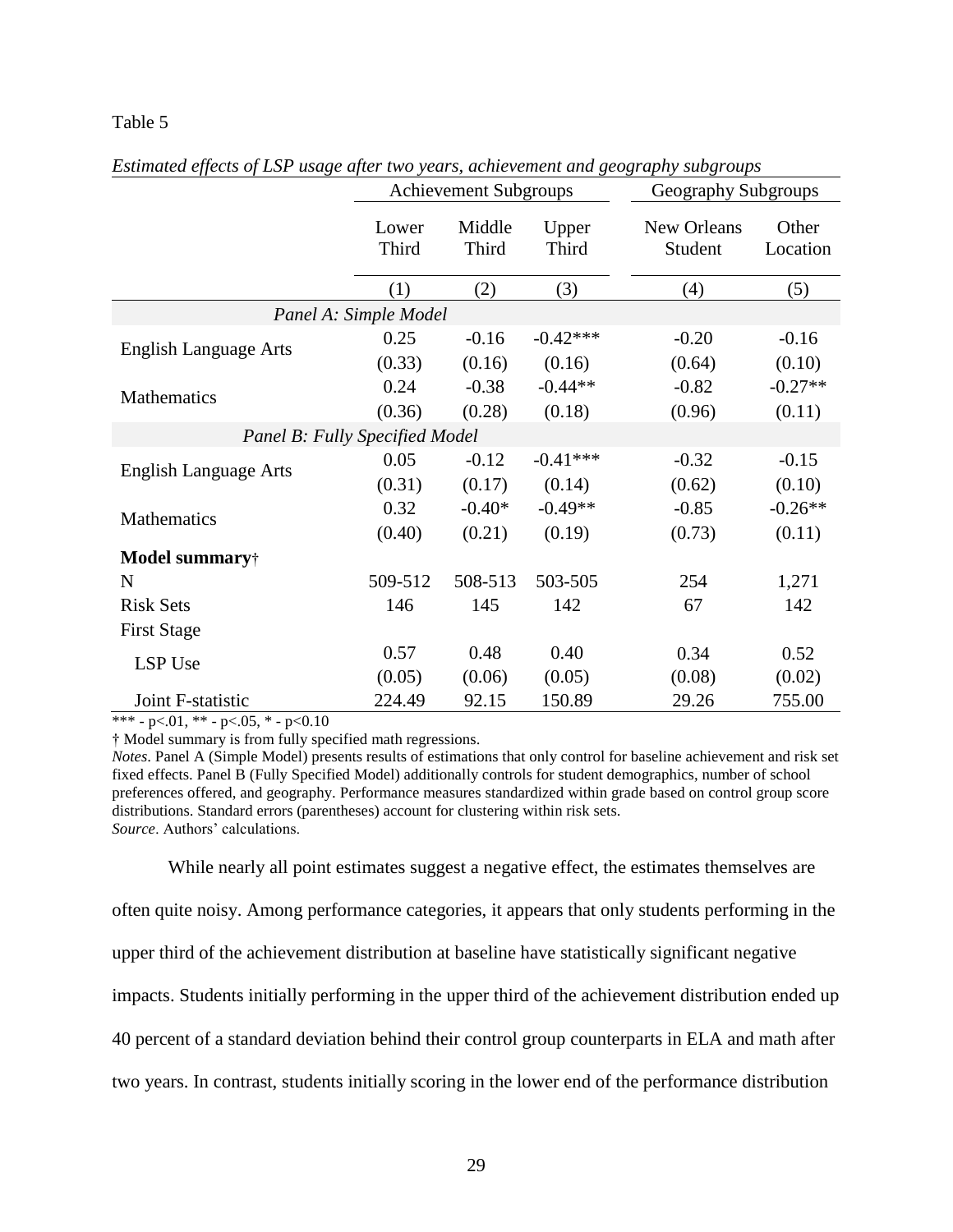Table 5

*Estimated effects of LSP usage after two years, achievement and geography subgroups*

| | Achievement Subgroups | | | Geography Subgroups | |
|---|---|---|---|---|---|
| | Lower Third | Middle Third | Upper Third | New Orleans Student | Other Location |
| | (1) | (2) | (3) | (4) | (5) |
| *Panel A: Simple Model* | | | | | |
| English Language Arts | 0.25 | -0.16 | -0.42*** | -0.20 | -0.16 |
| | (0.33) | (0.16) | (0.16) | (0.64) | (0.10) |
| Mathematics | 0.24 | -0.38 | -0.44** | -0.82 | -0.27** |
| | (0.36) | (0.28) | (0.18) | (0.96) | (0.11) |
| *Panel B: Fully Specified Model* | | | | | |
| English Language Arts | 0.05 | -0.12 | -0.41*** | -0.32 | -0.15 |
| | (0.31) | (0.17) | (0.14) | (0.62) | (0.10) |
| Mathematics | 0.32 | -0.40* | -0.49** | -0.85 | -0.26** |
| | (0.40) | (0.21) | (0.19) | (0.73) | (0.11) |
| **Model summary**† | | | | | |
| N | 509-512 | 508-513 | 503-505 | 254 | 1,271 |
| Risk Sets | 146 | 145 | 142 | 67 | 142 |
| First Stage | | | | | |
| LSP Use | 0.57 | 0.48 | 0.40 | 0.34 | 0.52 |
| | (0.05) | (0.06) | (0.05) | (0.08) | (0.02) |
| Joint F-statistic | 224.49 | 92.15 | 150.89 | 29.26 | 755.00 |

*** - p<.01, ** - p<.05, * - p<0.10

† Model summary is from fully specified math regressions.

*Notes*. Panel A (Simple Model) presents results of estimations that only control for baseline achievement and risk set fixed effects. Panel B (Fully Specified Model) additionally controls for student demographics, number of school preferences offered, and geography. Performance measures standardized within grade based on control group score distributions. Standard errors (parentheses) account for clustering within risk sets.

*Source*. Authors' calculations.

While nearly all point estimates suggest a negative effect, the estimates themselves are often quite noisy. Among performance categories, it appears that only students performing in the upper third of the achievement distribution at baseline have statistically significant negative impacts. Students initially performing in the upper third of the achievement distribution ended up 40 percent of a standard deviation behind their control group counterparts in ELA and math after two years. In contrast, students initially scoring in the lower end of the performance distribution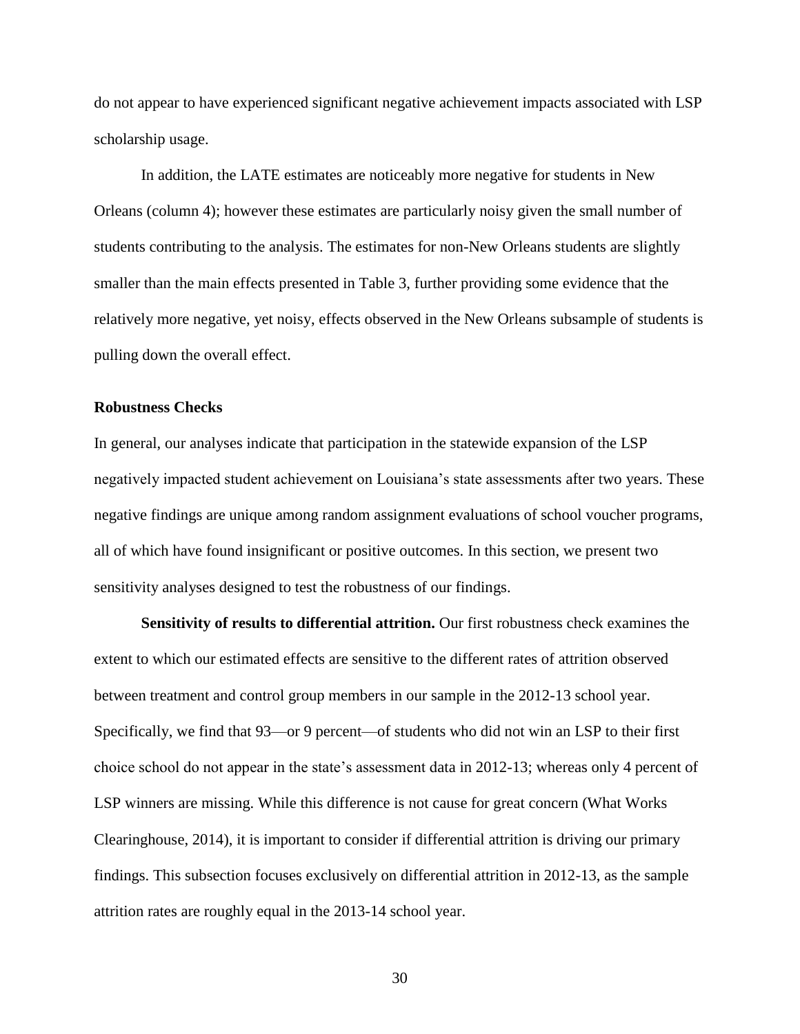do not appear to have experienced significant negative achievement impacts associated with LSP scholarship usage.

In addition, the LATE estimates are noticeably more negative for students in New Orleans (column 4); however these estimates are particularly noisy given the small number of students contributing to the analysis. The estimates for non-New Orleans students are slightly smaller than the main effects presented in Table 3, further providing some evidence that the relatively more negative, yet noisy, effects observed in the New Orleans subsample of students is pulling down the overall effect.

### Robustness Checks

In general, our analyses indicate that participation in the statewide expansion of the LSP negatively impacted student achievement on Louisiana's state assessments after two years. These negative findings are unique among random assignment evaluations of school voucher programs, all of which have found insignificant or positive outcomes. In this section, we present two sensitivity analyses designed to test the robustness of our findings.

**Sensitivity of results to differential attrition.** Our first robustness check examines the extent to which our estimated effects are sensitive to the different rates of attrition observed between treatment and control group members in our sample in the 2012-13 school year. Specifically, we find that 93—or 9 percent—of students who did not win an LSP to their first choice school do not appear in the state's assessment data in 2012-13; whereas only 4 percent of LSP winners are missing. While this difference is not cause for great concern (What Works Clearinghouse, 2014), it is important to consider if differential attrition is driving our primary findings. This subsection focuses exclusively on differential attrition in 2012-13, as the sample attrition rates are roughly equal in the 2013-14 school year.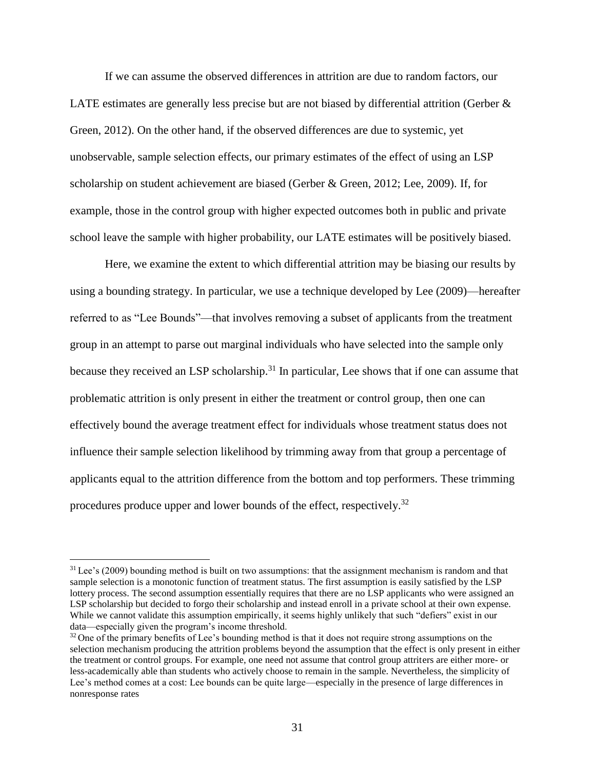If we can assume the observed differences in attrition are due to random factors, our LATE estimates are generally less precise but are not biased by differential attrition (Gerber & Green, 2012). On the other hand, if the observed differences are due to systemic, yet unobservable, sample selection effects, our primary estimates of the effect of using an LSP scholarship on student achievement are biased (Gerber & Green, 2012; Lee, 2009). If, for example, those in the control group with higher expected outcomes both in public and private school leave the sample with higher probability, our LATE estimates will be positively biased.

Here, we examine the extent to which differential attrition may be biasing our results by using a bounding strategy. In particular, we use a technique developed by Lee (2009)—hereafter referred to as "Lee Bounds"—that involves removing a subset of applicants from the treatment group in an attempt to parse out marginal individuals who have selected into the sample only because they received an LSP scholarship.[31] In particular, Lee shows that if one can assume that problematic attrition is only present in either the treatment or control group, then one can effectively bound the average treatment effect for individuals whose treatment status does not influence their sample selection likelihood by trimming away from that group a percentage of applicants equal to the attrition difference from the bottom and top performers. These trimming procedures produce upper and lower bounds of the effect, respectively.[32]

---

[31] Lee's (2009) bounding method is built on two assumptions: that the assignment mechanism is random and that sample selection is a monotonic function of treatment status. The first assumption is easily satisfied by the LSP lottery process. The second assumption essentially requires that there are no LSP applicants who were assigned an LSP scholarship but decided to forgo their scholarship and instead enroll in a private school at their own expense. While we cannot validate this assumption empirically, it seems highly unlikely that such "defiers" exist in our data—especially given the program's income threshold.

[32] One of the primary benefits of Lee's bounding method is that it does not require strong assumptions on the selection mechanism producing the attrition problems beyond the assumption that the effect is only present in either the treatment or control groups. For example, one need not assume that control group attriters are either more- or less-academically able than students who actively choose to remain in the sample. Nevertheless, the simplicity of Lee's method comes at a cost: Lee bounds can be quite large—especially in the presence of large differences in nonresponse rates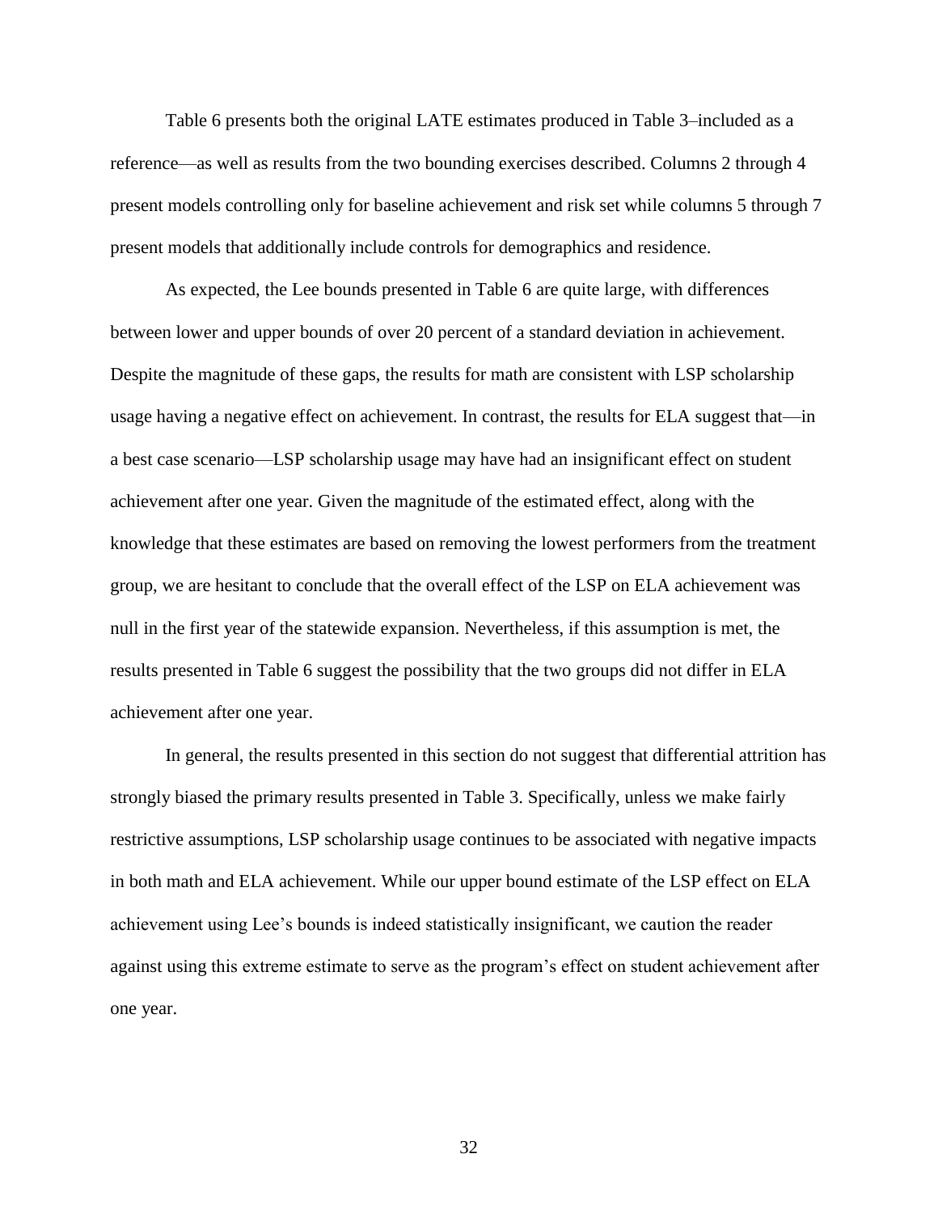Table 6 presents both the original LATE estimates produced in Table 3–included as a reference—as well as results from the two bounding exercises described. Columns 2 through 4 present models controlling only for baseline achievement and risk set while columns 5 through 7 present models that additionally include controls for demographics and residence.

As expected, the Lee bounds presented in Table 6 are quite large, with differences between lower and upper bounds of over 20 percent of a standard deviation in achievement. Despite the magnitude of these gaps, the results for math are consistent with LSP scholarship usage having a negative effect on achievement. In contrast, the results for ELA suggest that—in a best case scenario—LSP scholarship usage may have had an insignificant effect on student achievement after one year. Given the magnitude of the estimated effect, along with the knowledge that these estimates are based on removing the lowest performers from the treatment group, we are hesitant to conclude that the overall effect of the LSP on ELA achievement was null in the first year of the statewide expansion. Nevertheless, if this assumption is met, the results presented in Table 6 suggest the possibility that the two groups did not differ in ELA achievement after one year.

In general, the results presented in this section do not suggest that differential attrition has strongly biased the primary results presented in Table 3. Specifically, unless we make fairly restrictive assumptions, LSP scholarship usage continues to be associated with negative impacts in both math and ELA achievement. While our upper bound estimate of the LSP effect on ELA achievement using Lee's bounds is indeed statistically insignificant, we caution the reader against using this extreme estimate to serve as the program's effect on student achievement after one year.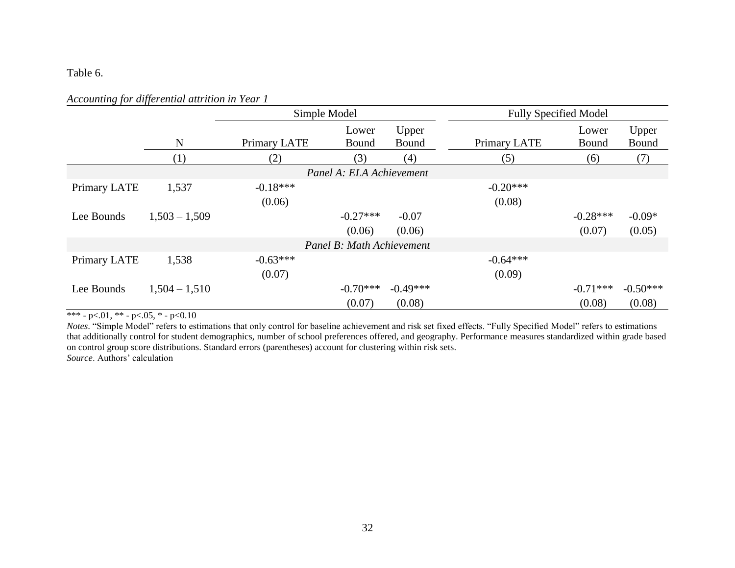Table 6.

*Accounting for differential attrition in Year 1*

| | | Simple Model | | | Fully Specified Model | | |
|---|---|---|---|---|---|---|---|
| | N | Primary LATE | Lower Bound | Upper Bound | Primary LATE | Lower Bound | Upper Bound |
| | (1) | (2) | (3) | (4) | (5) | (6) | (7) |
| *Panel A: ELA Achievement* | | | | | | | |
| Primary LATE | 1,537 | -0.18*** | | | -0.20*** | | |
| | | (0.06) | | | (0.08) | | |
| Lee Bounds | 1,503 – 1,509 | | -0.27*** | -0.07 | | -0.28*** | -0.09* |
| | | | (0.06) | (0.06) | | (0.07) | (0.05) |
| *Panel B: Math Achievement* | | | | | | | |
| Primary LATE | 1,538 | -0.63*** | | | -0.64*** | | |
| | | (0.07) | | | (0.09) | | |
| Lee Bounds | 1,504 – 1,510 | | -0.70*** | -0.49*** | | -0.71*** | -0.50*** |
| | | | (0.07) | (0.08) | | (0.08) | (0.08) |

*** - p<.01, ** - p<.05, * - p<0.10

*Notes*. "Simple Model" refers to estimations that only control for baseline achievement and risk set fixed effects. "Fully Specified Model" refers to estimations that additionally control for student demographics, number of school preferences offered, and geography. Performance measures standardized within grade based on control group score distributions. Standard errors (parentheses) account for clustering within risk sets.

*Source*. Authors' calculation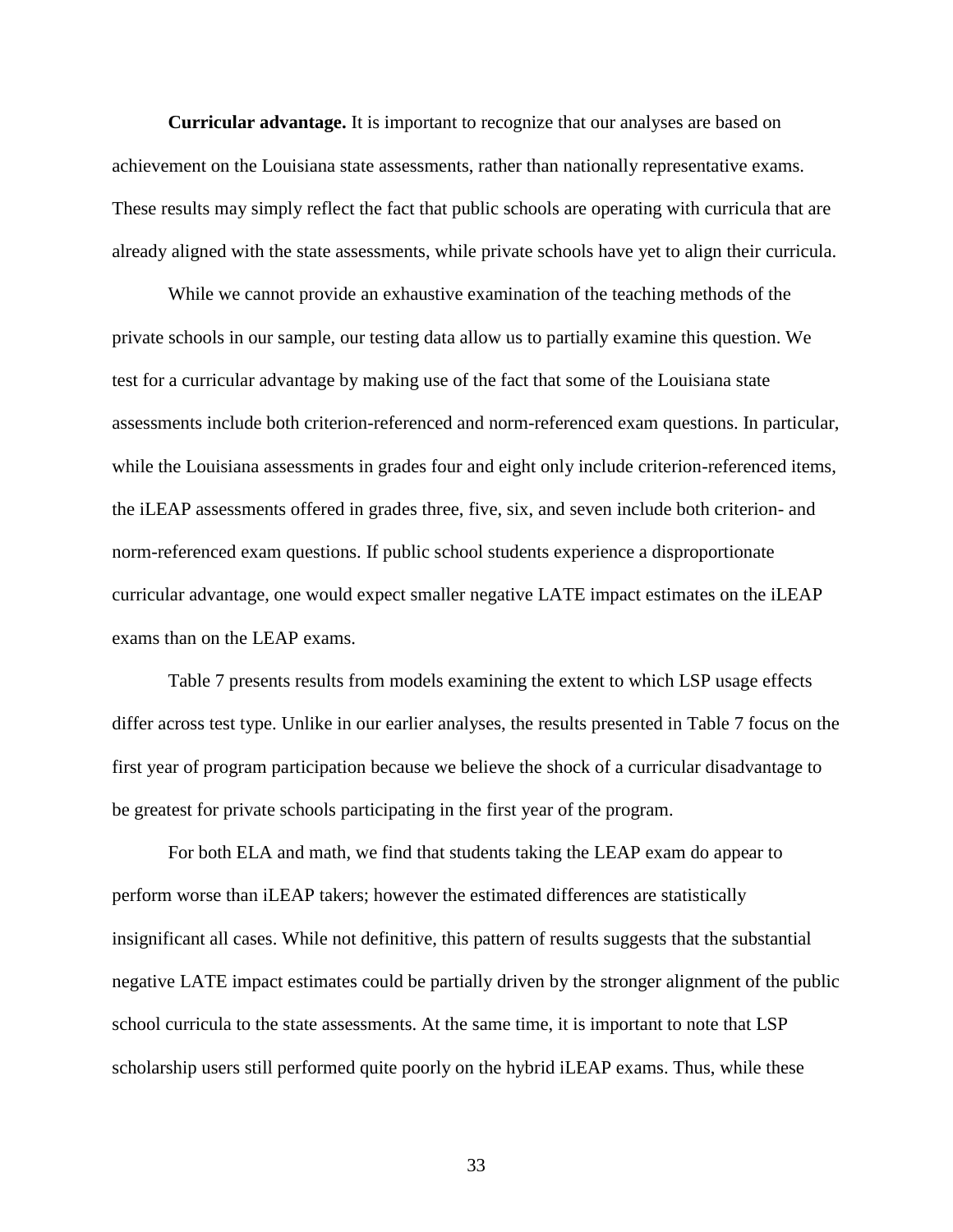**Curricular advantage.** It is important to recognize that our analyses are based on achievement on the Louisiana state assessments, rather than nationally representative exams. These results may simply reflect the fact that public schools are operating with curricula that are already aligned with the state assessments, while private schools have yet to align their curricula.

While we cannot provide an exhaustive examination of the teaching methods of the private schools in our sample, our testing data allow us to partially examine this question. We test for a curricular advantage by making use of the fact that some of the Louisiana state assessments include both criterion-referenced and norm-referenced exam questions. In particular, while the Louisiana assessments in grades four and eight only include criterion-referenced items, the iLEAP assessments offered in grades three, five, six, and seven include both criterion- and norm-referenced exam questions. If public school students experience a disproportionate curricular advantage, one would expect smaller negative LATE impact estimates on the iLEAP exams than on the LEAP exams.

Table 7 presents results from models examining the extent to which LSP usage effects differ across test type. Unlike in our earlier analyses, the results presented in Table 7 focus on the first year of program participation because we believe the shock of a curricular disadvantage to be greatest for private schools participating in the first year of the program.

For both ELA and math, we find that students taking the LEAP exam do appear to perform worse than iLEAP takers; however the estimated differences are statistically insignificant all cases. While not definitive, this pattern of results suggests that the substantial negative LATE impact estimates could be partially driven by the stronger alignment of the public school curricula to the state assessments. At the same time, it is important to note that LSP scholarship users still performed quite poorly on the hybrid iLEAP exams. Thus, while these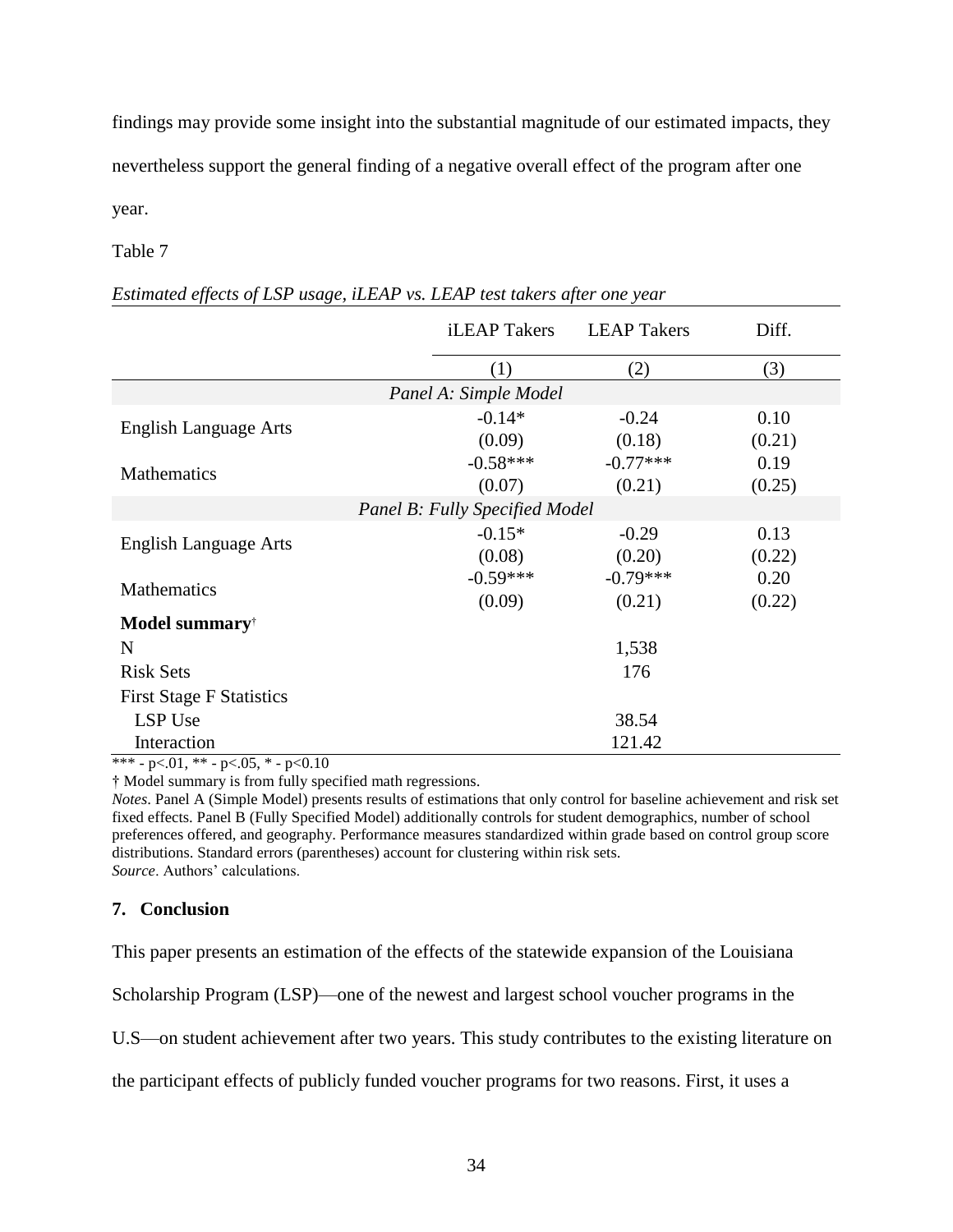findings may provide some insight into the substantial magnitude of our estimated impacts, they nevertheless support the general finding of a negative overall effect of the program after one year.

Table 7

*Estimated effects of LSP usage, iLEAP vs. LEAP test takers after one year*

| | iLEAP Takers | LEAP Takers | Diff. |
|---|---|---|---|
| | (1) | (2) | (3) |
| *Panel A: Simple Model* | | | |
| English Language Arts | -0.14* | -0.24 | 0.10 |
| | (0.09) | (0.18) | (0.21) |
| Mathematics | -0.58*** | -0.77*** | 0.19 |
| | (0.07) | (0.21) | (0.25) |
| *Panel B: Fully Specified Model* | | | |
| English Language Arts | -0.15* | -0.29 | 0.13 |
| | (0.08) | (0.20) | (0.22) |
| Mathematics | -0.59*** | -0.79*** | 0.20 |
| | (0.09) | (0.21) | (0.22) |
| **Model summary**† | | | |
| N | | 1,538 | |
| Risk Sets | | 176 | |
| First Stage F Statistics | | | |
| LSP Use | | 38.54 | |
| Interaction | | 121.42 | |

*** - p<.01, ** - p<.05, * - p<0.10

† Model summary is from fully specified math regressions.

*Notes*. Panel A (Simple Model) presents results of estimations that only control for baseline achievement and risk set fixed effects. Panel B (Fully Specified Model) additionally controls for student demographics, number of school preferences offered, and geography. Performance measures standardized within grade based on control group score distributions. Standard errors (parentheses) account for clustering within risk sets.

*Source*. Authors' calculations.

## 7. Conclusion

This paper presents an estimation of the effects of the statewide expansion of the Louisiana Scholarship Program (LSP)—one of the newest and largest school voucher programs in the U.S—on student achievement after two years. This study contributes to the existing literature on the participant effects of publicly funded voucher programs for two reasons. First, it uses a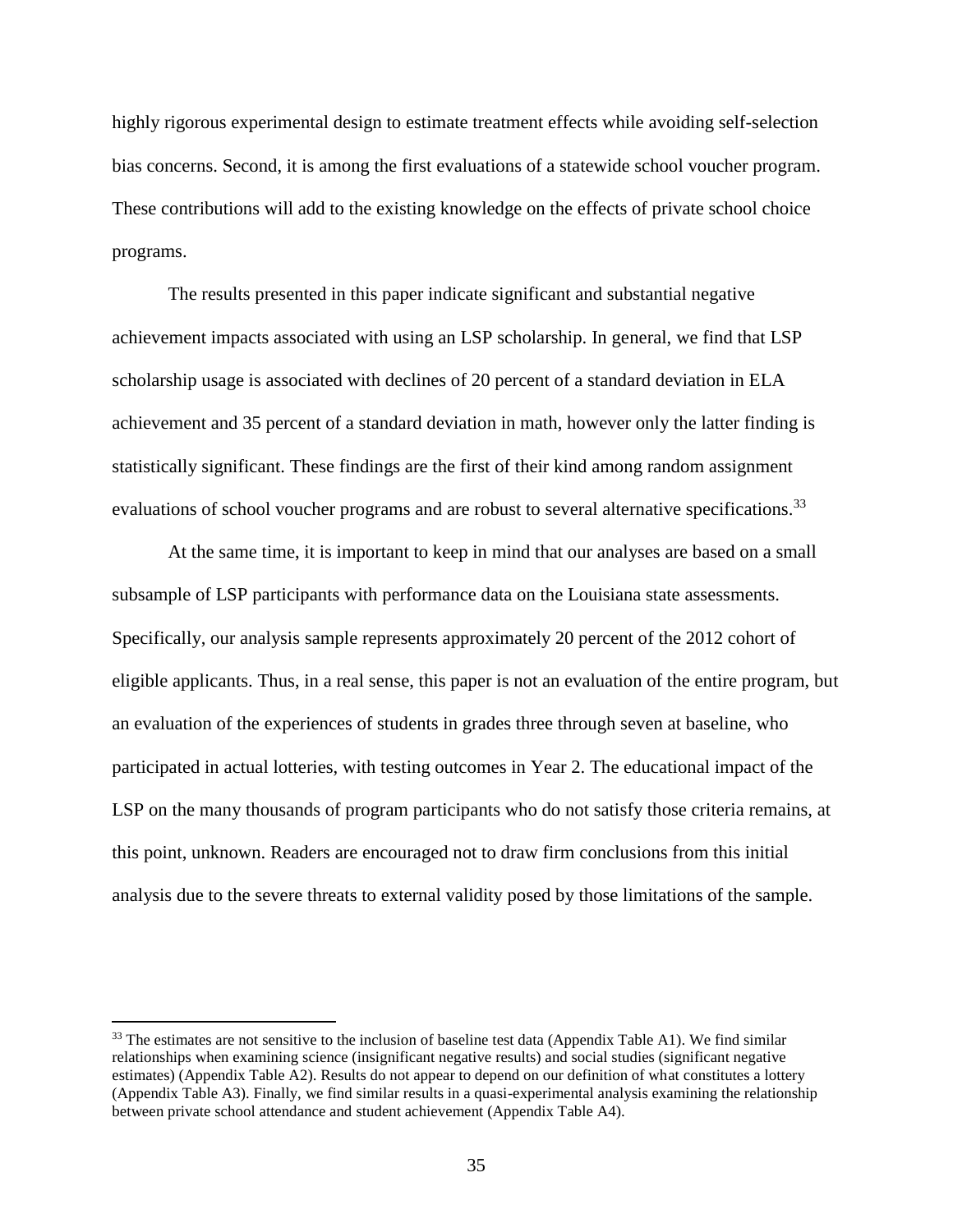highly rigorous experimental design to estimate treatment effects while avoiding self-selection bias concerns. Second, it is among the first evaluations of a statewide school voucher program. These contributions will add to the existing knowledge on the effects of private school choice programs.

The results presented in this paper indicate significant and substantial negative achievement impacts associated with using an LSP scholarship. In general, we find that LSP scholarship usage is associated with declines of 20 percent of a standard deviation in ELA achievement and 35 percent of a standard deviation in math, however only the latter finding is statistically significant. These findings are the first of their kind among random assignment evaluations of school voucher programs and are robust to several alternative specifications.[33]

At the same time, it is important to keep in mind that our analyses are based on a small subsample of LSP participants with performance data on the Louisiana state assessments. Specifically, our analysis sample represents approximately 20 percent of the 2012 cohort of eligible applicants. Thus, in a real sense, this paper is not an evaluation of the entire program, but an evaluation of the experiences of students in grades three through seven at baseline, who participated in actual lotteries, with testing outcomes in Year 2. The educational impact of the LSP on the many thousands of program participants who do not satisfy those criteria remains, at this point, unknown. Readers are encouraged not to draw firm conclusions from this initial analysis due to the severe threats to external validity posed by those limitations of the sample.

[33] The estimates are not sensitive to the inclusion of baseline test data (Appendix Table A1). We find similar relationships when examining science (insignificant negative results) and social studies (significant negative estimates) (Appendix Table A2). Results do not appear to depend on our definition of what constitutes a lottery (Appendix Table A3). Finally, we find similar results in a quasi-experimental analysis examining the relationship between private school attendance and student achievement (Appendix Table A4).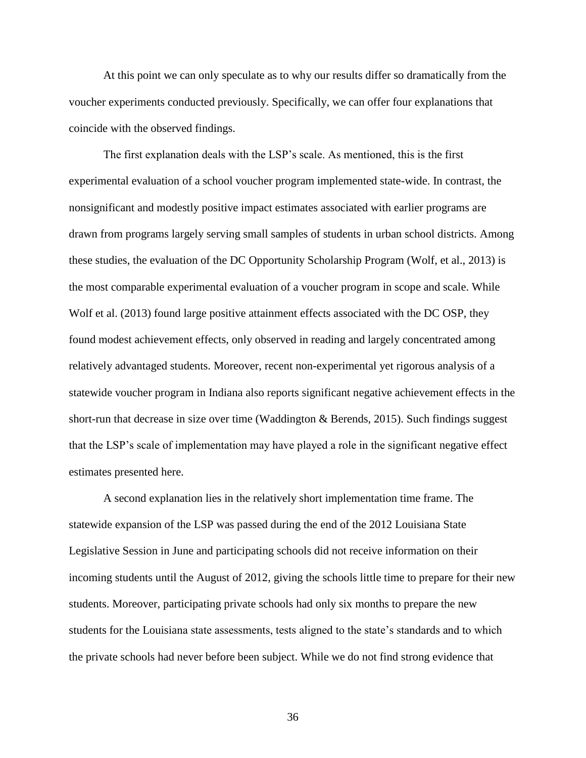At this point we can only speculate as to why our results differ so dramatically from the voucher experiments conducted previously. Specifically, we can offer four explanations that coincide with the observed findings.

The first explanation deals with the LSP's scale. As mentioned, this is the first experimental evaluation of a school voucher program implemented state-wide. In contrast, the nonsignificant and modestly positive impact estimates associated with earlier programs are drawn from programs largely serving small samples of students in urban school districts. Among these studies, the evaluation of the DC Opportunity Scholarship Program (Wolf, et al., 2013) is the most comparable experimental evaluation of a voucher program in scope and scale. While Wolf et al. (2013) found large positive attainment effects associated with the DC OSP, they found modest achievement effects, only observed in reading and largely concentrated among relatively advantaged students. Moreover, recent non-experimental yet rigorous analysis of a statewide voucher program in Indiana also reports significant negative achievement effects in the short-run that decrease in size over time (Waddington & Berends, 2015). Such findings suggest that the LSP's scale of implementation may have played a role in the significant negative effect estimates presented here.

A second explanation lies in the relatively short implementation time frame. The statewide expansion of the LSP was passed during the end of the 2012 Louisiana State Legislative Session in June and participating schools did not receive information on their incoming students until the August of 2012, giving the schools little time to prepare for their new students. Moreover, participating private schools had only six months to prepare the new students for the Louisiana state assessments, tests aligned to the state's standards and to which the private schools had never before been subject. While we do not find strong evidence that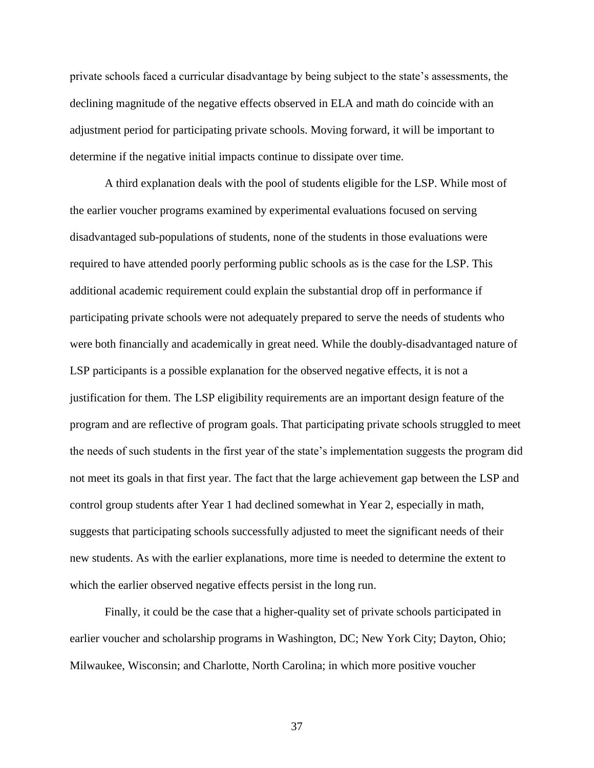private schools faced a curricular disadvantage by being subject to the state's assessments, the declining magnitude of the negative effects observed in ELA and math do coincide with an adjustment period for participating private schools. Moving forward, it will be important to determine if the negative initial impacts continue to dissipate over time.

A third explanation deals with the pool of students eligible for the LSP. While most of the earlier voucher programs examined by experimental evaluations focused on serving disadvantaged sub-populations of students, none of the students in those evaluations were required to have attended poorly performing public schools as is the case for the LSP. This additional academic requirement could explain the substantial drop off in performance if participating private schools were not adequately prepared to serve the needs of students who were both financially and academically in great need. While the doubly-disadvantaged nature of LSP participants is a possible explanation for the observed negative effects, it is not a justification for them. The LSP eligibility requirements are an important design feature of the program and are reflective of program goals. That participating private schools struggled to meet the needs of such students in the first year of the state's implementation suggests the program did not meet its goals in that first year. The fact that the large achievement gap between the LSP and control group students after Year 1 had declined somewhat in Year 2, especially in math, suggests that participating schools successfully adjusted to meet the significant needs of their new students. As with the earlier explanations, more time is needed to determine the extent to which the earlier observed negative effects persist in the long run.

Finally, it could be the case that a higher-quality set of private schools participated in earlier voucher and scholarship programs in Washington, DC; New York City; Dayton, Ohio; Milwaukee, Wisconsin; and Charlotte, North Carolina; in which more positive voucher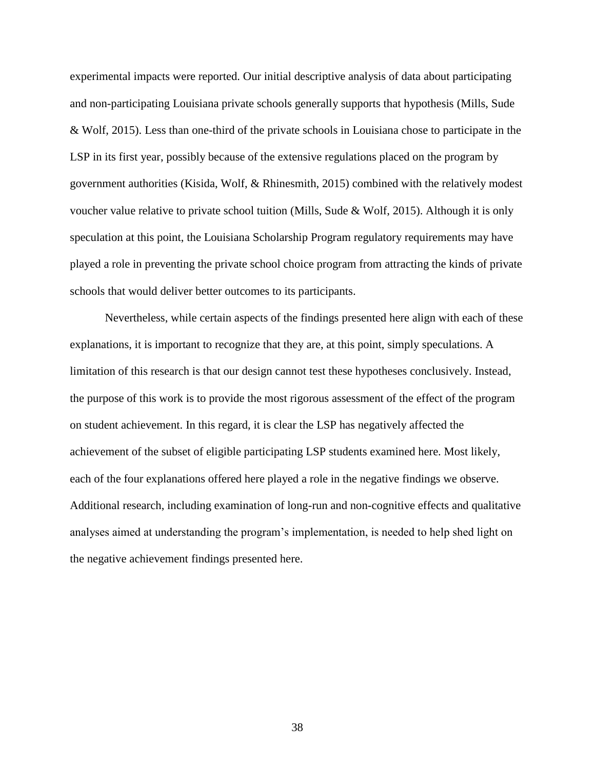experimental impacts were reported. Our initial descriptive analysis of data about participating and non-participating Louisiana private schools generally supports that hypothesis (Mills, Sude & Wolf, 2015). Less than one-third of the private schools in Louisiana chose to participate in the LSP in its first year, possibly because of the extensive regulations placed on the program by government authorities (Kisida, Wolf, & Rhinesmith, 2015) combined with the relatively modest voucher value relative to private school tuition (Mills, Sude & Wolf, 2015). Although it is only speculation at this point, the Louisiana Scholarship Program regulatory requirements may have played a role in preventing the private school choice program from attracting the kinds of private schools that would deliver better outcomes to its participants.

Nevertheless, while certain aspects of the findings presented here align with each of these explanations, it is important to recognize that they are, at this point, simply speculations. A limitation of this research is that our design cannot test these hypotheses conclusively. Instead, the purpose of this work is to provide the most rigorous assessment of the effect of the program on student achievement. In this regard, it is clear the LSP has negatively affected the achievement of the subset of eligible participating LSP students examined here. Most likely, each of the four explanations offered here played a role in the negative findings we observe. Additional research, including examination of long-run and non-cognitive effects and qualitative analyses aimed at understanding the program's implementation, is needed to help shed light on the negative achievement findings presented here.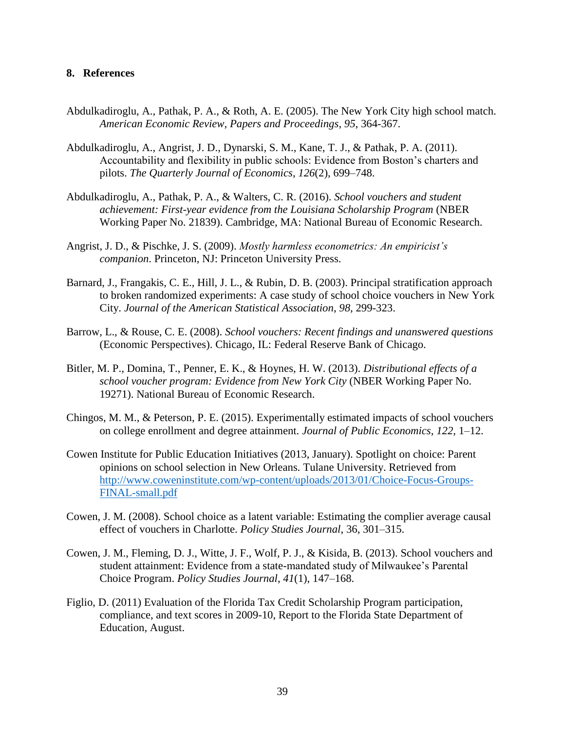## 8. References

Abdulkadiroglu, A., Pathak, P. A., & Roth, A. E. (2005). The New York City high school match. *American Economic Review, Papers and Proceedings*, *95*, 364-367.

Abdulkadiroglu, A., Angrist, J. D., Dynarski, S. M., Kane, T. J., & Pathak, P. A. (2011). Accountability and flexibility in public schools: Evidence from Boston's charters and pilots. *The Quarterly Journal of Economics*, *126*(2), 699–748.

Abdulkadiroglu, A., Pathak, P. A., & Walters, C. R. (2016). *School vouchers and student achievement: First-year evidence from the Louisiana Scholarship Program* (NBER Working Paper No. 21839). Cambridge, MA: National Bureau of Economic Research.

Angrist, J. D., & Pischke, J. S. (2009). *Mostly harmless econometrics: An empiricist's companion*. Princeton, NJ: Princeton University Press.

Barnard, J., Frangakis, C. E., Hill, J. L., & Rubin, D. B. (2003). Principal stratification approach to broken randomized experiments: A case study of school choice vouchers in New York City. *Journal of the American Statistical Association*, *98*, 299-323.

Barrow, L., & Rouse, C. E. (2008). *School vouchers: Recent findings and unanswered questions* (Economic Perspectives). Chicago, IL: Federal Reserve Bank of Chicago.

Bitler, M. P., Domina, T., Penner, E. K., & Hoynes, H. W. (2013). *Distributional effects of a school voucher program: Evidence from New York City* (NBER Working Paper No. 19271). National Bureau of Economic Research.

Chingos, M. M., & Peterson, P. E. (2015). Experimentally estimated impacts of school vouchers on college enrollment and degree attainment. *Journal of Public Economics*, *122*, 1–12.

Cowen Institute for Public Education Initiatives (2013, January). Spotlight on choice: Parent opinions on school selection in New Orleans. Tulane University. Retrieved from http://www.coweninstitute.com/wp-content/uploads/2013/01/Choice-Focus-Groups-FINAL-small.pdf

Cowen, J. M. (2008). School choice as a latent variable: Estimating the complier average causal effect of vouchers in Charlotte. *Policy Studies Journal*, 36, 301–315.

Cowen, J. M., Fleming, D. J., Witte, J. F., Wolf, P. J., & Kisida, B. (2013). School vouchers and student attainment: Evidence from a state-mandated study of Milwaukee's Parental Choice Program. *Policy Studies Journal*, *41*(1), 147–168.

Figlio, D. (2011) Evaluation of the Florida Tax Credit Scholarship Program participation, compliance, and text scores in 2009-10, Report to the Florida State Department of Education, August.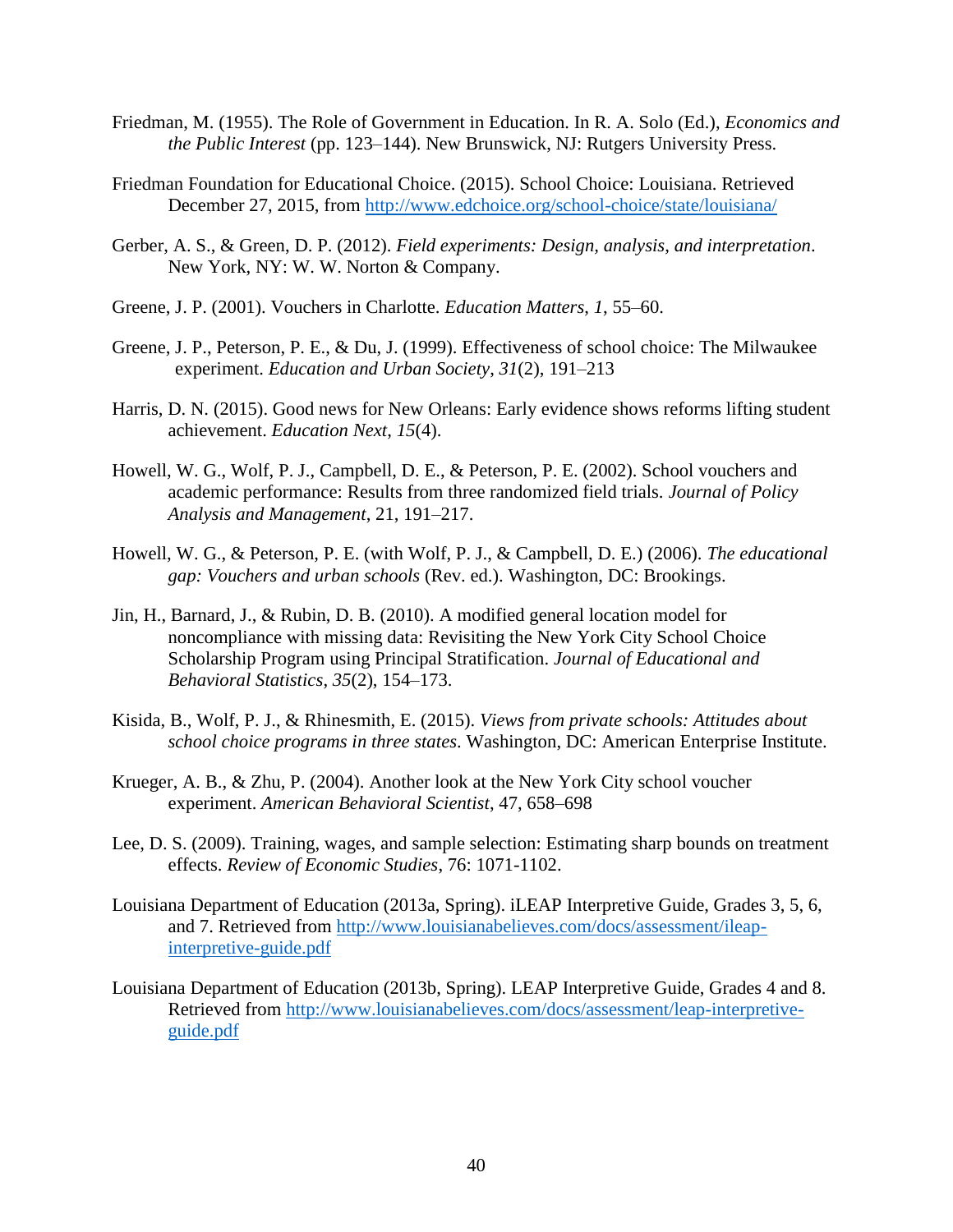Friedman, M. (1955). The Role of Government in Education. In R. A. Solo (Ed.), *Economics and the Public Interest* (pp. 123–144). New Brunswick, NJ: Rutgers University Press.

Friedman Foundation for Educational Choice. (2015). School Choice: Louisiana. Retrieved December 27, 2015, from http://www.edchoice.org/school-choice/state/louisiana/

Gerber, A. S., & Green, D. P. (2012). *Field experiments: Design, analysis, and interpretation*. New York, NY: W. W. Norton & Company.

Greene, J. P. (2001). Vouchers in Charlotte. *Education Matters*, *1*, 55–60.

Greene, J. P., Peterson, P. E., & Du, J. (1999). Effectiveness of school choice: The Milwaukee experiment. *Education and Urban Society*, *31*(2), 191–213

Harris, D. N. (2015). Good news for New Orleans: Early evidence shows reforms lifting student achievement. *Education Next*, *15*(4).

Howell, W. G., Wolf, P. J., Campbell, D. E., & Peterson, P. E. (2002). School vouchers and academic performance: Results from three randomized field trials. *Journal of Policy Analysis and Management*, 21, 191–217.

Howell, W. G., & Peterson, P. E. (with Wolf, P. J., & Campbell, D. E.) (2006). *The educational gap: Vouchers and urban schools* (Rev. ed.). Washington, DC: Brookings.

Jin, H., Barnard, J., & Rubin, D. B. (2010). A modified general location model for noncompliance with missing data: Revisiting the New York City School Choice Scholarship Program using Principal Stratification. *Journal of Educational and Behavioral Statistics*, *35*(2), 154–173.

Kisida, B., Wolf, P. J., & Rhinesmith, E. (2015). *Views from private schools: Attitudes about school choice programs in three states*. Washington, DC: American Enterprise Institute.

Krueger, A. B., & Zhu, P. (2004). Another look at the New York City school voucher experiment. *American Behavioral Scientist*, 47, 658–698

Lee, D. S. (2009). Training, wages, and sample selection: Estimating sharp bounds on treatment effects. *Review of Economic Studies*, 76: 1071-1102.

Louisiana Department of Education (2013a, Spring). iLEAP Interpretive Guide, Grades 3, 5, 6, and 7. Retrieved from http://www.louisianabelieves.com/docs/assessment/ileap-interpretive-guide.pdf

Louisiana Department of Education (2013b, Spring). LEAP Interpretive Guide, Grades 4 and 8. Retrieved from http://www.louisianabelieves.com/docs/assessment/leap-interpretive-guide.pdf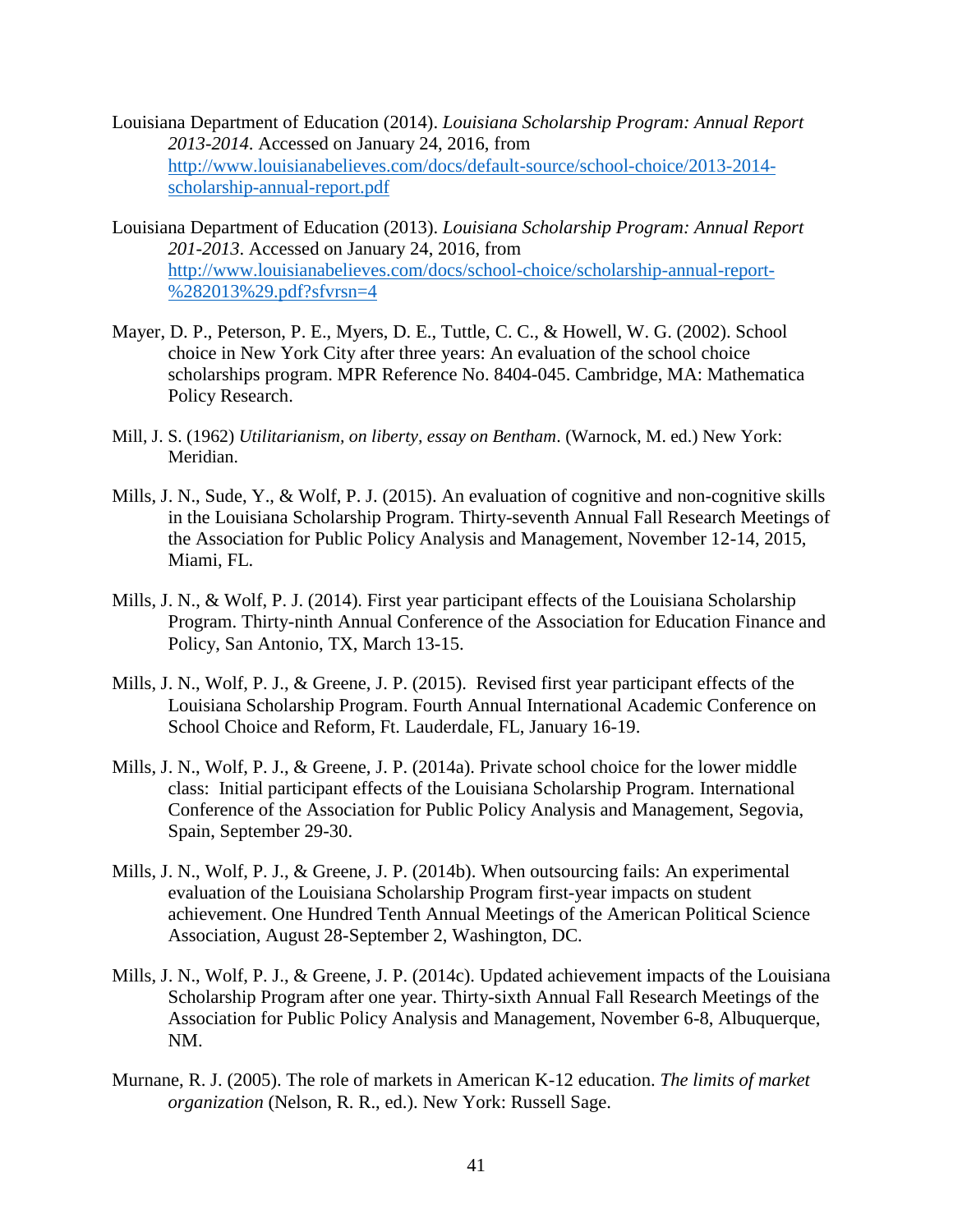Louisiana Department of Education (2014). *Louisiana Scholarship Program: Annual Report 2013-2014*. Accessed on January 24, 2016, from http://www.louisianabelieves.com/docs/default-source/school-choice/2013-2014-scholarship-annual-report.pdf

Louisiana Department of Education (2013). *Louisiana Scholarship Program: Annual Report 201-2013*. Accessed on January 24, 2016, from http://www.louisianabelieves.com/docs/school-choice/scholarship-annual-report-%282013%29.pdf?sfvrsn=4

Mayer, D. P., Peterson, P. E., Myers, D. E., Tuttle, C. C., & Howell, W. G. (2002). School choice in New York City after three years: An evaluation of the school choice scholarships program. MPR Reference No. 8404-045. Cambridge, MA: Mathematica Policy Research.

Mill, J. S. (1962) *Utilitarianism, on liberty, essay on Bentham*. (Warnock, M. ed.) New York: Meridian.

Mills, J. N., Sude, Y., & Wolf, P. J. (2015). An evaluation of cognitive and non-cognitive skills in the Louisiana Scholarship Program. Thirty-seventh Annual Fall Research Meetings of the Association for Public Policy Analysis and Management, November 12-14, 2015, Miami, FL.

Mills, J. N., & Wolf, P. J. (2014). First year participant effects of the Louisiana Scholarship Program. Thirty-ninth Annual Conference of the Association for Education Finance and Policy, San Antonio, TX, March 13-15.

Mills, J. N., Wolf, P. J., & Greene, J. P. (2015). Revised first year participant effects of the Louisiana Scholarship Program. Fourth Annual International Academic Conference on School Choice and Reform, Ft. Lauderdale, FL, January 16-19.

Mills, J. N., Wolf, P. J., & Greene, J. P. (2014a). Private school choice for the lower middle class: Initial participant effects of the Louisiana Scholarship Program. International Conference of the Association for Public Policy Analysis and Management, Segovia, Spain, September 29-30.

Mills, J. N., Wolf, P. J., & Greene, J. P. (2014b). When outsourcing fails: An experimental evaluation of the Louisiana Scholarship Program first-year impacts on student achievement. One Hundred Tenth Annual Meetings of the American Political Science Association, August 28-September 2, Washington, DC.

Mills, J. N., Wolf, P. J., & Greene, J. P. (2014c). Updated achievement impacts of the Louisiana Scholarship Program after one year. Thirty-sixth Annual Fall Research Meetings of the Association for Public Policy Analysis and Management, November 6-8, Albuquerque, NM.

Murnane, R. J. (2005). The role of markets in American K-12 education. *The limits of market organization* (Nelson, R. R., ed.). New York: Russell Sage.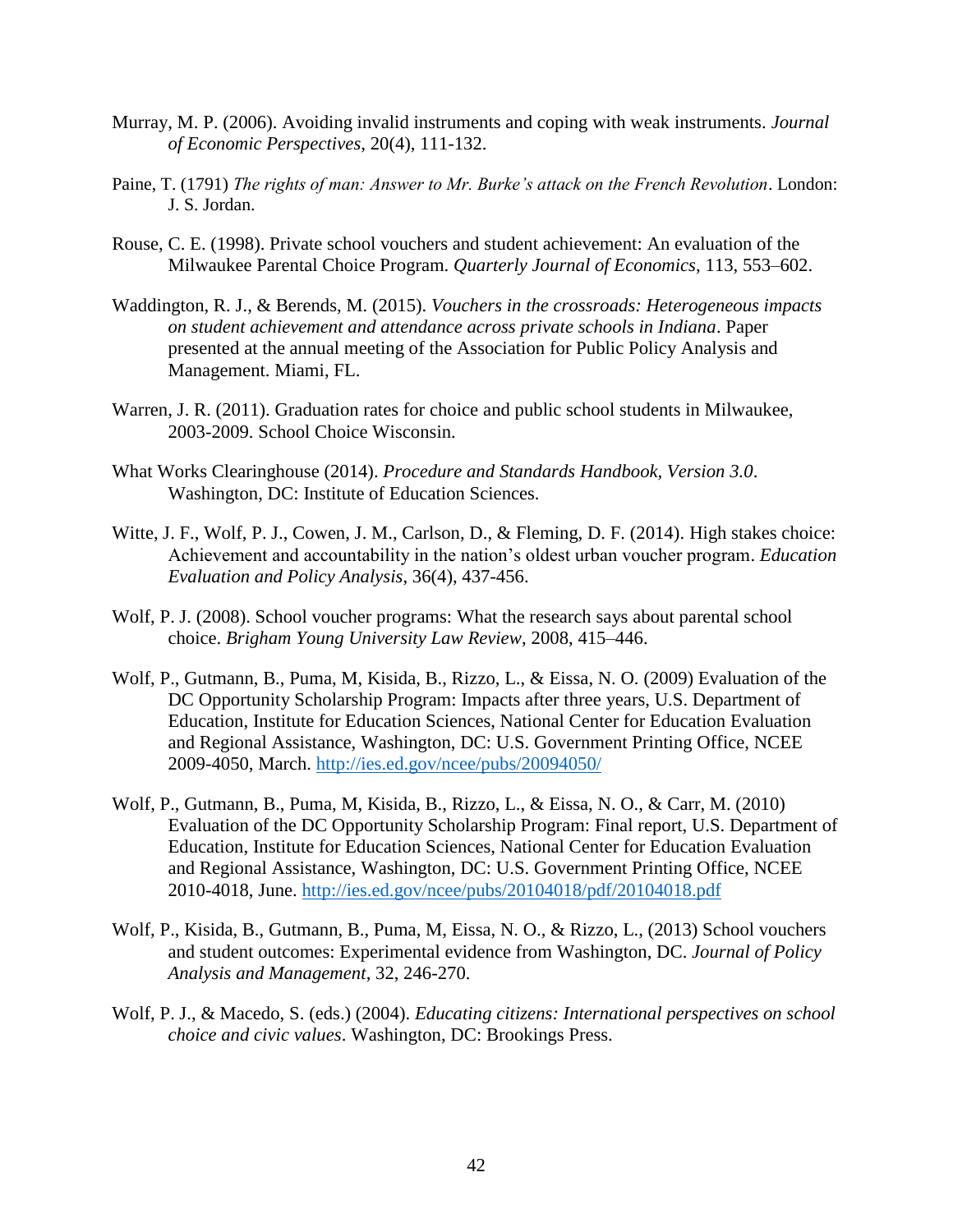Murray, M. P. (2006). Avoiding invalid instruments and coping with weak instruments. *Journal of Economic Perspectives*, 20(4), 111-132.

Paine, T. (1791) *The rights of man: Answer to Mr. Burke's attack on the French Revolution*. London: J. S. Jordan.

Rouse, C. E. (1998). Private school vouchers and student achievement: An evaluation of the Milwaukee Parental Choice Program. *Quarterly Journal of Economics*, 113, 553–602.

Waddington, R. J., & Berends, M. (2015). *Vouchers in the crossroads: Heterogeneous impacts on student achievement and attendance across private schools in Indiana*. Paper presented at the annual meeting of the Association for Public Policy Analysis and Management. Miami, FL.

Warren, J. R. (2011). Graduation rates for choice and public school students in Milwaukee, 2003-2009. School Choice Wisconsin.

What Works Clearinghouse (2014). *Procedure and Standards Handbook, Version 3.0*. Washington, DC: Institute of Education Sciences.

Witte, J. F., Wolf, P. J., Cowen, J. M., Carlson, D., & Fleming, D. F. (2014). High stakes choice: Achievement and accountability in the nation's oldest urban voucher program. *Education Evaluation and Policy Analysis*, 36(4), 437-456.

Wolf, P. J. (2008). School voucher programs: What the research says about parental school choice. *Brigham Young University Law Review*, 2008, 415–446.

Wolf, P., Gutmann, B., Puma, M, Kisida, B., Rizzo, L., & Eissa, N. O. (2009) Evaluation of the DC Opportunity Scholarship Program: Impacts after three years, U.S. Department of Education, Institute for Education Sciences, National Center for Education Evaluation and Regional Assistance, Washington, DC: U.S. Government Printing Office, NCEE 2009-4050, March. http://ies.ed.gov/ncee/pubs/20094050/

Wolf, P., Gutmann, B., Puma, M, Kisida, B., Rizzo, L., & Eissa, N. O., & Carr, M. (2010) Evaluation of the DC Opportunity Scholarship Program: Final report, U.S. Department of Education, Institute for Education Sciences, National Center for Education Evaluation and Regional Assistance, Washington, DC: U.S. Government Printing Office, NCEE 2010-4018, June. http://ies.ed.gov/ncee/pubs/20104018/pdf/20104018.pdf

Wolf, P., Kisida, B., Gutmann, B., Puma, M, Eissa, N. O., & Rizzo, L., (2013) School vouchers and student outcomes: Experimental evidence from Washington, DC. *Journal of Policy Analysis and Management*, 32, 246-270.

Wolf, P. J., & Macedo, S. (eds.) (2004). *Educating citizens: International perspectives on school choice and civic values*. Washington, DC: Brookings Press.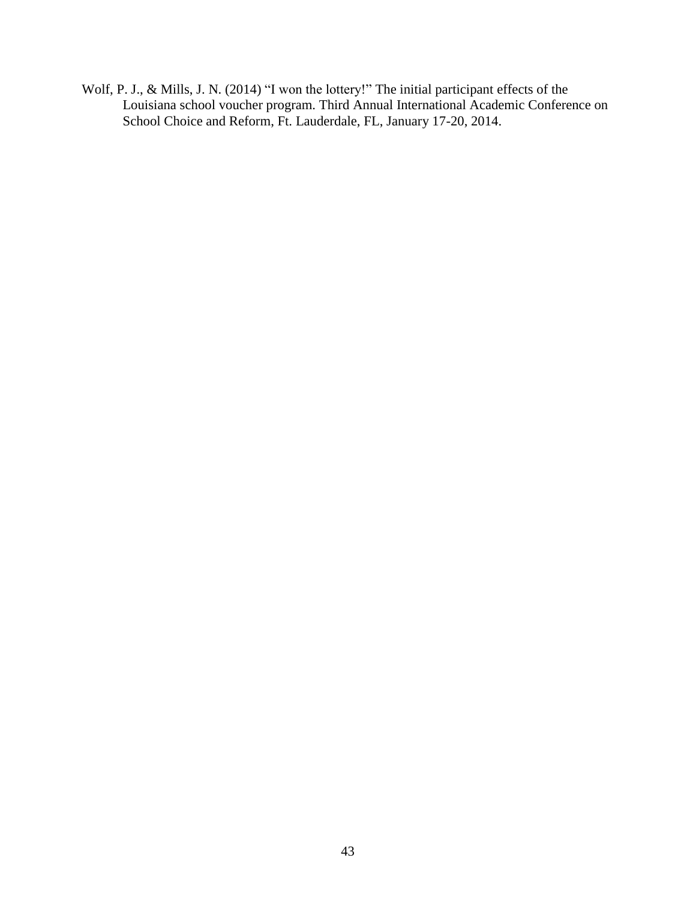Wolf, P. J., & Mills, J. N. (2014) "I won the lottery!" The initial participant effects of the Louisiana school voucher program. Third Annual International Academic Conference on School Choice and Reform, Ft. Lauderdale, FL, January 17-20, 2014.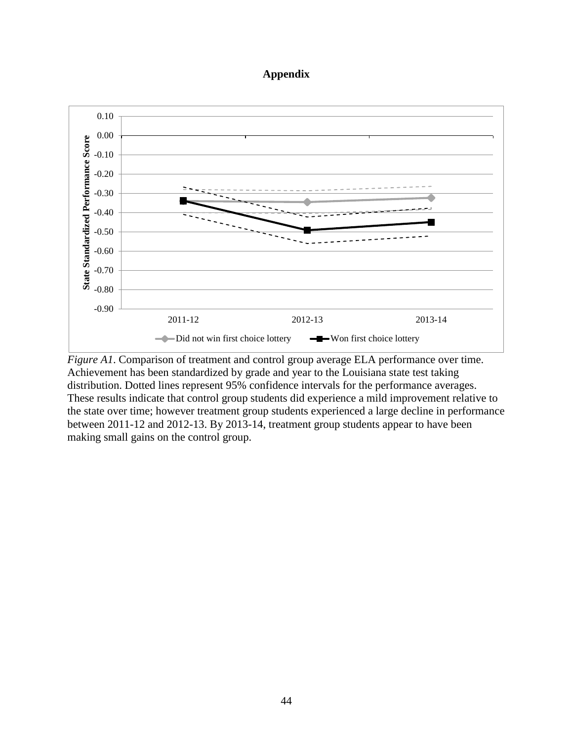# Appendix

*Figure A1*. Comparison of treatment and control group average ELA performance over time. Achievement has been standardized by grade and year to the Louisiana state test taking distribution. Dotted lines represent 95% confidence intervals for the performance averages. These results indicate that control group students did experience a mild improvement relative to the state over time; however treatment group students experienced a large decline in performance between 2011-12 and 2012-13. By 2013-14, treatment group students appear to have been making small gains on the control group.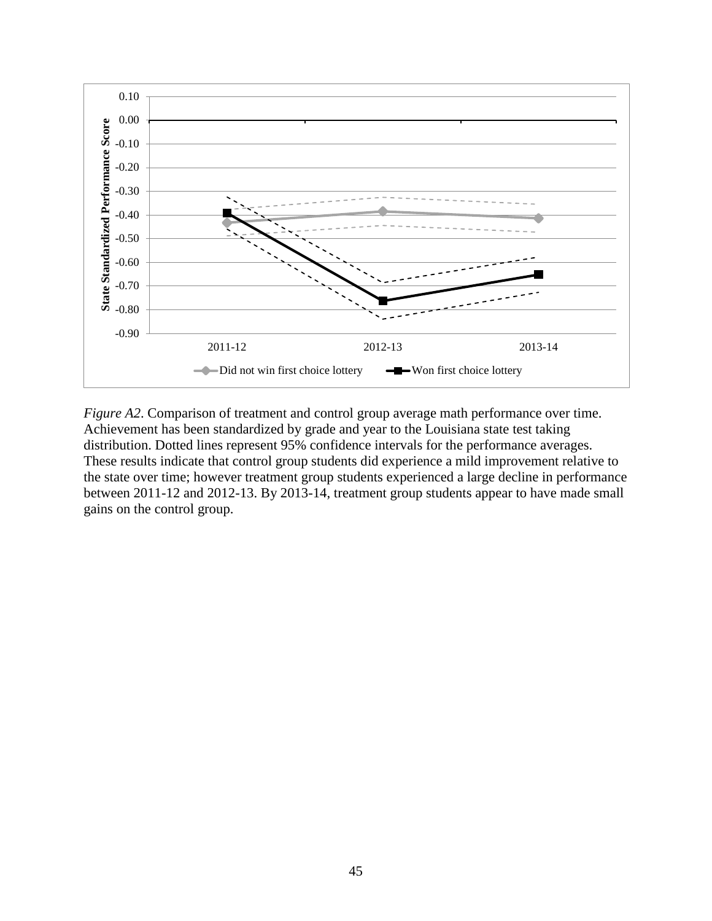*Figure A2*. Comparison of treatment and control group average math performance over time. Achievement has been standardized by grade and year to the Louisiana state test taking distribution. Dotted lines represent 95% confidence intervals for the performance averages. These results indicate that control group students did experience a mild improvement relative to the state over time; however treatment group students experienced a large decline in performance between 2011-12 and 2012-13. By 2013-14, treatment group students appear to have made small gains on the control group.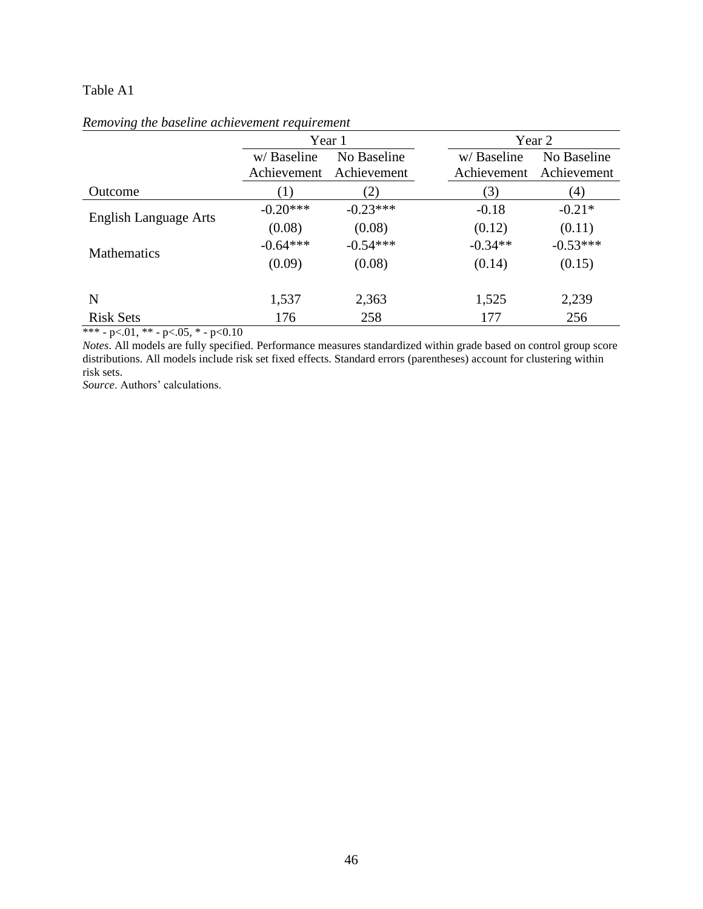Table A1

*Removing the baseline achievement requirement*

| | Year 1 | | Year 2 | |
|---|---|---|---|---|
| | w/ Baseline Achievement | No Baseline Achievement | w/ Baseline Achievement | No Baseline Achievement |
| Outcome | (1) | (2) | (3) | (4) |
| English Language Arts | -0.20*** | -0.23*** | -0.18 | -0.21* |
| | (0.08) | (0.08) | (0.12) | (0.11) |
| Mathematics | -0.64*** | -0.54*** | -0.34** | -0.53*** |
| | (0.09) | (0.08) | (0.14) | (0.15) |
| N | 1,537 | 2,363 | 1,525 | 2,239 |
| Risk Sets | 176 | 258 | 177 | 256 |

*** - p<.01, ** - p<.05, * - p<0.10

*Notes*. All models are fully specified. Performance measures standardized within grade based on control group score distributions. All models include risk set fixed effects. Standard errors (parentheses) account for clustering within risk sets.

*Source*. Authors' calculations.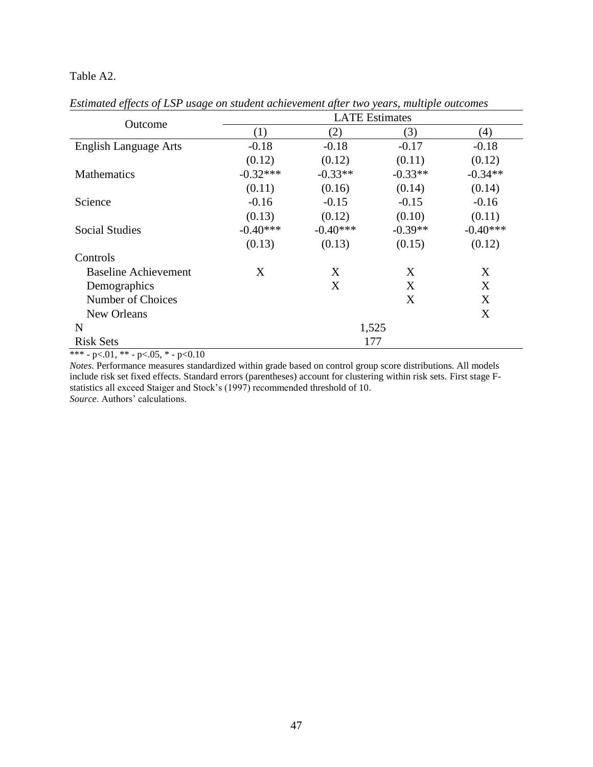Table A2.

*Estimated effects of LSP usage on student achievement after two years, multiple outcomes*

| Outcome | LATE Estimates | | | |
|---|---|---|---|---|
| | (1) | (2) | (3) | (4) |
| English Language Arts | -0.18 | -0.18 | -0.17 | -0.18 |
| | (0.12) | (0.12) | (0.11) | (0.12) |
| Mathematics | -0.32*** | -0.33** | -0.33** | -0.34** |
| | (0.11) | (0.16) | (0.14) | (0.14) |
| Science | -0.16 | -0.15 | -0.15 | -0.16 |
| | (0.13) | (0.12) | (0.10) | (0.11) |
| Social Studies | -0.40*** | -0.40*** | -0.39** | -0.40*** |
| | (0.13) | (0.13) | (0.15) | (0.12) |
| Controls | | | | |
| Baseline Achievement | X | X | X | X |
| Demographics | | X | X | X |
| Number of Choices | | | X | X |
| New Orleans | | | | X |
| N | 1,525 | | | |
| Risk Sets | 177 | | | |

*** - p<.01, ** - p<.05, * - p<0.10

*Notes*. Performance measures standardized within grade based on control group score distributions. All models include risk set fixed effects. Standard errors (parentheses) account for clustering within risk sets. First stage F-statistics all exceed Staiger and Stock's (1997) recommended threshold of 10.

*Source*. Authors' calculations.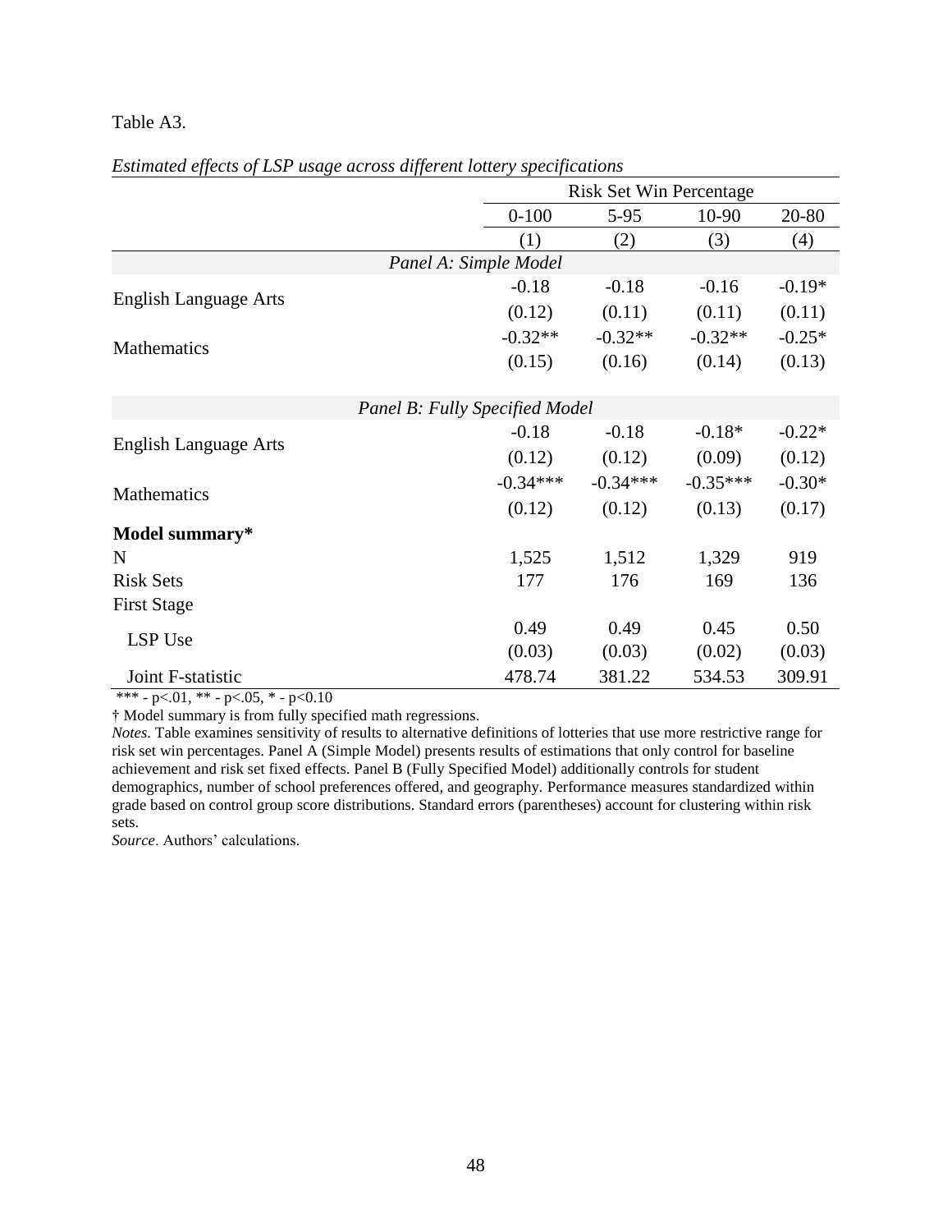Table A3.

*Estimated effects of LSP usage across different lottery specifications*

| | Risk Set Win Percentage | | | |
|---|---|---|---|---|
| | 0-100 | 5-95 | 10-90 | 20-80 |
| | (1) | (2) | (3) | (4) |
| *Panel A: Simple Model* | | | | |
| English Language Arts | -0.18 | -0.18 | -0.16 | -0.19* |
| | (0.12) | (0.11) | (0.11) | (0.11) |
| Mathematics | -0.32** | -0.32** | -0.32** | -0.25* |
| | (0.15) | (0.16) | (0.14) | (0.13) |
| *Panel B: Fully Specified Model* | | | | |
| English Language Arts | -0.18 | -0.18 | -0.18* | -0.22* |
| | (0.12) | (0.12) | (0.09) | (0.12) |
| Mathematics | -0.34*** | -0.34*** | -0.35*** | -0.30* |
| | (0.12) | (0.12) | (0.13) | (0.17) |
| **Model summary*** | | | | |
| N | 1,525 | 1,512 | 1,329 | 919 |
| Risk Sets | 177 | 176 | 169 | 136 |
| First Stage | | | | |
| LSP Use | 0.49 | 0.49 | 0.45 | 0.50 |
| | (0.03) | (0.03) | (0.02) | (0.03) |
| Joint F-statistic | 478.74 | 381.22 | 534.53 | 309.91 |

*** - p<.01, ** - p<.05, * - p<0.10

† Model summary is from fully specified math regressions.

*Notes*. Table examines sensitivity of results to alternative definitions of lotteries that use more restrictive range for risk set win percentages. Panel A (Simple Model) presents results of estimations that only control for baseline achievement and risk set fixed effects. Panel B (Fully Specified Model) additionally controls for student demographics, number of school preferences offered, and geography. Performance measures standardized within grade based on control group score distributions. Standard errors (parentheses) account for clustering within risk sets.

*Source*. Authors' calculations.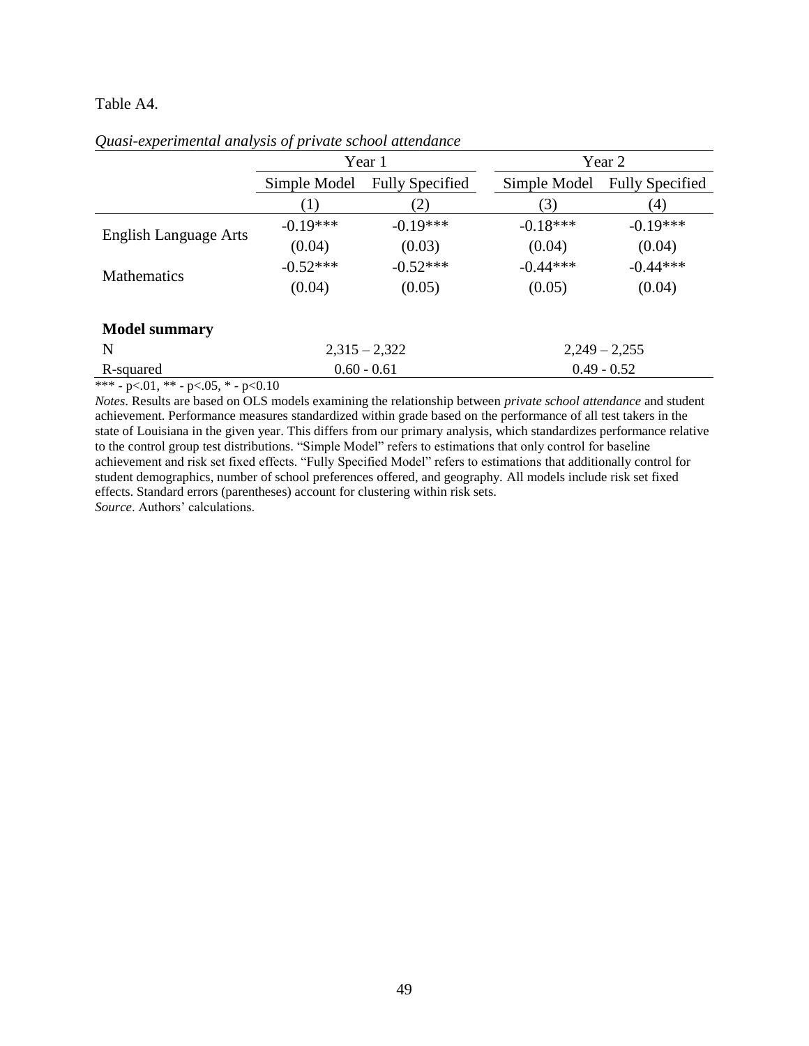Table A4.

*Quasi-experimental analysis of private school attendance*

| | Year 1 | | Year 2 | |
|---|---|---|---|---|
| | Simple Model | Fully Specified | Simple Model | Fully Specified |
| | (1) | (2) | (3) | (4) |
| English Language Arts | -0.19*** | -0.19*** | -0.18*** | -0.19*** |
| | (0.04) | (0.03) | (0.04) | (0.04) |
| Mathematics | -0.52*** | -0.52*** | -0.44*** | -0.44*** |
| | (0.04) | (0.05) | (0.05) | (0.04) |
| **Model summary** | | | | |
| N | 2,315 – 2,322 | | 2,249 – 2,255 | |
| R-squared | 0.60 - 0.61 | | 0.49 - 0.52 | |

*** - p<.01, ** - p<.05, * - p<0.10

*Notes*. Results are based on OLS models examining the relationship between *private school attendance* and student achievement. Performance measures standardized within grade based on the performance of all test takers in the state of Louisiana in the given year. This differs from our primary analysis, which standardizes performance relative to the control group test distributions. "Simple Model" refers to estimations that only control for baseline achievement and risk set fixed effects. "Fully Specified Model" refers to estimations that additionally control for student demographics, number of school preferences offered, and geography. All models include risk set fixed effects. Standard errors (parentheses) account for clustering within risk sets.
*Source*. Authors' calculations.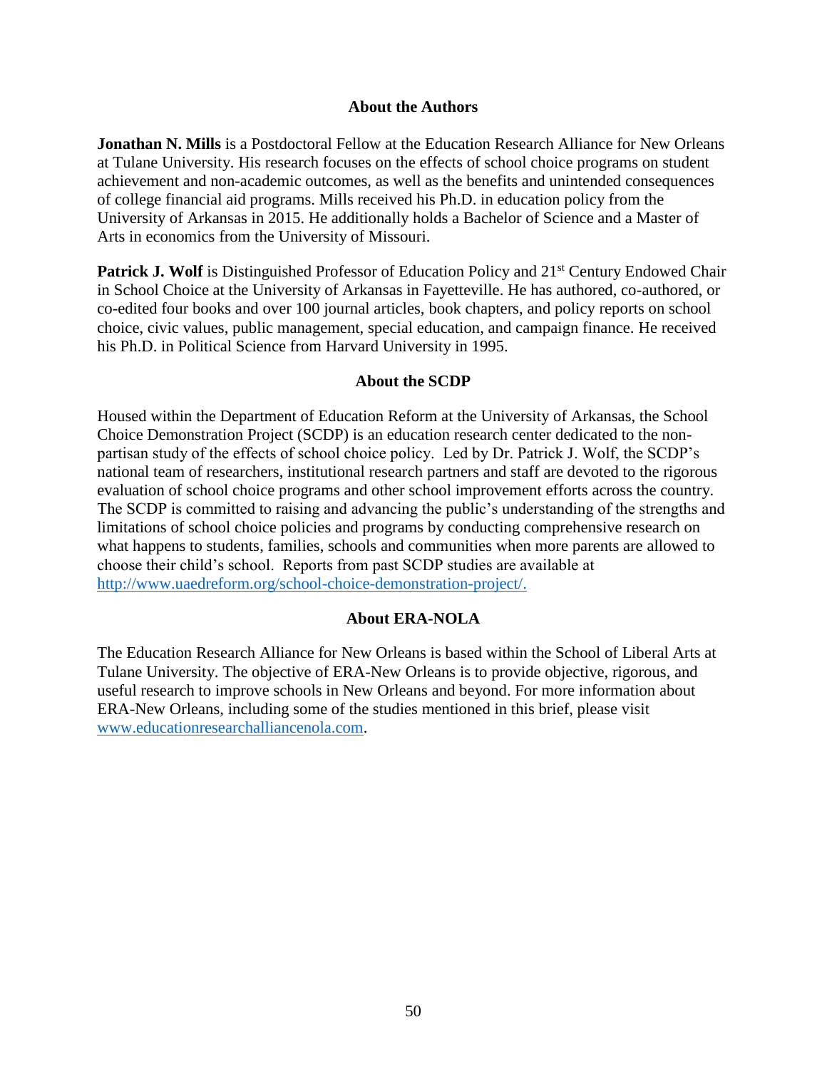## About the Authors

**Jonathan N. Mills** is a Postdoctoral Fellow at the Education Research Alliance for New Orleans at Tulane University. His research focuses on the effects of school choice programs on student achievement and non-academic outcomes, as well as the benefits and unintended consequences of college financial aid programs. Mills received his Ph.D. in education policy from the University of Arkansas in 2015. He additionally holds a Bachelor of Science and a Master of Arts in economics from the University of Missouri.

**Patrick J. Wolf** is Distinguished Professor of Education Policy and 21st Century Endowed Chair in School Choice at the University of Arkansas in Fayetteville. He has authored, co-authored, or co-edited four books and over 100 journal articles, book chapters, and policy reports on school choice, civic values, public management, special education, and campaign finance. He received his Ph.D. in Political Science from Harvard University in 1995.

## About the SCDP

Housed within the Department of Education Reform at the University of Arkansas, the School Choice Demonstration Project (SCDP) is an education research center dedicated to the non-partisan study of the effects of school choice policy. Led by Dr. Patrick J. Wolf, the SCDP's national team of researchers, institutional research partners and staff are devoted to the rigorous evaluation of school choice programs and other school improvement efforts across the country. The SCDP is committed to raising and advancing the public's understanding of the strengths and limitations of school choice policies and programs by conducting comprehensive research on what happens to students, families, schools and communities when more parents are allowed to choose their child's school. Reports from past SCDP studies are available at http://www.uaedreform.org/school-choice-demonstration-project/.

## About ERA-NOLA

The Education Research Alliance for New Orleans is based within the School of Liberal Arts at Tulane University. The objective of ERA-New Orleans is to provide objective, rigorous, and useful research to improve schools in New Orleans and beyond. For more information about ERA-New Orleans, including some of the studies mentioned in this brief, please visit www.educationresearchalliancenola.com.